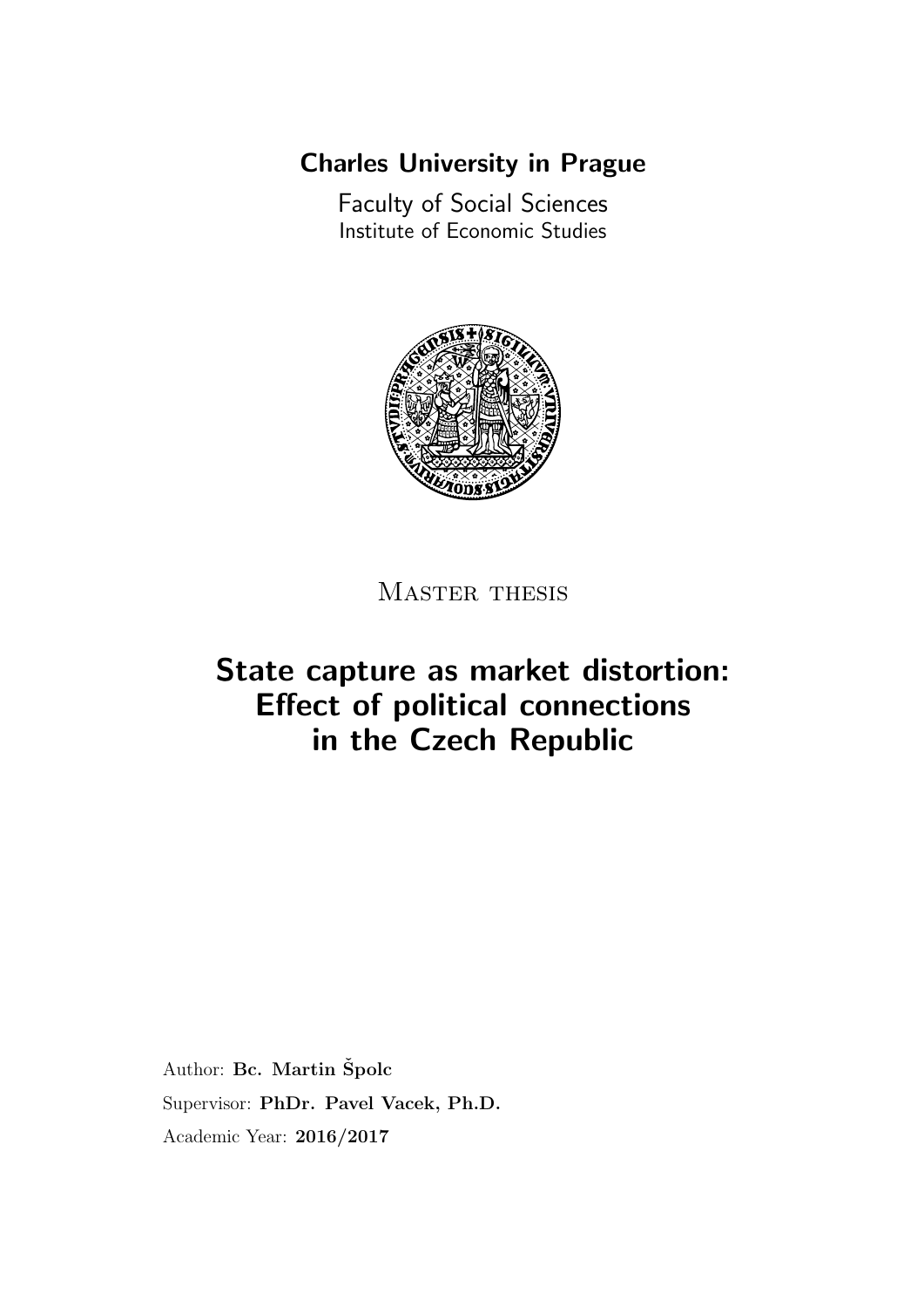**Charles University in Prague**

Faculty of Social Sciences
Institute of Economic Studies

Master thesis

# State capture as market distortion: Effect of political connections in the Czech Republic

Author: **Bc. Martin Špolc**

Supervisor: **PhDr. Pavel Vacek, Ph.D.**

Academic Year: **2016/2017**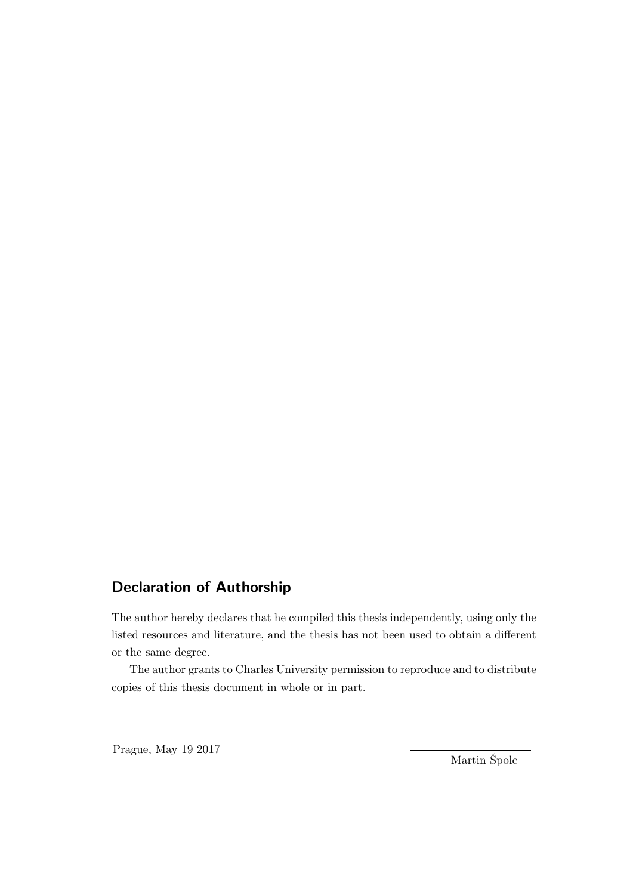## Declaration of Authorship

The author hereby declares that he compiled this thesis independently, using only the listed resources and literature, and the thesis has not been used to obtain a different or the same degree.

The author grants to Charles University permission to reproduce and to distribute copies of this thesis document in whole or in part.

Prague, May 19 2017

Martin Špolc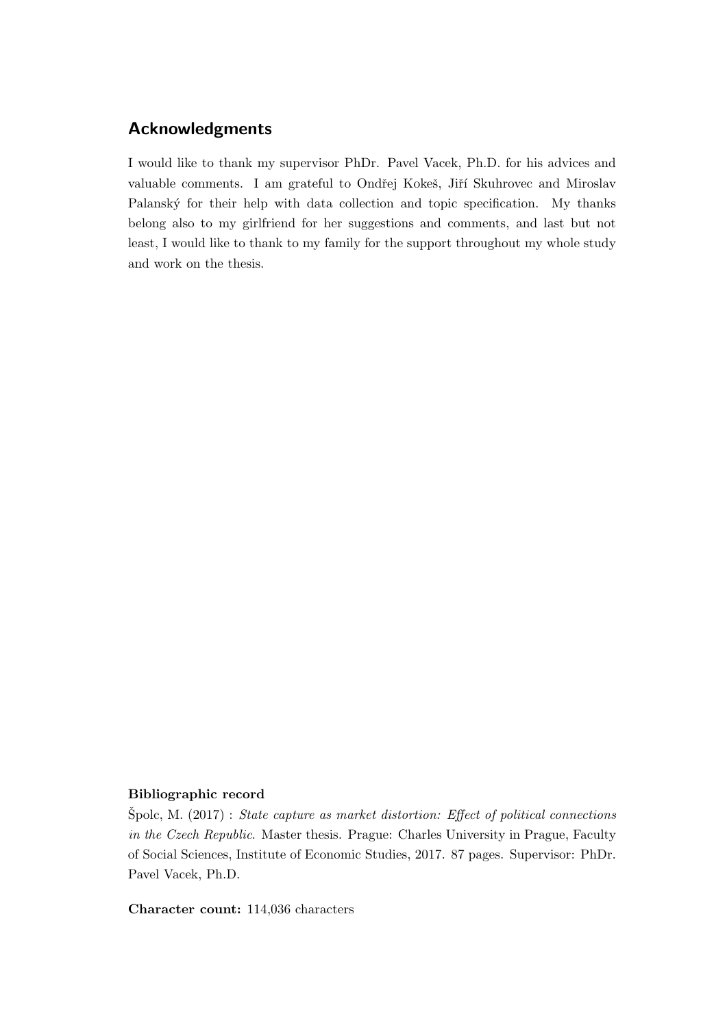## Acknowledgments

I would like to thank my supervisor PhDr. Pavel Vacek, Ph.D. for his advices and valuable comments. I am grateful to Ondřej Kokeš, Jiří Skuhrovec and Miroslav Palanský for their help with data collection and topic specification. My thanks belong also to my girlfriend for her suggestions and comments, and last but not least, I would like to thank to my family for the support throughout my whole study and work on the thesis.

**Bibliographic record**

Špolc, M. (2017) : *State capture as market distortion: Effect of political connections in the Czech Republic*. Master thesis. Prague: Charles University in Prague, Faculty of Social Sciences, Institute of Economic Studies, 2017. 87 pages. Supervisor: PhDr. Pavel Vacek, Ph.D.

**Character count:** 114,036 characters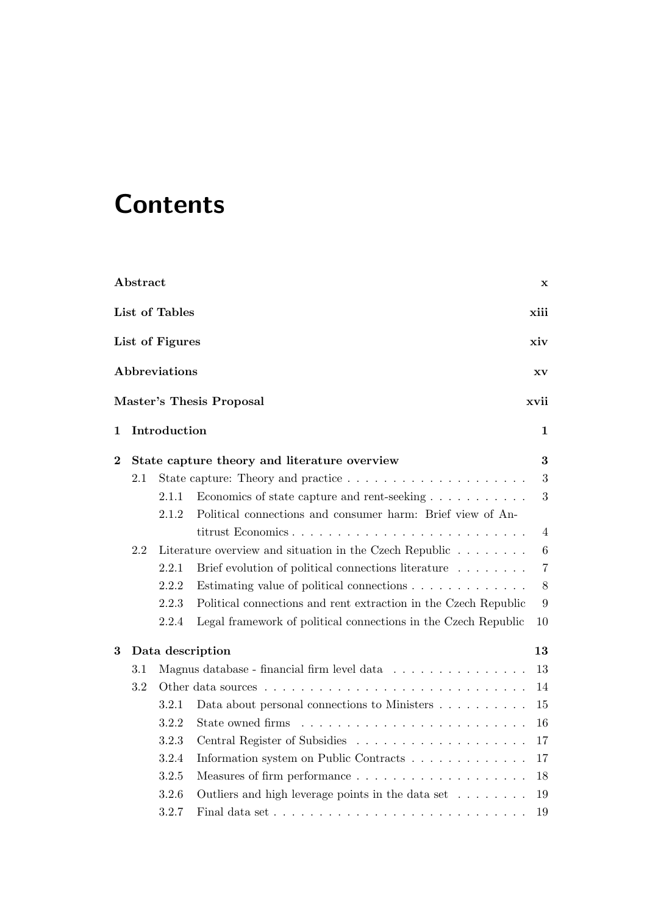# Contents

**Abstract** **x**

**List of Tables** **xiii**

**List of Figures** **xiv**

**Abbreviations** **xv**

**Master's Thesis Proposal** **xvii**

**1 Introduction** **1**

**2 State capture theory and literature overview** **3**

- 2.1 State capture: Theory and practice . . . . . . . . . . . . . . . . . . . . 3
  - 2.1.1 Economics of state capture and rent-seeking . . . . . . . . . . . 3
  - 2.1.2 Political connections and consumer harm: Brief view of Antitrust Economics . . . . . . . . . . . . . . . . . . . . . . . . . . 4
- 2.2 Literature overview and situation in the Czech Republic . . . . . . . . 6
  - 2.2.1 Brief evolution of political connections literature . . . . . . . . 7
  - 2.2.2 Estimating value of political connections . . . . . . . . . . . . . 8
  - 2.2.3 Political connections and rent extraction in the Czech Republic 9
  - 2.2.4 Legal framework of political connections in the Czech Republic 10

**3 Data description** **13**

- 3.1 Magnus database - financial firm level data . . . . . . . . . . . . . . . 13
- 3.2 Other data sources . . . . . . . . . . . . . . . . . . . . . . . . . . . . . 14
  - 3.2.1 Data about personal connections to Ministers . . . . . . . . . . 15
  - 3.2.2 State owned firms . . . . . . . . . . . . . . . . . . . . . . . . . 16
  - 3.2.3 Central Register of Subsidies . . . . . . . . . . . . . . . . . . . 17
  - 3.2.4 Information system on Public Contracts . . . . . . . . . . . . . 17
  - 3.2.5 Measures of firm performance . . . . . . . . . . . . . . . . . . . 18
  - 3.2.6 Outliers and high leverage points in the data set . . . . . . . . 19
  - 3.2.7 Final data set . . . . . . . . . . . . . . . . . . . . . . . . . . . . 19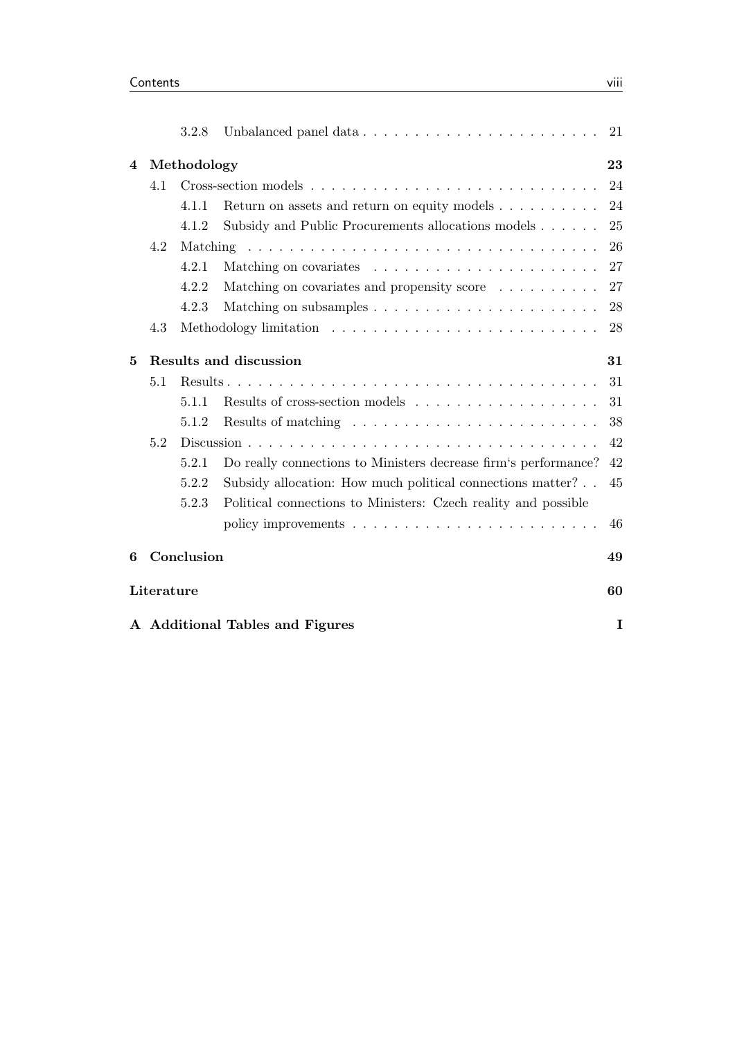3.2.8 Unbalanced panel data . . . . . . . . . . . . . . . . . . . . . . . . 21

**4 Methodology** **23**

4.1 Cross-section models . . . . . . . . . . . . . . . . . . . . . . . . . . . 24

4.1.1 Return on assets and return on equity models . . . . . . . . . . 24

4.1.2 Subsidy and Public Procurements allocations models . . . . . . 25

4.2 Matching . . . . . . . . . . . . . . . . . . . . . . . . . . . . . . . . . 26

4.2.1 Matching on covariates . . . . . . . . . . . . . . . . . . . . . . 27

4.2.2 Matching on covariates and propensity score . . . . . . . . . . 27

4.2.3 Matching on subsamples . . . . . . . . . . . . . . . . . . . . . . 28

4.3 Methodology limitation . . . . . . . . . . . . . . . . . . . . . . . . . 28

**5 Results and discussion** **31**

5.1 Results . . . . . . . . . . . . . . . . . . . . . . . . . . . . . . . . . . . 31

5.1.1 Results of cross-section models . . . . . . . . . . . . . . . . . . 31

5.1.2 Results of matching . . . . . . . . . . . . . . . . . . . . . . . . 38

5.2 Discussion . . . . . . . . . . . . . . . . . . . . . . . . . . . . . . . . . 42

5.2.1 Do really connections to Ministers decrease firm‘s performance? 42

5.2.2 Subsidy allocation: How much political connections matter? . . 45

5.2.3 Political connections to Ministers: Czech reality and possible policy improvements . . . . . . . . . . . . . . . . . . . . . . . . 46

**6 Conclusion** **49**

**Literature** **60**

**A Additional Tables and Figures** **I**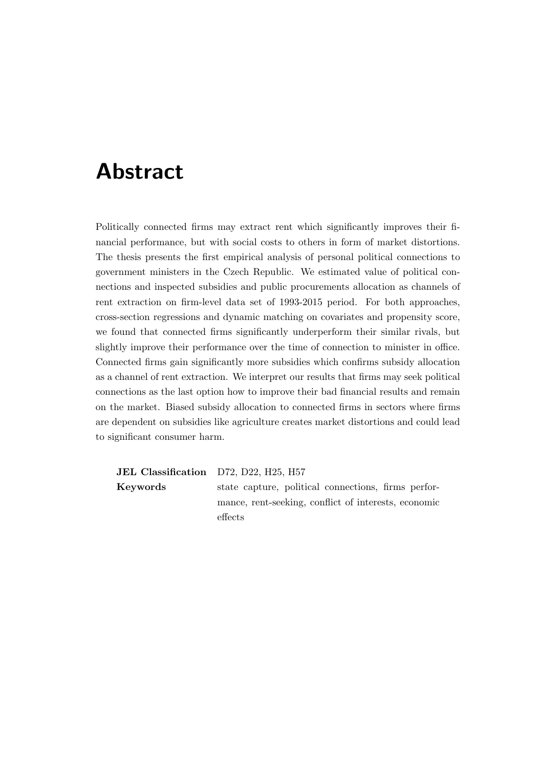# Abstract

Politically connected firms may extract rent which significantly improves their financial performance, but with social costs to others in form of market distortions. The thesis presents the first empirical analysis of personal political connections to government ministers in the Czech Republic. We estimated value of political connections and inspected subsidies and public procurements allocation as channels of rent extraction on firm-level data set of 1993-2015 period. For both approaches, cross-section regressions and dynamic matching on covariates and propensity score, we found that connected firms significantly underperform their similar rivals, but slightly improve their performance over the time of connection to minister in office. Connected firms gain significantly more subsidies which confirms subsidy allocation as a channel of rent extraction. We interpret our results that firms may seek political connections as the last option how to improve their bad financial results and remain on the market. Biased subsidy allocation to connected firms in sectors where firms are dependent on subsidies like agriculture creates market distortions and could lead to significant consumer harm.

| | |
|---|---|
| **JEL Classification** | D72, D22, H25, H57 |
| **Keywords** | state capture, political connections, firms performance, rent-seeking, conflict of interests, economic effects |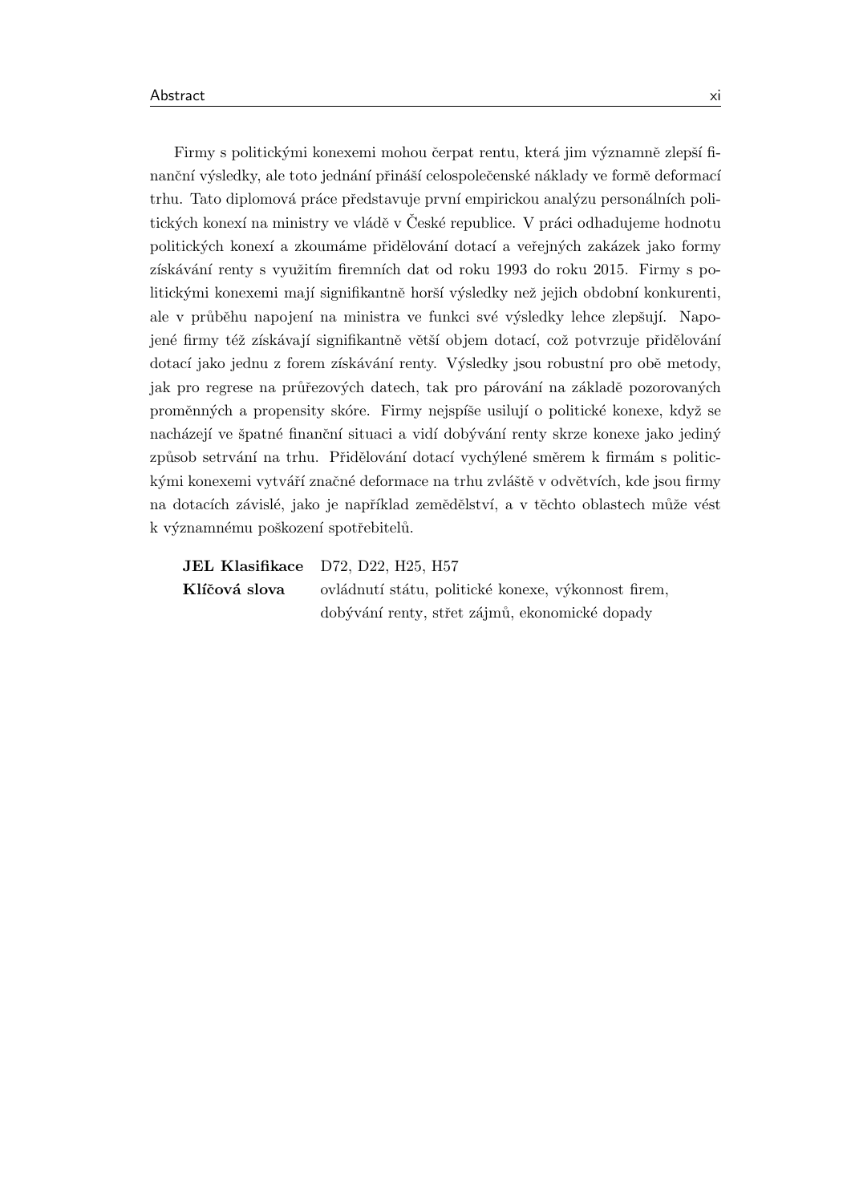Firmy s politickými konexemi mohou čerpat rentu, která jim významně zlepší finanční výsledky, ale toto jednání přináší celospolečenské náklady ve formě deformací trhu. Tato diplomová práce představuje první empirickou analýzu personálních politických konexí na ministry ve vládě v České republice. V práci odhadujeme hodnotu politických konexí a zkoumáme přidělování dotací a veřejných zakázek jako formy získávání renty s využitím firemních dat od roku 1993 do roku 2015. Firmy s politickými konexemi mají signifikantně horší výsledky než jejich obdobní konkurenti, ale v průběhu napojení na ministra ve funkci své výsledky lehce zlepšují. Napojené firmy též získávají signifikantně větší objem dotací, což potvrzuje přidělování dotací jako jednu z forem získávání renty. Výsledky jsou robustní pro obě metody, jak pro regrese na průřezových datech, tak pro párování na základě pozorovaných proměnných a propensity skóre. Firmy nejspíše usilují o politické konexe, když se nacházejí ve špatné finanční situaci a vidí dobývání renty skrze konexe jako jediný způsob setrvání na trhu. Přidělování dotací vychýlené směrem k firmám s politickými konexemi vytváří značné deformace na trhu zvláště v odvětvích, kde jsou firmy na dotacích závislé, jako je například zemědělství, a v těchto oblastech může vést k významnému poškození spotřebitelů.

| | |
|---|---|
| **JEL Klasifikace** | D72, D22, H25, H57 |
| **Klíčová slova** | ovládnutí státu, politické konexe, výkonnost firem, dobývání renty, střet zájmů, ekonomické dopady |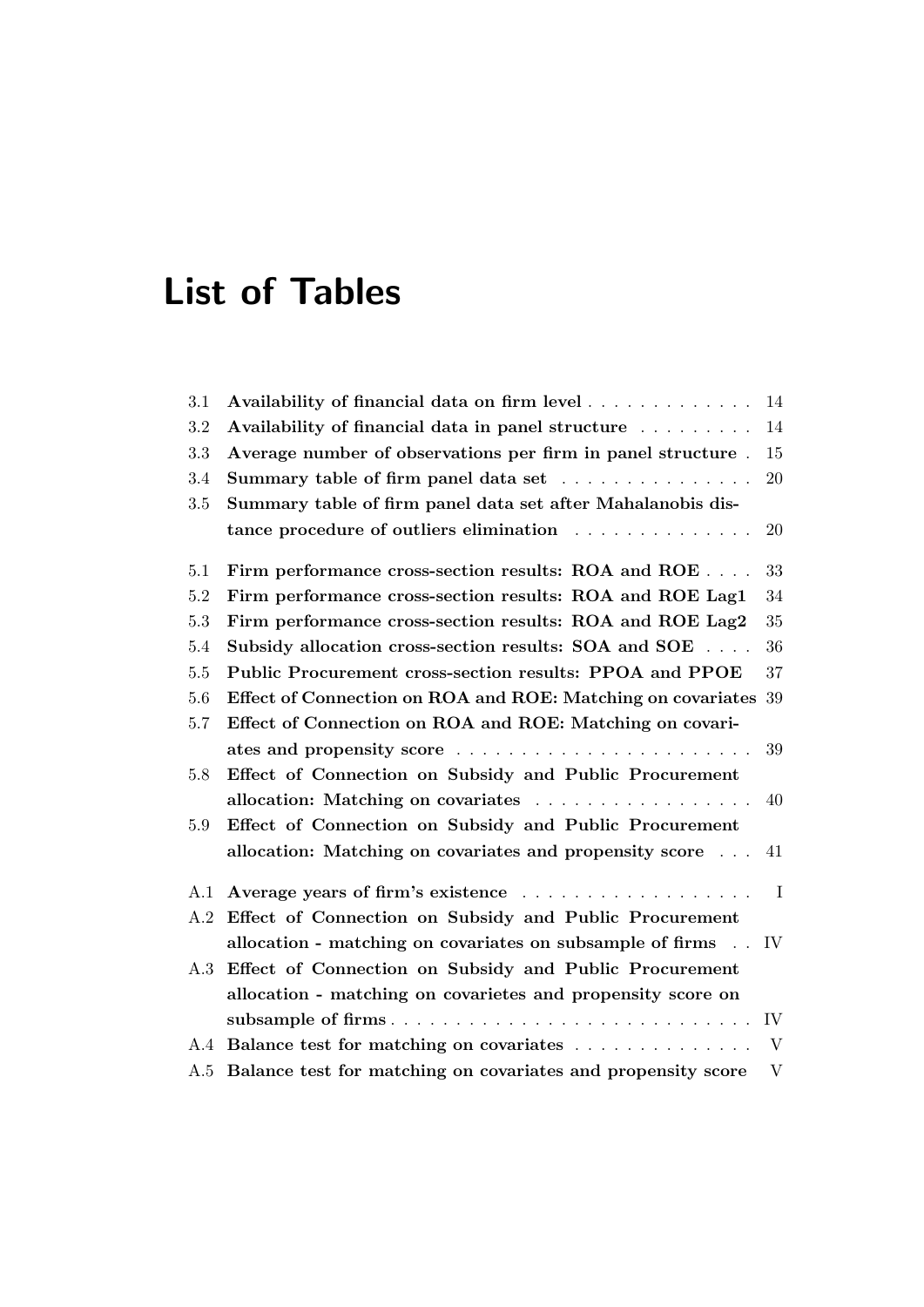# List of Tables

3.1 **Availability of financial data on firm level** . . . . . . . . . . . . . 14
3.2 **Availability of financial data in panel structure** . . . . . . . . . 14
3.3 **Average number of observations per firm in panel structure** . 15
3.4 **Summary table of firm panel data set** . . . . . . . . . . . . . . . 20
3.5 **Summary table of firm panel data set after Mahalanobis distance procedure of outliers elimination** . . . . . . . . . . . . . . 20

5.1 **Firm performance cross-section results: ROA and ROE** . . . . 33
5.2 **Firm performance cross-section results: ROA and ROE Lag1** 34
5.3 **Firm performance cross-section results: ROA and ROE Lag2** 35
5.4 **Subsidy allocation cross-section results: SOA and SOE** . . . . 36
5.5 **Public Procurement cross-section results: PPOA and PPOE** 37
5.6 **Effect of Connection on ROA and ROE: Matching on covariates** 39
5.7 **Effect of Connection on ROA and ROE: Matching on covariates and propensity score** . . . . . . . . . . . . . . . . . . . . . . . 39
5.8 **Effect of Connection on Subsidy and Public Procurement allocation: Matching on covariates** . . . . . . . . . . . . . . . . . 40
5.9 **Effect of Connection on Subsidy and Public Procurement allocation: Matching on covariates and propensity score** . . . 41

A.1 **Average years of firm's existence** . . . . . . . . . . . . . . . . . . I
A.2 **Effect of Connection on Subsidy and Public Procurement allocation - matching on covariates on subsample of firms** . . IV
A.3 **Effect of Connection on Subsidy and Public Procurement allocation - matching on covarietes and propensity score on subsample of firms** . . . . . . . . . . . . . . . . . . . . . . . . . . . IV
A.4 **Balance test for matching on covariates** . . . . . . . . . . . . . . V
A.5 **Balance test for matching on covariates and propensity score** V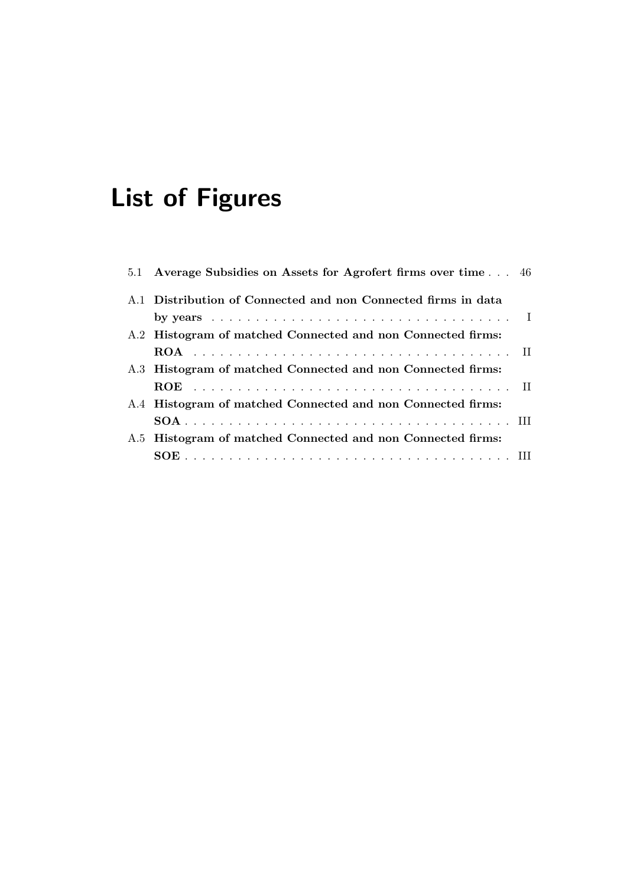# List of Figures

5.1 **Average Subsidies on Assets for Agrofert firms over time** . . . 46

A.1 **Distribution of Connected and non Connected firms in data by years** . . . I

A.2 **Histogram of matched Connected and non Connected firms: ROA** . . . II

A.3 **Histogram of matched Connected and non Connected firms: ROE** . . . II

A.4 **Histogram of matched Connected and non Connected firms: SOA** . . . III

A.5 **Histogram of matched Connected and non Connected firms: SOE** . . . III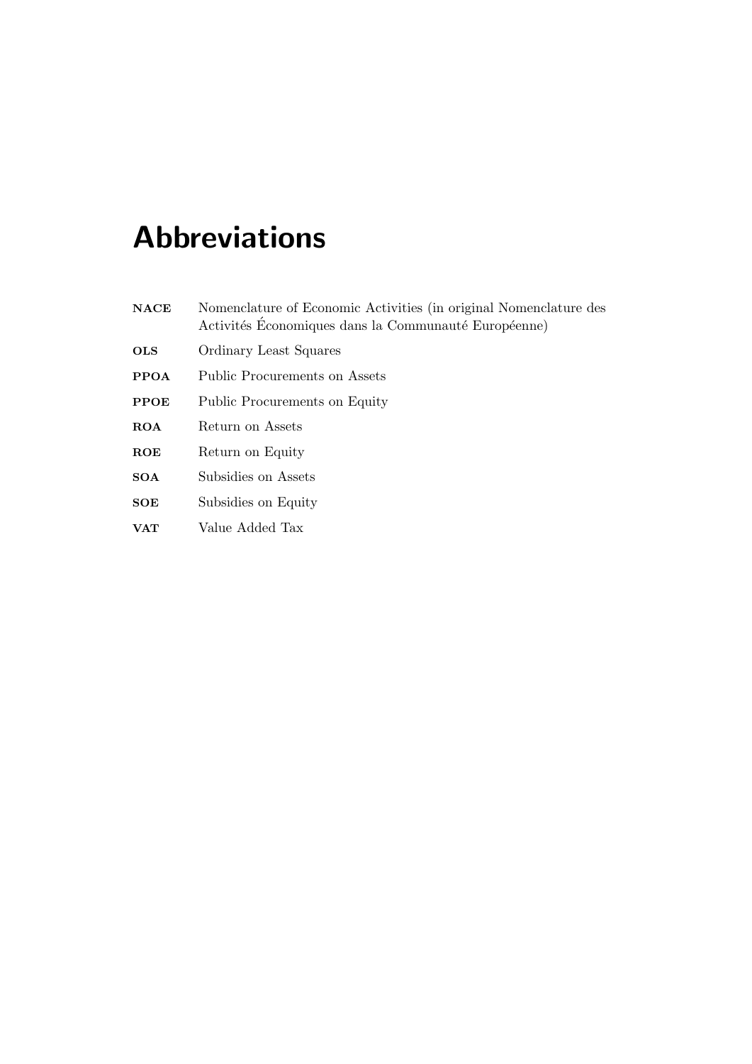# Abbreviations

**NACE** Nomenclature of Economic Activities (in original Nomenclature des Activités Économiques dans la Communauté Européenne)

**OLS** Ordinary Least Squares

**PPOA** Public Procurements on Assets

**PPOE** Public Procurements on Equity

**ROA** Return on Assets

**ROE** Return on Equity

**SOA** Subsidies on Assets

**SOE** Subsidies on Equity

**VAT** Value Added Tax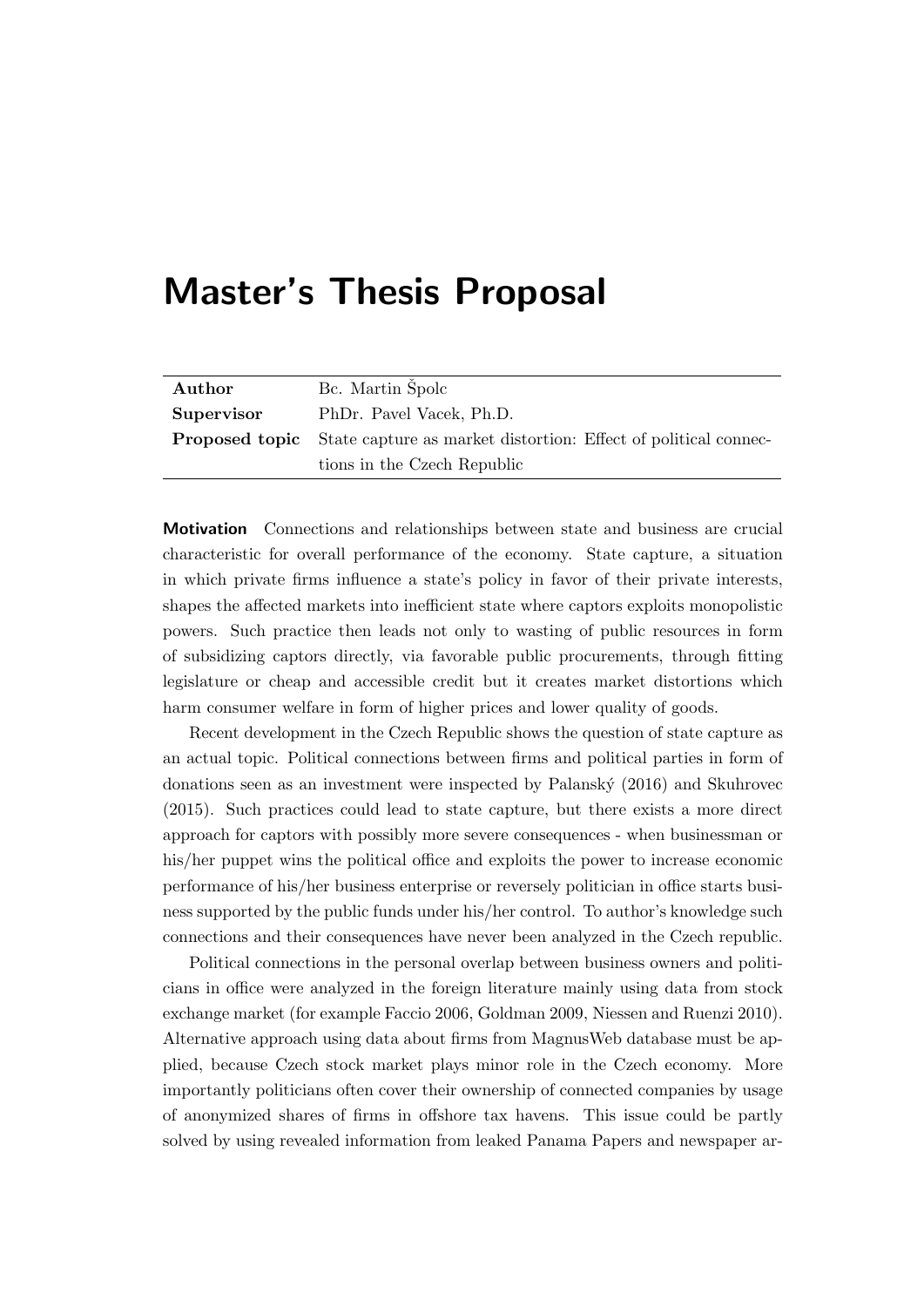# Master's Thesis Proposal

| | |
|---|---|
| **Author** | Bc. Martin Špolc |
| **Supervisor** | PhDr. Pavel Vacek, Ph.D. |
| **Proposed topic** | State capture as market distortion: Effect of political connections in the Czech Republic |

**Motivation** Connections and relationships between state and business are crucial characteristic for overall performance of the economy. State capture, a situation in which private firms influence a state's policy in favor of their private interests, shapes the affected markets into inefficient state where captors exploits monopolistic powers. Such practice then leads not only to wasting of public resources in form of subsidizing captors directly, via favorable public procurements, through fitting legislature or cheap and accessible credit but it creates market distortions which harm consumer welfare in form of higher prices and lower quality of goods.

Recent development in the Czech Republic shows the question of state capture as an actual topic. Political connections between firms and political parties in form of donations seen as an investment were inspected by Palanský (2016) and Skuhrovec (2015). Such practices could lead to state capture, but there exists a more direct approach for captors with possibly more severe consequences - when businessman or his/her puppet wins the political office and exploits the power to increase economic performance of his/her business enterprise or reversely politician in office starts business supported by the public funds under his/her control. To author's knowledge such connections and their consequences have never been analyzed in the Czech republic.

Political connections in the personal overlap between business owners and politicians in office were analyzed in the foreign literature mainly using data from stock exchange market (for example Faccio 2006, Goldman 2009, Niessen and Ruenzi 2010). Alternative approach using data about firms from MagnusWeb database must be applied, because Czech stock market plays minor role in the Czech economy. More importantly politicians often cover their ownership of connected companies by usage of anonymized shares of firms in offshore tax havens. This issue could be partly solved by using revealed information from leaked Panama Papers and newspaper ar-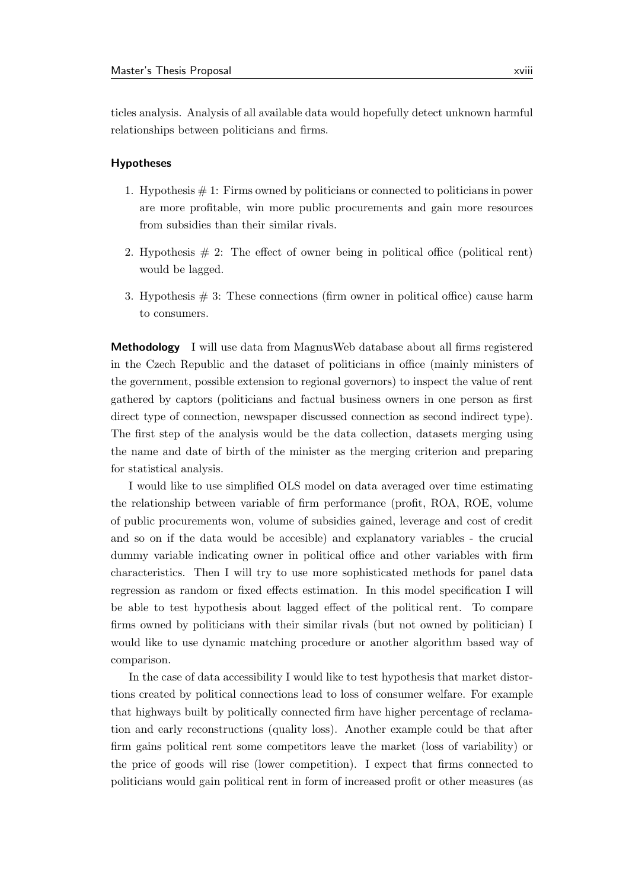ticles analysis. Analysis of all available data would hopefully detect unknown harmful relationships between politicians and firms.

#### Hypotheses

1. Hypothesis # 1: Firms owned by politicians or connected to politicians in power are more profitable, win more public procurements and gain more resources from subsidies than their similar rivals.
2. Hypothesis # 2: The effect of owner being in political office (political rent) would be lagged.
3. Hypothesis # 3: These connections (firm owner in political office) cause harm to consumers.

**Methodology** I will use data from MagnusWeb database about all firms registered in the Czech Republic and the dataset of politicians in office (mainly ministers of the government, possible extension to regional governors) to inspect the value of rent gathered by captors (politicians and factual business owners in one person as first direct type of connection, newspaper discussed connection as second indirect type). The first step of the analysis would be the data collection, datasets merging using the name and date of birth of the minister as the merging criterion and preparing for statistical analysis.

I would like to use simplified OLS model on data averaged over time estimating the relationship between variable of firm performance (profit, ROA, ROE, volume of public procurements won, volume of subsidies gained, leverage and cost of credit and so on if the data would be accesible) and explanatory variables - the crucial dummy variable indicating owner in political office and other variables with firm characteristics. Then I will try to use more sophisticated methods for panel data regression as random or fixed effects estimation. In this model specification I will be able to test hypothesis about lagged effect of the political rent. To compare firms owned by politicians with their similar rivals (but not owned by politician) I would like to use dynamic matching procedure or another algorithm based way of comparison.

In the case of data accessibility I would like to test hypothesis that market distortions created by political connections lead to loss of consumer welfare. For example that highways built by politically connected firm have higher percentage of reclamation and early reconstructions (quality loss). Another example could be that after firm gains political rent some competitors leave the market (loss of variability) or the price of goods will rise (lower competition). I expect that firms connected to politicians would gain political rent in form of increased profit or other measures (as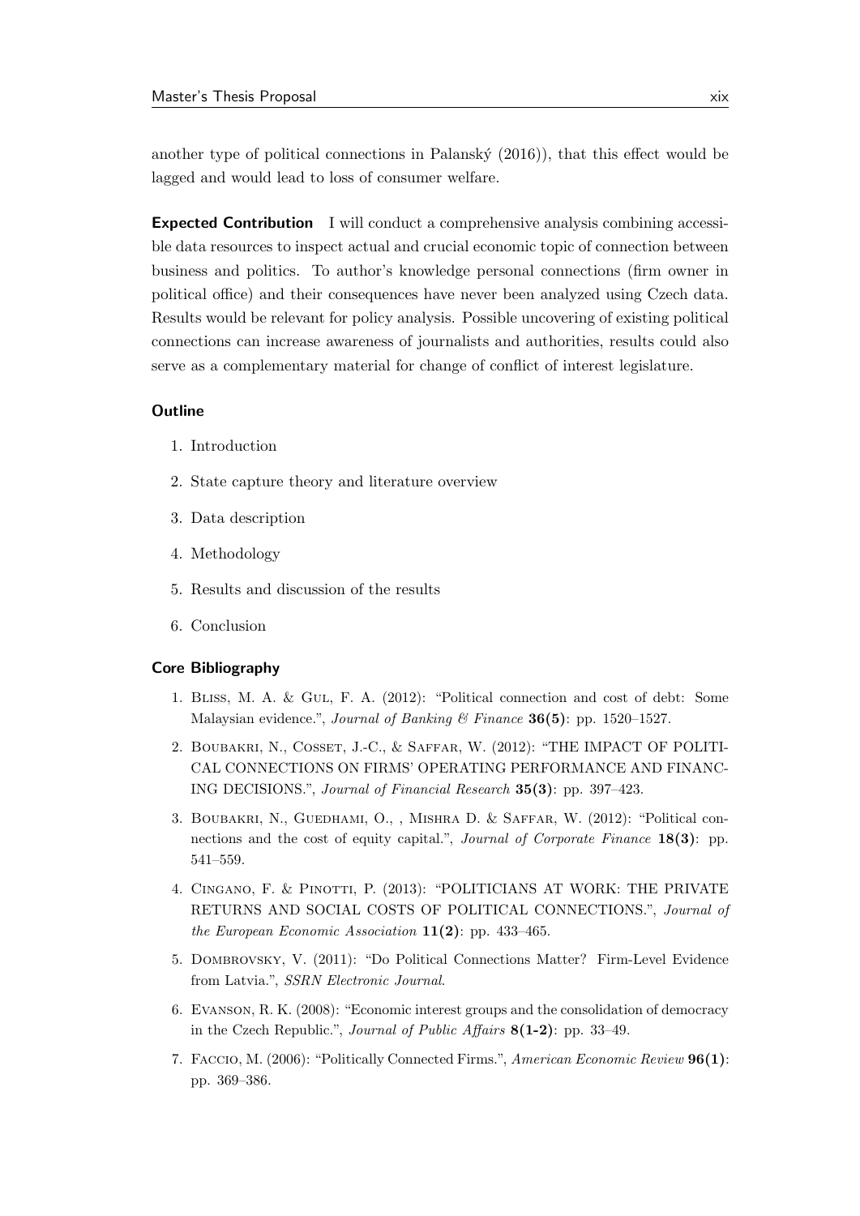another type of political connections in Palanský (2016)), that this effect would be lagged and would lead to loss of consumer welfare.

**Expected Contribution** I will conduct a comprehensive analysis combining accessible data resources to inspect actual and crucial economic topic of connection between business and politics. To author's knowledge personal connections (firm owner in political office) and their consequences have never been analyzed using Czech data. Results would be relevant for policy analysis. Possible uncovering of existing political connections can increase awareness of journalists and authorities, results could also serve as a complementary material for change of conflict of interest legislature.

### Outline

1. Introduction
2. State capture theory and literature overview
3. Data description
4. Methodology
5. Results and discussion of the results
6. Conclusion

### Core Bibliography

1. Bliss, M. A. & Gul, F. A. (2012): "Political connection and cost of debt: Some Malaysian evidence.", *Journal of Banking & Finance* **36(5)**: pp. 1520–1527.
2. Boubakri, N., Cosset, J.-C., & Saffar, W. (2012): "THE IMPACT OF POLITICAL CONNECTIONS ON FIRMS' OPERATING PERFORMANCE AND FINANCING DECISIONS.", *Journal of Financial Research* **35(3)**: pp. 397–423.
3. Boubakri, N., Guedhami, O., , Mishra D. & Saffar, W. (2012): "Political connections and the cost of equity capital.", *Journal of Corporate Finance* **18(3)**: pp. 541–559.
4. Cingano, F. & Pinotti, P. (2013): "POLITICIANS AT WORK: THE PRIVATE RETURNS AND SOCIAL COSTS OF POLITICAL CONNECTIONS.", *Journal of the European Economic Association* **11(2)**: pp. 433–465.
5. Dombrovsky, V. (2011): "Do Political Connections Matter? Firm-Level Evidence from Latvia.", *SSRN Electronic Journal*.
6. Evanson, R. K. (2008): "Economic interest groups and the consolidation of democracy in the Czech Republic.", *Journal of Public Affairs* **8(1-2)**: pp. 33–49.
7. Faccio, M. (2006): "Politically Connected Firms.", *American Economic Review* **96(1)**: pp. 369–386.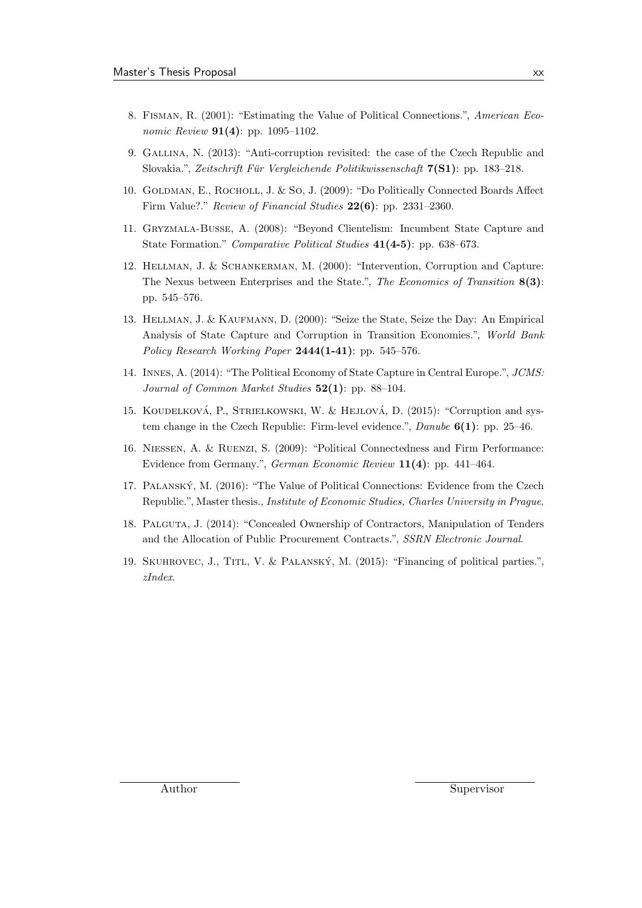8. Fisman, R. (2001): "Estimating the Value of Political Connections.", *American Economic Review* **91(4)**: pp. 1095–1102.

9. Gallina, N. (2013): "Anti-corruption revisited: the case of the Czech Republic and Slovakia.", *Zeitschrift Für Vergleichende Politikwissenschaft* **7(S1)**: pp. 183–218.

10. Goldman, E., Rocholl, J. & So, J. (2009): "Do Politically Connected Boards Affect Firm Value?." *Review of Financial Studies* **22(6)**: pp. 2331–2360.

11. Gryzmala-Busse, A. (2008): "Beyond Clientelism: Incumbent State Capture and State Formation." *Comparative Political Studies* **41(4-5)**: pp. 638–673.

12. Hellman, J. & Schankerman, M. (2000): "Intervention, Corruption and Capture: The Nexus between Enterprises and the State.", *The Economics of Transition* **8(3)**: pp. 545–576.

13. Hellman, J. & Kaufmann, D. (2000): "Seize the State, Seize the Day: An Empirical Analysis of State Capture and Corruption in Transition Economies.", *World Bank Policy Research Working Paper* **2444(1-41)**: pp. 545–576.

14. Innes, A. (2014): "The Political Economy of State Capture in Central Europe.", *JCMS: Journal of Common Market Studies* **52(1)**: pp. 88–104.

15. Koudelková, P., Strielkowski, W. & Hejlová, D. (2015): "Corruption and system change in the Czech Republic: Firm-level evidence.", *Danube* **6(1)**: pp. 25–46.

16. Niessen, A. & Ruenzi, S. (2009): "Political Connectedness and Firm Performance: Evidence from Germany.", *German Economic Review* **11(4)**: pp. 441–464.

17. Palanský, M. (2016): "The Value of Political Connections: Evidence from the Czech Republic.", Master thesis., *Institute of Economic Studies, Charles University in Prague*.

18. Palguta, J. (2014): "Concealed Ownership of Contractors, Manipulation of Tenders and the Allocation of Public Procurement Contracts.", *SSRN Electronic Journal*.

19. Skuhrovec, J., Titl, V. & Palanský, M. (2015): "Financing of political parties.", *zIndex*.

Author

Supervisor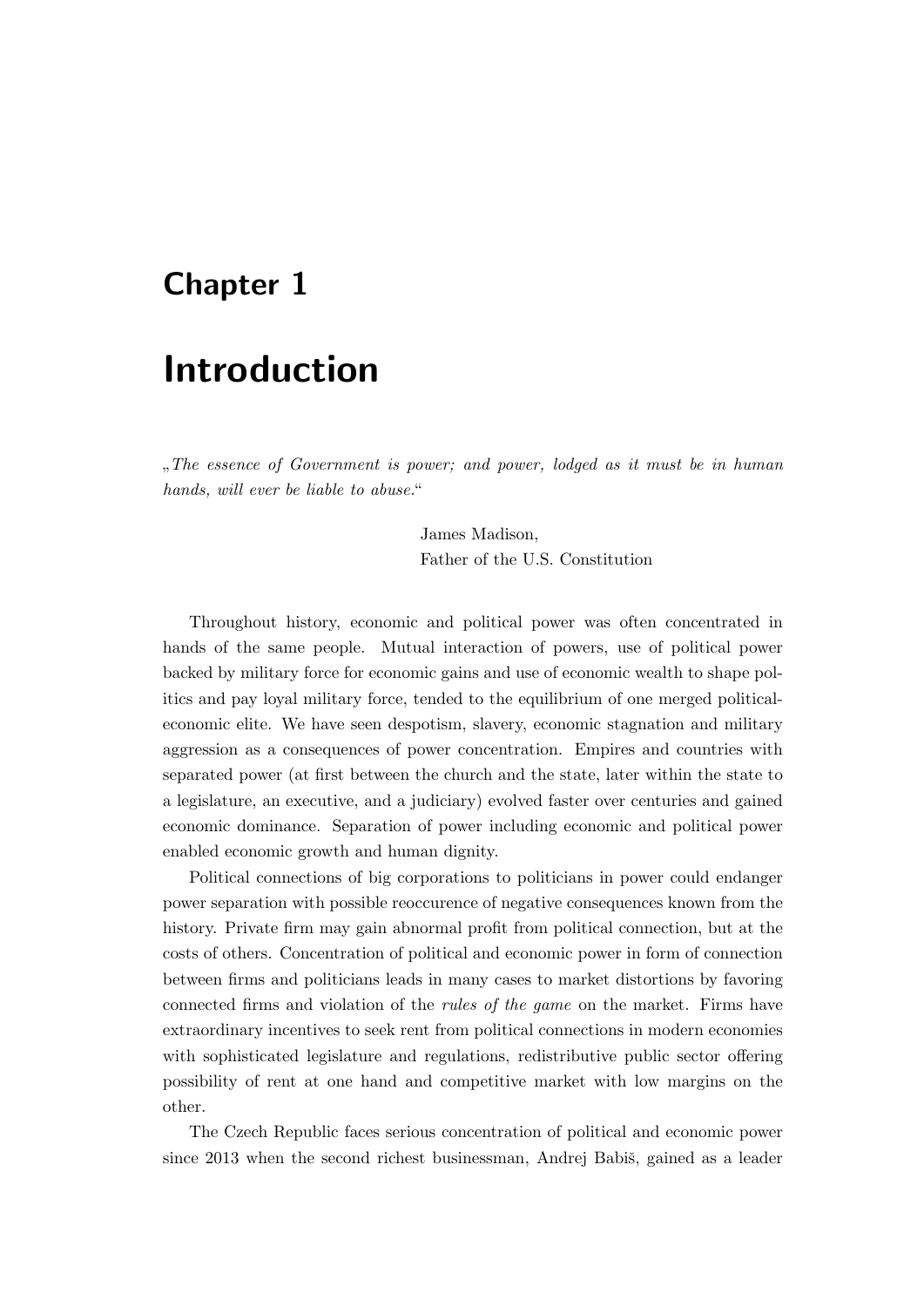# Chapter 1

# Introduction

„*The essence of Government is power; and power, lodged as it must be in human hands, will ever be liable to abuse.*“

James Madison,
Father of the U.S. Constitution

Throughout history, economic and political power was often concentrated in hands of the same people. Mutual interaction of powers, use of political power backed by military force for economic gains and use of economic wealth to shape politics and pay loyal military force, tended to the equilibrium of one merged political-economic elite. We have seen despotism, slavery, economic stagnation and military aggression as a consequences of power concentration. Empires and countries with separated power (at first between the church and the state, later within the state to a legislature, an executive, and a judiciary) evolved faster over centuries and gained economic dominance. Separation of power including economic and political power enabled economic growth and human dignity.

Political connections of big corporations to politicians in power could endanger power separation with possible reoccurence of negative consequences known from the history. Private firm may gain abnormal profit from political connection, but at the costs of others. Concentration of political and economic power in form of connection between firms and politicians leads in many cases to market distortions by favoring connected firms and violation of the *rules of the game* on the market. Firms have extraordinary incentives to seek rent from political connections in modern economies with sophisticated legislature and regulations, redistributive public sector offering possibility of rent at one hand and competitive market with low margins on the other.

The Czech Republic faces serious concentration of political and economic power since 2013 when the second richest businessman, Andrej Babiš, gained as a leader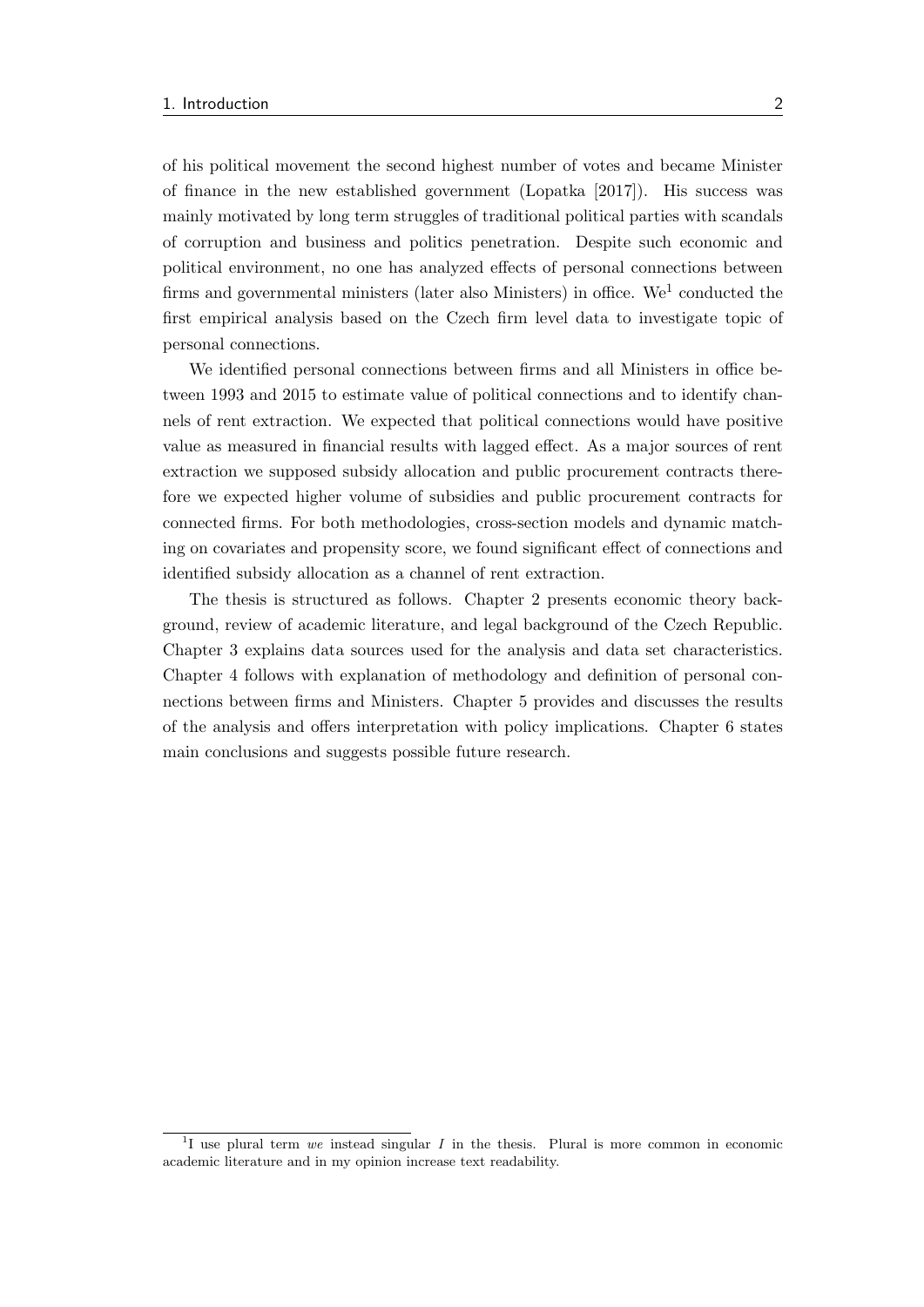of his political movement the second highest number of votes and became Minister of finance in the new established government (Lopatka [2017]). His success was mainly motivated by long term struggles of traditional political parties with scandals of corruption and business and politics penetration. Despite such economic and political environment, no one has analyzed effects of personal connections between firms and governmental ministers (later also Ministers) in office. We[1] conducted the first empirical analysis based on the Czech firm level data to investigate topic of personal connections.

We identified personal connections between firms and all Ministers in office between 1993 and 2015 to estimate value of political connections and to identify channels of rent extraction. We expected that political connections would have positive value as measured in financial results with lagged effect. As a major sources of rent extraction we supposed subsidy allocation and public procurement contracts therefore we expected higher volume of subsidies and public procurement contracts for connected firms. For both methodologies, cross-section models and dynamic matching on covariates and propensity score, we found significant effect of connections and identified subsidy allocation as a channel of rent extraction.

The thesis is structured as follows. Chapter 2 presents economic theory background, review of academic literature, and legal background of the Czech Republic. Chapter 3 explains data sources used for the analysis and data set characteristics. Chapter 4 follows with explanation of methodology and definition of personal connections between firms and Ministers. Chapter 5 provides and discusses the results of the analysis and offers interpretation with policy implications. Chapter 6 states main conclusions and suggests possible future research.

[1] I use plural term *we* instead singular *I* in the thesis. Plural is more common in economic academic literature and in my opinion increase text readability.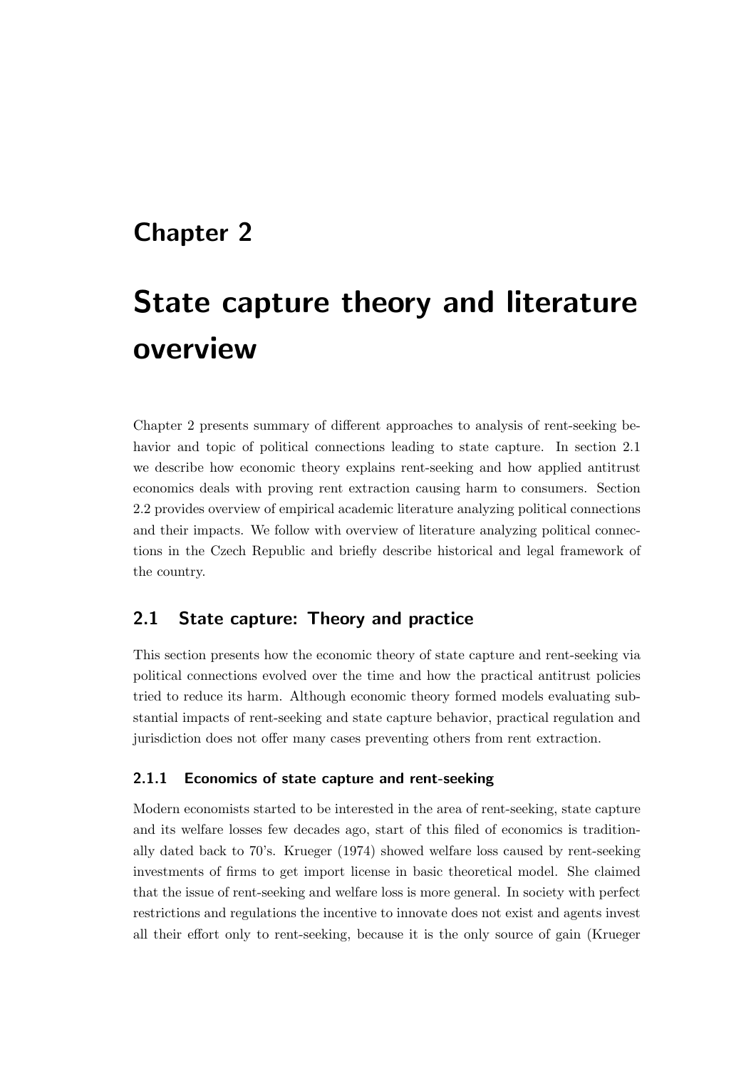# Chapter 2

# State capture theory and literature overview

Chapter 2 presents summary of different approaches to analysis of rent-seeking behavior and topic of political connections leading to state capture. In section 2.1 we describe how economic theory explains rent-seeking and how applied antitrust economics deals with proving rent extraction causing harm to consumers. Section 2.2 provides overview of empirical academic literature analyzing political connections and their impacts. We follow with overview of literature analyzing political connections in the Czech Republic and briefly describe historical and legal framework of the country.

## 2.1 State capture: Theory and practice

This section presents how the economic theory of state capture and rent-seeking via political connections evolved over the time and how the practical antitrust policies tried to reduce its harm. Although economic theory formed models evaluating substantial impacts of rent-seeking and state capture behavior, practical regulation and jurisdiction does not offer many cases preventing others from rent extraction.

### 2.1.1 Economics of state capture and rent-seeking

Modern economists started to be interested in the area of rent-seeking, state capture and its welfare losses few decades ago, start of this filed of economics is traditionally dated back to 70's. Krueger (1974) showed welfare loss caused by rent-seeking investments of firms to get import license in basic theoretical model. She claimed that the issue of rent-seeking and welfare loss is more general. In society with perfect restrictions and regulations the incentive to innovate does not exist and agents invest all their effort only to rent-seeking, because it is the only source of gain (Krueger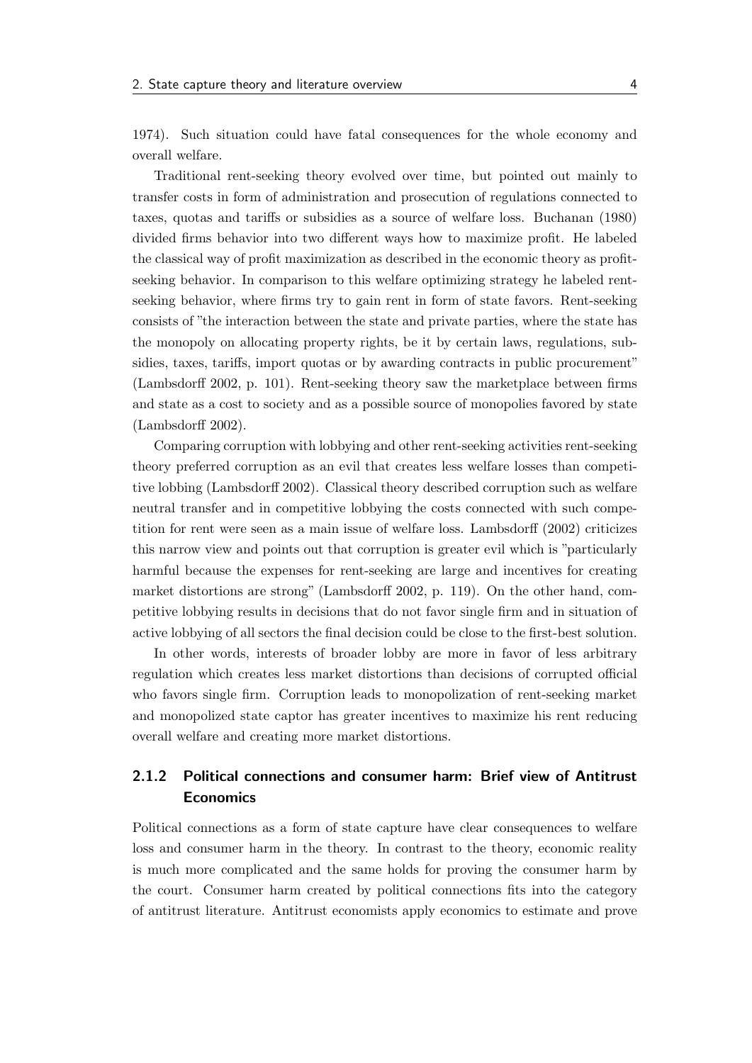1974). Such situation could have fatal consequences for the whole economy and overall welfare.

Traditional rent-seeking theory evolved over time, but pointed out mainly to transfer costs in form of administration and prosecution of regulations connected to taxes, quotas and tariffs or subsidies as a source of welfare loss. Buchanan (1980) divided firms behavior into two different ways how to maximize profit. He labeled the classical way of profit maximization as described in the economic theory as profit-seeking behavior. In comparison to this welfare optimizing strategy he labeled rent-seeking behavior, where firms try to gain rent in form of state favors. Rent-seeking consists of "the interaction between the state and private parties, where the state has the monopoly on allocating property rights, be it by certain laws, regulations, subsidies, taxes, tariffs, import quotas or by awarding contracts in public procurement" (Lambsdorff 2002, p. 101). Rent-seeking theory saw the marketplace between firms and state as a cost to society and as a possible source of monopolies favored by state (Lambsdorff 2002).

Comparing corruption with lobbying and other rent-seeking activities rent-seeking theory preferred corruption as an evil that creates less welfare losses than competitive lobbing (Lambsdorff 2002). Classical theory described corruption such as welfare neutral transfer and in competitive lobbying the costs connected with such competition for rent were seen as a main issue of welfare loss. Lambsdorff (2002) criticizes this narrow view and points out that corruption is greater evil which is "particularly harmful because the expenses for rent-seeking are large and incentives for creating market distortions are strong" (Lambsdorff 2002, p. 119). On the other hand, competitive lobbying results in decisions that do not favor single firm and in situation of active lobbying of all sectors the final decision could be close to the first-best solution.

In other words, interests of broader lobby are more in favor of less arbitrary regulation which creates less market distortions than decisions of corrupted official who favors single firm. Corruption leads to monopolization of rent-seeking market and monopolized state captor has greater incentives to maximize his rent reducing overall welfare and creating more market distortions.

### 2.1.2 Political connections and consumer harm: Brief view of Antitrust Economics

Political connections as a form of state capture have clear consequences to welfare loss and consumer harm in the theory. In contrast to the theory, economic reality is much more complicated and the same holds for proving the consumer harm by the court. Consumer harm created by political connections fits into the category of antitrust literature. Antitrust economists apply economics to estimate and prove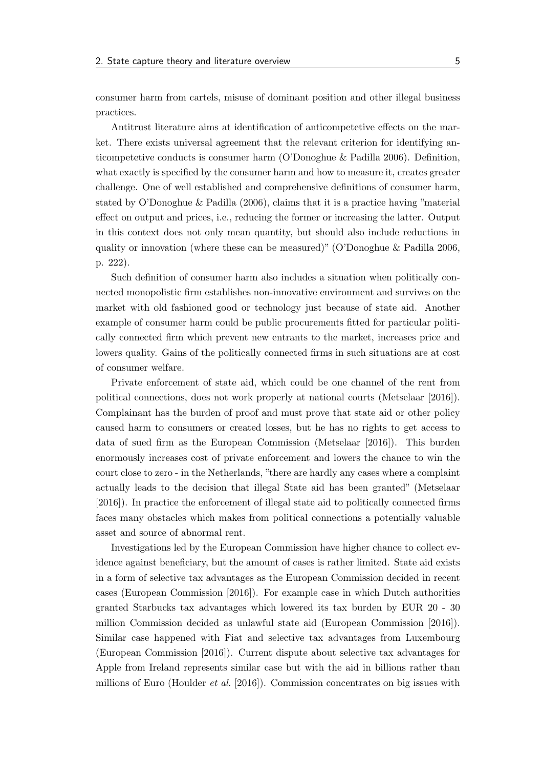consumer harm from cartels, misuse of dominant position and other illegal business practices.

Antitrust literature aims at identification of anticompetetive effects on the market. There exists universal agreement that the relevant criterion for identifying anticompetetive conducts is consumer harm (O'Donoghue & Padilla 2006). Definition, what exactly is specified by the consumer harm and how to measure it, creates greater challenge. One of well established and comprehensive definitions of consumer harm, stated by O'Donoghue & Padilla (2006), claims that it is a practice having "material effect on output and prices, i.e., reducing the former or increasing the latter. Output in this context does not only mean quantity, but should also include reductions in quality or innovation (where these can be measured)" (O'Donoghue & Padilla 2006, p. 222).

Such definition of consumer harm also includes a situation when politically connected monopolistic firm establishes non-innovative environment and survives on the market with old fashioned good or technology just because of state aid. Another example of consumer harm could be public procurements fitted for particular politically connected firm which prevent new entrants to the market, increases price and lowers quality. Gains of the politically connected firms in such situations are at cost of consumer welfare.

Private enforcement of state aid, which could be one channel of the rent from political connections, does not work properly at national courts (Metselaar [2016]). Complainant has the burden of proof and must prove that state aid or other policy caused harm to consumers or created losses, but he has no rights to get access to data of sued firm as the European Commission (Metselaar [2016]). This burden enormously increases cost of private enforcement and lowers the chance to win the court close to zero - in the Netherlands, "there are hardly any cases where a complaint actually leads to the decision that illegal State aid has been granted" (Metselaar [2016]). In practice the enforcement of illegal state aid to politically connected firms faces many obstacles which makes from political connections a potentially valuable asset and source of abnormal rent.

Investigations led by the European Commission have higher chance to collect evidence against beneficiary, but the amount of cases is rather limited. State aid exists in a form of selective tax advantages as the European Commission decided in recent cases (European Commission [2016]). For example case in which Dutch authorities granted Starbucks tax advantages which lowered its tax burden by EUR 20 - 30 million Commission decided as unlawful state aid (European Commission [2016]). Similar case happened with Fiat and selective tax advantages from Luxembourg (European Commission [2016]). Current dispute about selective tax advantages for Apple from Ireland represents similar case but with the aid in billions rather than millions of Euro (Houlder *et al.* [2016]). Commission concentrates on big issues with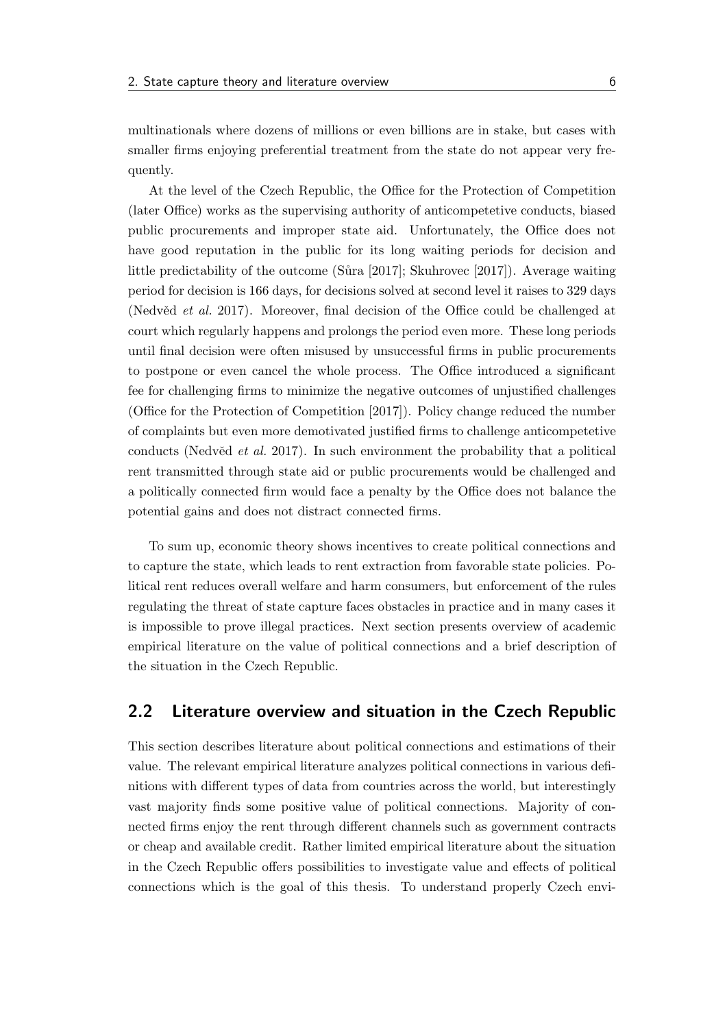multinationals where dozens of millions or even billions are in stake, but cases with smaller firms enjoying preferential treatment from the state do not appear very frequently.

At the level of the Czech Republic, the Office for the Protection of Competition (later Office) works as the supervising authority of anticompetetive conducts, biased public procurements and improper state aid. Unfortunately, the Office does not have good reputation in the public for its long waiting periods for decision and little predictability of the outcome (Sůra [2017]; Skuhrovec [2017]). Average waiting period for decision is 166 days, for decisions solved at second level it raises to 329 days (Nedvěd *et al.* 2017). Moreover, final decision of the Office could be challenged at court which regularly happens and prolongs the period even more. These long periods until final decision were often misused by unsuccessful firms in public procurements to postpone or even cancel the whole process. The Office introduced a significant fee for challenging firms to minimize the negative outcomes of unjustified challenges (Office for the Protection of Competition [2017]). Policy change reduced the number of complaints but even more demotivated justified firms to challenge anticompetetive conducts (Nedvěd *et al.* 2017). In such environment the probability that a political rent transmitted through state aid or public procurements would be challenged and a politically connected firm would face a penalty by the Office does not balance the potential gains and does not distract connected firms.

To sum up, economic theory shows incentives to create political connections and to capture the state, which leads to rent extraction from favorable state policies. Political rent reduces overall welfare and harm consumers, but enforcement of the rules regulating the threat of state capture faces obstacles in practice and in many cases it is impossible to prove illegal practices. Next section presents overview of academic empirical literature on the value of political connections and a brief description of the situation in the Czech Republic.

## 2.2 Literature overview and situation in the Czech Republic

This section describes literature about political connections and estimations of their value. The relevant empirical literature analyzes political connections in various definitions with different types of data from countries across the world, but interestingly vast majority finds some positive value of political connections. Majority of connected firms enjoy the rent through different channels such as government contracts or cheap and available credit. Rather limited empirical literature about the situation in the Czech Republic offers possibilities to investigate value and effects of political connections which is the goal of this thesis. To understand properly Czech envi-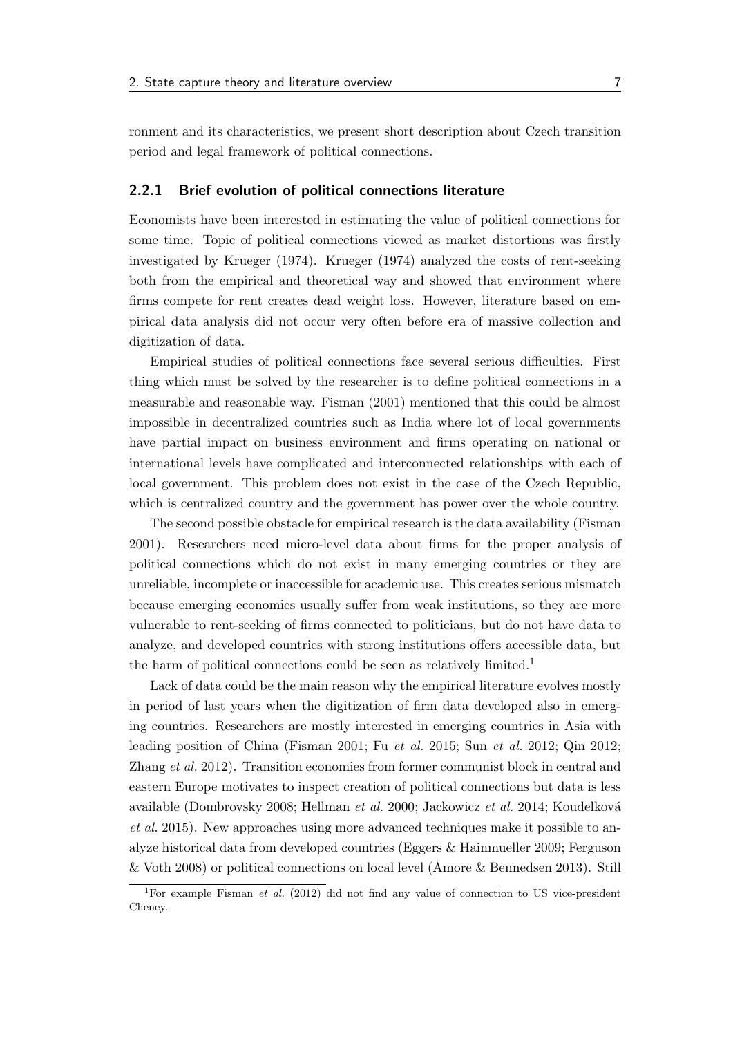ronment and its characteristics, we present short description about Czech transition period and legal framework of political connections.

### 2.2.1 Brief evolution of political connections literature

Economists have been interested in estimating the value of political connections for some time. Topic of political connections viewed as market distortions was firstly investigated by Krueger (1974). Krueger (1974) analyzed the costs of rent-seeking both from the empirical and theoretical way and showed that environment where firms compete for rent creates dead weight loss. However, literature based on empirical data analysis did not occur very often before era of massive collection and digitization of data.

Empirical studies of political connections face several serious difficulties. First thing which must be solved by the researcher is to define political connections in a measurable and reasonable way. Fisman (2001) mentioned that this could be almost impossible in decentralized countries such as India where lot of local governments have partial impact on business environment and firms operating on national or international levels have complicated and interconnected relationships with each of local government. This problem does not exist in the case of the Czech Republic, which is centralized country and the government has power over the whole country.

The second possible obstacle for empirical research is the data availability (Fisman 2001). Researchers need micro-level data about firms for the proper analysis of political connections which do not exist in many emerging countries or they are unreliable, incomplete or inaccessible for academic use. This creates serious mismatch because emerging economies usually suffer from weak institutions, so they are more vulnerable to rent-seeking of firms connected to politicians, but do not have data to analyze, and developed countries with strong institutions offers accessible data, but the harm of political connections could be seen as relatively limited.[1]

Lack of data could be the main reason why the empirical literature evolves mostly in period of last years when the digitization of firm data developed also in emerging countries. Researchers are mostly interested in emerging countries in Asia with leading position of China (Fisman 2001; Fu *et al.* 2015; Sun *et al.* 2012; Qin 2012; Zhang *et al.* 2012). Transition economies from former communist block in central and eastern Europe motivates to inspect creation of political connections but data is less available (Dombrovsky 2008; Hellman *et al.* 2000; Jackowicz *et al.* 2014; Koudelková *et al.* 2015). New approaches using more advanced techniques make it possible to analyze historical data from developed countries (Eggers & Hainmueller 2009; Ferguson & Voth 2008) or political connections on local level (Amore & Bennedsen 2013). Still

[1] For example Fisman *et al.* (2012) did not find any value of connection to US vice-president Cheney.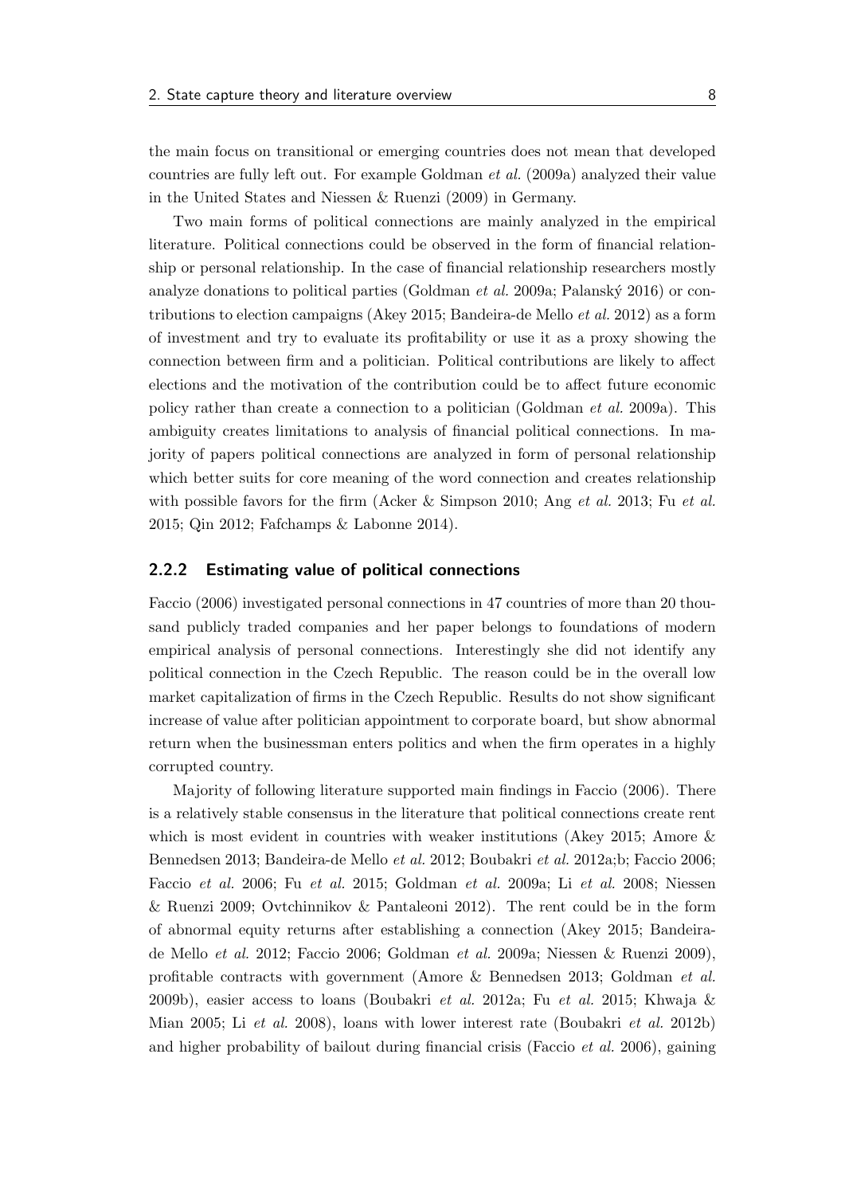the main focus on transitional or emerging countries does not mean that developed countries are fully left out. For example Goldman *et al.* (2009a) analyzed their value in the United States and Niessen & Ruenzi (2009) in Germany.

Two main forms of political connections are mainly analyzed in the empirical literature. Political connections could be observed in the form of financial relationship or personal relationship. In the case of financial relationship researchers mostly analyze donations to political parties (Goldman *et al.* 2009a; Palanský 2016) or contributions to election campaigns (Akey 2015; Bandeira-de Mello *et al.* 2012) as a form of investment and try to evaluate its profitability or use it as a proxy showing the connection between firm and a politician. Political contributions are likely to affect elections and the motivation of the contribution could be to affect future economic policy rather than create a connection to a politician (Goldman *et al.* 2009a). This ambiguity creates limitations to analysis of financial political connections. In majority of papers political connections are analyzed in form of personal relationship which better suits for core meaning of the word connection and creates relationship with possible favors for the firm (Acker & Simpson 2010; Ang *et al.* 2013; Fu *et al.* 2015; Qin 2012; Fafchamps & Labonne 2014).

### 2.2.2 Estimating value of political connections

Faccio (2006) investigated personal connections in 47 countries of more than 20 thousand publicly traded companies and her paper belongs to foundations of modern empirical analysis of personal connections. Interestingly she did not identify any political connection in the Czech Republic. The reason could be in the overall low market capitalization of firms in the Czech Republic. Results do not show significant increase of value after politician appointment to corporate board, but show abnormal return when the businessman enters politics and when the firm operates in a highly corrupted country.

Majority of following literature supported main findings in Faccio (2006). There is a relatively stable consensus in the literature that political connections create rent which is most evident in countries with weaker institutions (Akey 2015; Amore & Bennedsen 2013; Bandeira-de Mello *et al.* 2012; Boubakri *et al.* 2012a;b; Faccio 2006; Faccio *et al.* 2006; Fu *et al.* 2015; Goldman *et al.* 2009a; Li *et al.* 2008; Niessen & Ruenzi 2009; Ovtchinnikov & Pantaleoni 2012). The rent could be in the form of abnormal equity returns after establishing a connection (Akey 2015; Bandeira-de Mello *et al.* 2012; Faccio 2006; Goldman *et al.* 2009a; Niessen & Ruenzi 2009), profitable contracts with government (Amore & Bennedsen 2013; Goldman *et al.* 2009b), easier access to loans (Boubakri *et al.* 2012a; Fu *et al.* 2015; Khwaja & Mian 2005; Li *et al.* 2008), loans with lower interest rate (Boubakri *et al.* 2012b) and higher probability of bailout during financial crisis (Faccio *et al.* 2006), gaining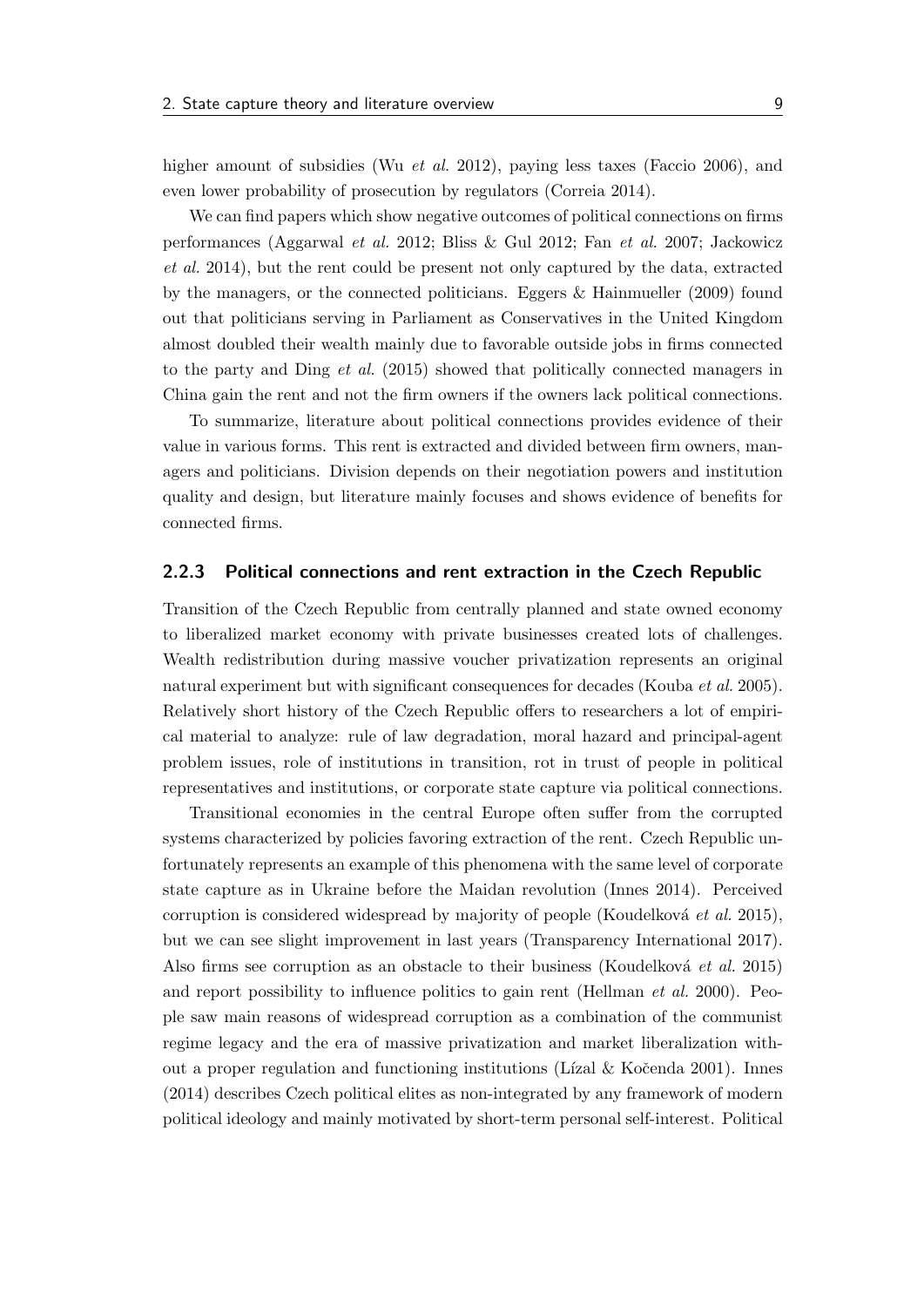higher amount of subsidies (Wu *et al.* 2012), paying less taxes (Faccio 2006), and even lower probability of prosecution by regulators (Correia 2014).

We can find papers which show negative outcomes of political connections on firms performances (Aggarwal *et al.* 2012; Bliss & Gul 2012; Fan *et al.* 2007; Jackowicz *et al.* 2014), but the rent could be present not only captured by the data, extracted by the managers, or the connected politicians. Eggers & Hainmueller (2009) found out that politicians serving in Parliament as Conservatives in the United Kingdom almost doubled their wealth mainly due to favorable outside jobs in firms connected to the party and Ding *et al.* (2015) showed that politically connected managers in China gain the rent and not the firm owners if the owners lack political connections.

To summarize, literature about political connections provides evidence of their value in various forms. This rent is extracted and divided between firm owners, managers and politicians. Division depends on their negotiation powers and institution quality and design, but literature mainly focuses and shows evidence of benefits for connected firms.

### 2.2.3 Political connections and rent extraction in the Czech Republic

Transition of the Czech Republic from centrally planned and state owned economy to liberalized market economy with private businesses created lots of challenges. Wealth redistribution during massive voucher privatization represents an original natural experiment but with significant consequences for decades (Kouba *et al.* 2005). Relatively short history of the Czech Republic offers to researchers a lot of empirical material to analyze: rule of law degradation, moral hazard and principal-agent problem issues, role of institutions in transition, rot in trust of people in political representatives and institutions, or corporate state capture via political connections.

Transitional economies in the central Europe often suffer from the corrupted systems characterized by policies favoring extraction of the rent. Czech Republic unfortunately represents an example of this phenomena with the same level of corporate state capture as in Ukraine before the Maidan revolution (Innes 2014). Perceived corruption is considered widespread by majority of people (Koudelková *et al.* 2015), but we can see slight improvement in last years (Transparency International 2017). Also firms see corruption as an obstacle to their business (Koudelková *et al.* 2015) and report possibility to influence politics to gain rent (Hellman *et al.* 2000). People saw main reasons of widespread corruption as a combination of the communist regime legacy and the era of massive privatization and market liberalization without a proper regulation and functioning institutions (Lízal & Kočenda 2001). Innes (2014) describes Czech political elites as non-integrated by any framework of modern political ideology and mainly motivated by short-term personal self-interest. Political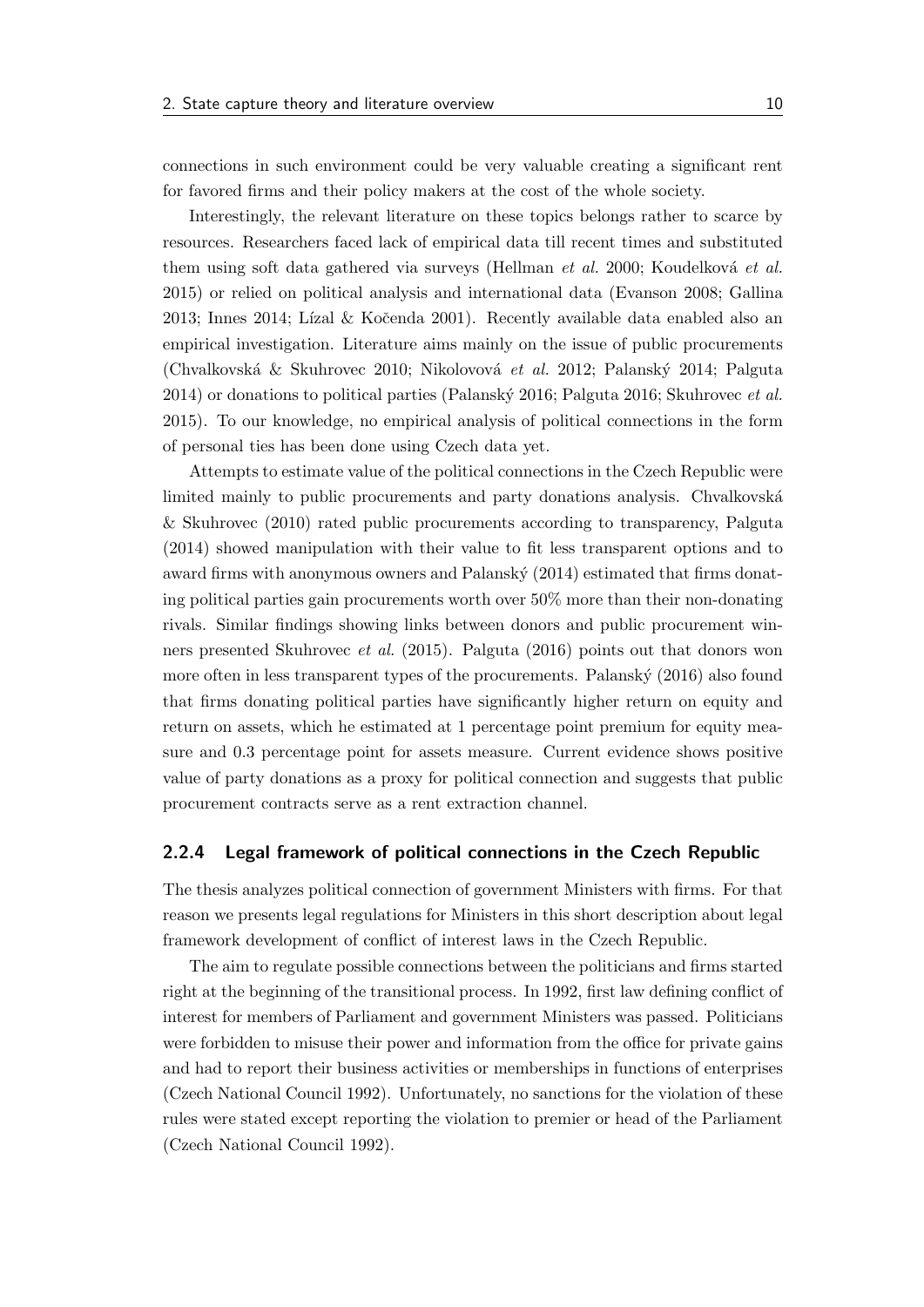connections in such environment could be very valuable creating a significant rent for favored firms and their policy makers at the cost of the whole society.

Interestingly, the relevant literature on these topics belongs rather to scarce by resources. Researchers faced lack of empirical data till recent times and substituted them using soft data gathered via surveys (Hellman *et al.* 2000; Koudelková *et al.* 2015) or relied on political analysis and international data (Evanson 2008; Gallina 2013; Innes 2014; Lízal & Kočenda 2001). Recently available data enabled also an empirical investigation. Literature aims mainly on the issue of public procurements (Chvalkovská & Skuhrovec 2010; Nikolovová *et al.* 2012; Palanský 2014; Palguta 2014) or donations to political parties (Palanský 2016; Palguta 2016; Skuhrovec *et al.* 2015). To our knowledge, no empirical analysis of political connections in the form of personal ties has been done using Czech data yet.

Attempts to estimate value of the political connections in the Czech Republic were limited mainly to public procurements and party donations analysis. Chvalkovská & Skuhrovec (2010) rated public procurements according to transparency, Palguta (2014) showed manipulation with their value to fit less transparent options and to award firms with anonymous owners and Palanský (2014) estimated that firms donating political parties gain procurements worth over 50% more than their non-donating rivals. Similar findings showing links between donors and public procurement winners presented Skuhrovec *et al.* (2015). Palguta (2016) points out that donors won more often in less transparent types of the procurements. Palanský (2016) also found that firms donating political parties have significantly higher return on equity and return on assets, which he estimated at 1 percentage point premium for equity measure and 0.3 percentage point for assets measure. Current evidence shows positive value of party donations as a proxy for political connection and suggests that public procurement contracts serve as a rent extraction channel.

### 2.2.4 Legal framework of political connections in the Czech Republic

The thesis analyzes political connection of government Ministers with firms. For that reason we presents legal regulations for Ministers in this short description about legal framework development of conflict of interest laws in the Czech Republic.

The aim to regulate possible connections between the politicians and firms started right at the beginning of the transitional process. In 1992, first law defining conflict of interest for members of Parliament and government Ministers was passed. Politicians were forbidden to misuse their power and information from the office for private gains and had to report their business activities or memberships in functions of enterprises (Czech National Council 1992). Unfortunately, no sanctions for the violation of these rules were stated except reporting the violation to premier or head of the Parliament (Czech National Council 1992).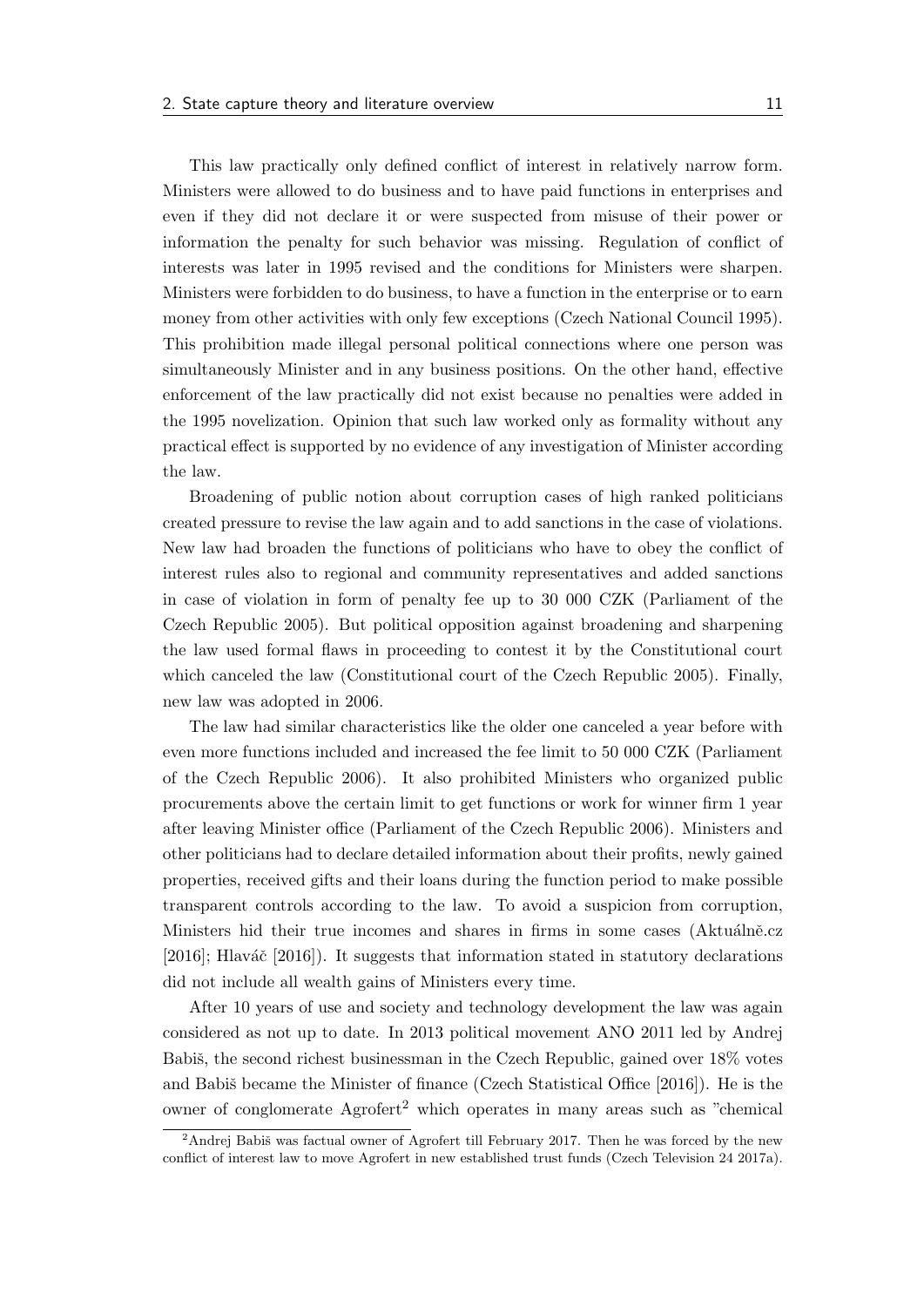This law practically only defined conflict of interest in relatively narrow form. Ministers were allowed to do business and to have paid functions in enterprises and even if they did not declare it or were suspected from misuse of their power or information the penalty for such behavior was missing. Regulation of conflict of interests was later in 1995 revised and the conditions for Ministers were sharpen. Ministers were forbidden to do business, to have a function in the enterprise or to earn money from other activities with only few exceptions (Czech National Council 1995). This prohibition made illegal personal political connections where one person was simultaneously Minister and in any business positions. On the other hand, effective enforcement of the law practically did not exist because no penalties were added in the 1995 novelization. Opinion that such law worked only as formality without any practical effect is supported by no evidence of any investigation of Minister according the law.

Broadening of public notion about corruption cases of high ranked politicians created pressure to revise the law again and to add sanctions in the case of violations. New law had broaden the functions of politicians who have to obey the conflict of interest rules also to regional and community representatives and added sanctions in case of violation in form of penalty fee up to 30 000 CZK (Parliament of the Czech Republic 2005). But political opposition against broadening and sharpening the law used formal flaws in proceeding to contest it by the Constitutional court which canceled the law (Constitutional court of the Czech Republic 2005). Finally, new law was adopted in 2006.

The law had similar characteristics like the older one canceled a year before with even more functions included and increased the fee limit to 50 000 CZK (Parliament of the Czech Republic 2006). It also prohibited Ministers who organized public procurements above the certain limit to get functions or work for winner firm 1 year after leaving Minister office (Parliament of the Czech Republic 2006). Ministers and other politicians had to declare detailed information about their profits, newly gained properties, received gifts and their loans during the function period to make possible transparent controls according to the law. To avoid a suspicion from corruption, Ministers hid their true incomes and shares in firms in some cases (Aktuálně.cz [2016]; Hlaváč [2016]). It suggests that information stated in statutory declarations did not include all wealth gains of Ministers every time.

After 10 years of use and society and technology development the law was again considered as not up to date. In 2013 political movement ANO 2011 led by Andrej Babiš, the second richest businessman in the Czech Republic, gained over 18% votes and Babiš became the Minister of finance (Czech Statistical Office [2016]). He is the owner of conglomerate Agrofert[2] which operates in many areas such as "chemical

[2]Andrej Babiš was factual owner of Agrofert till February 2017. Then he was forced by the new conflict of interest law to move Agrofert in new established trust funds (Czech Television 24 2017a).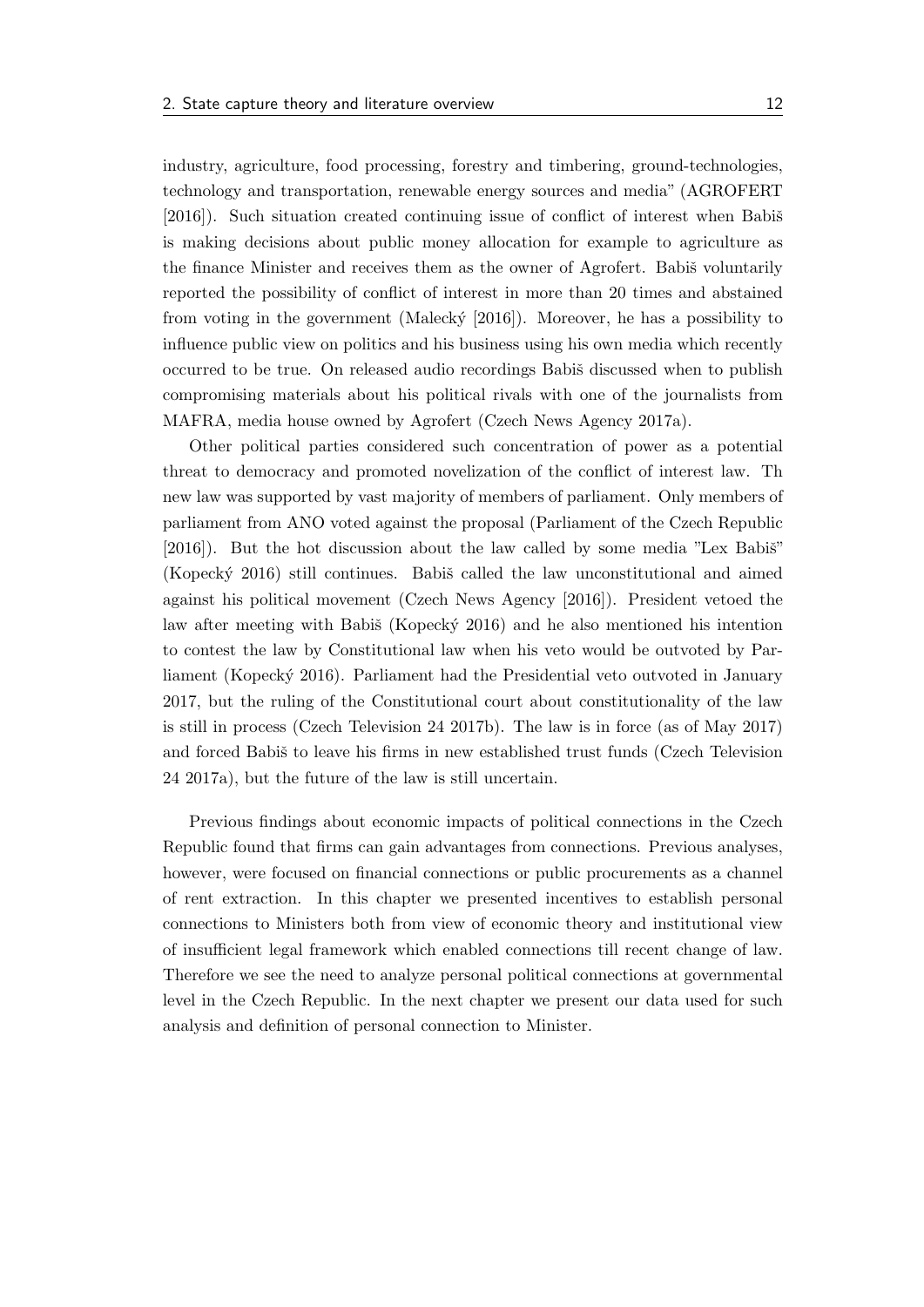industry, agriculture, food processing, forestry and timbering, ground-technologies, technology and transportation, renewable energy sources and media" (AGROFERT [2016]). Such situation created continuing issue of conflict of interest when Babiš is making decisions about public money allocation for example to agriculture as the finance Minister and receives them as the owner of Agrofert. Babiš voluntarily reported the possibility of conflict of interest in more than 20 times and abstained from voting in the government (Malecký [2016]). Moreover, he has a possibility to influence public view on politics and his business using his own media which recently occurred to be true. On released audio recordings Babiš discussed when to publish compromising materials about his political rivals with one of the journalists from MAFRA, media house owned by Agrofert (Czech News Agency 2017a).

Other political parties considered such concentration of power as a potential threat to democracy and promoted novelization of the conflict of interest law. Th new law was supported by vast majority of members of parliament. Only members of parliament from ANO voted against the proposal (Parliament of the Czech Republic [2016]). But the hot discussion about the law called by some media "Lex Babiš" (Kopecký 2016) still continues. Babiš called the law unconstitutional and aimed against his political movement (Czech News Agency [2016]). President vetoed the law after meeting with Babiš (Kopecký 2016) and he also mentioned his intention to contest the law by Constitutional law when his veto would be outvoted by Parliament (Kopecký 2016). Parliament had the Presidential veto outvoted in January 2017, but the ruling of the Constitutional court about constitutionality of the law is still in process (Czech Television 24 2017b). The law is in force (as of May 2017) and forced Babiš to leave his firms in new established trust funds (Czech Television 24 2017a), but the future of the law is still uncertain.

Previous findings about economic impacts of political connections in the Czech Republic found that firms can gain advantages from connections. Previous analyses, however, were focused on financial connections or public procurements as a channel of rent extraction. In this chapter we presented incentives to establish personal connections to Ministers both from view of economic theory and institutional view of insufficient legal framework which enabled connections till recent change of law. Therefore we see the need to analyze personal political connections at governmental level in the Czech Republic. In the next chapter we present our data used for such analysis and definition of personal connection to Minister.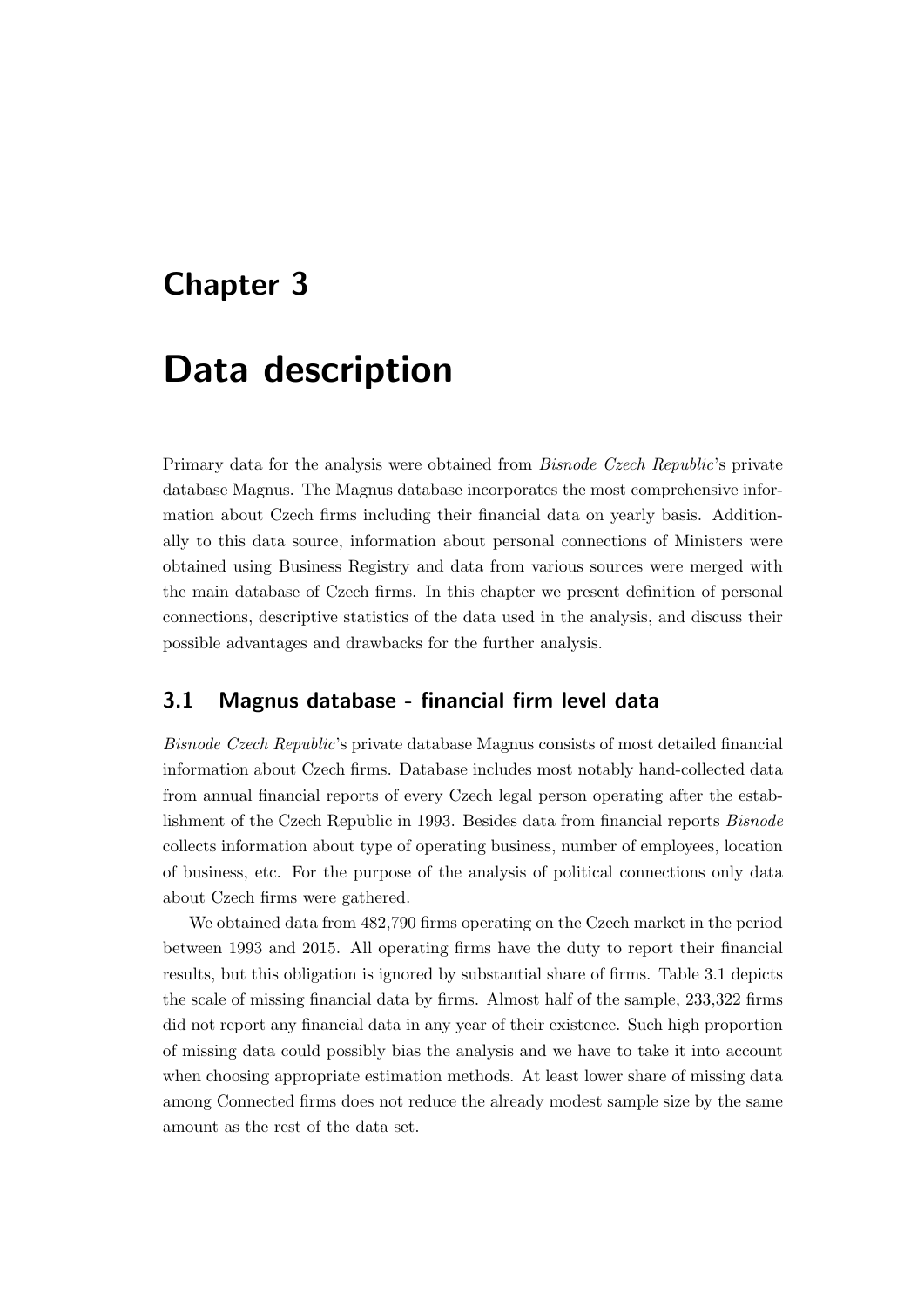# Chapter 3

# Data description

Primary data for the analysis were obtained from *Bisnode Czech Republic*'s private database Magnus. The Magnus database incorporates the most comprehensive information about Czech firms including their financial data on yearly basis. Additionally to this data source, information about personal connections of Ministers were obtained using Business Registry and data from various sources were merged with the main database of Czech firms. In this chapter we present definition of personal connections, descriptive statistics of the data used in the analysis, and discuss their possible advantages and drawbacks for the further analysis.

## 3.1 Magnus database - financial firm level data

*Bisnode Czech Republic*'s private database Magnus consists of most detailed financial information about Czech firms. Database includes most notably hand-collected data from annual financial reports of every Czech legal person operating after the establishment of the Czech Republic in 1993. Besides data from financial reports *Bisnode* collects information about type of operating business, number of employees, location of business, etc. For the purpose of the analysis of political connections only data about Czech firms were gathered.

We obtained data from 482,790 firms operating on the Czech market in the period between 1993 and 2015. All operating firms have the duty to report their financial results, but this obligation is ignored by substantial share of firms. Table 3.1 depicts the scale of missing financial data by firms. Almost half of the sample, 233,322 firms did not report any financial data in any year of their existence. Such high proportion of missing data could possibly bias the analysis and we have to take it into account when choosing appropriate estimation methods. At least lower share of missing data among Connected firms does not reduce the already modest sample size by the same amount as the rest of the data set.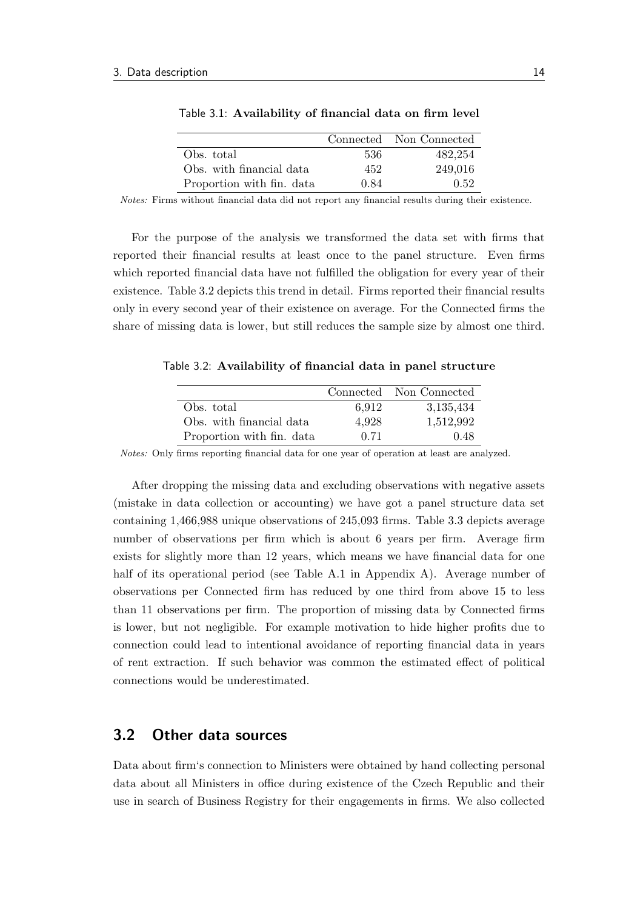Table 3.1: **Availability of financial data on firm level**

| | Connected | Non Connected |
|---|---|---|
| Obs. total | 536 | 482,254 |
| Obs. with financial data | 452 | 249,016 |
| Proportion with fin. data | 0.84 | 0.52 |

*Notes:* Firms without financial data did not report any financial results during their existence.

For the purpose of the analysis we transformed the data set with firms that reported their financial results at least once to the panel structure. Even firms which reported financial data have not fulfilled the obligation for every year of their existence. Table 3.2 depicts this trend in detail. Firms reported their financial results only in every second year of their existence on average. For the Connected firms the share of missing data is lower, but still reduces the sample size by almost one third.

Table 3.2: **Availability of financial data in panel structure**

| | Connected | Non Connected |
|---|---|---|
| Obs. total | 6,912 | 3,135,434 |
| Obs. with financial data | 4,928 | 1,512,992 |
| Proportion with fin. data | 0.71 | 0.48 |

*Notes:* Only firms reporting financial data for one year of operation at least are analyzed.

After dropping the missing data and excluding observations with negative assets (mistake in data collection or accounting) we have got a panel structure data set containing 1,466,988 unique observations of 245,093 firms. Table 3.3 depicts average number of observations per firm which is about 6 years per firm. Average firm exists for slightly more than 12 years, which means we have financial data for one half of its operational period (see Table A.1 in Appendix A). Average number of observations per Connected firm has reduced by one third from above 15 to less than 11 observations per firm. The proportion of missing data by Connected firms is lower, but not negligible. For example motivation to hide higher profits due to connection could lead to intentional avoidance of reporting financial data in years of rent extraction. If such behavior was common the estimated effect of political connections would be underestimated.

## 3.2 Other data sources

Data about firm‘s connection to Ministers were obtained by hand collecting personal data about all Ministers in office during existence of the Czech Republic and their use in search of Business Registry for their engagements in firms. We also collected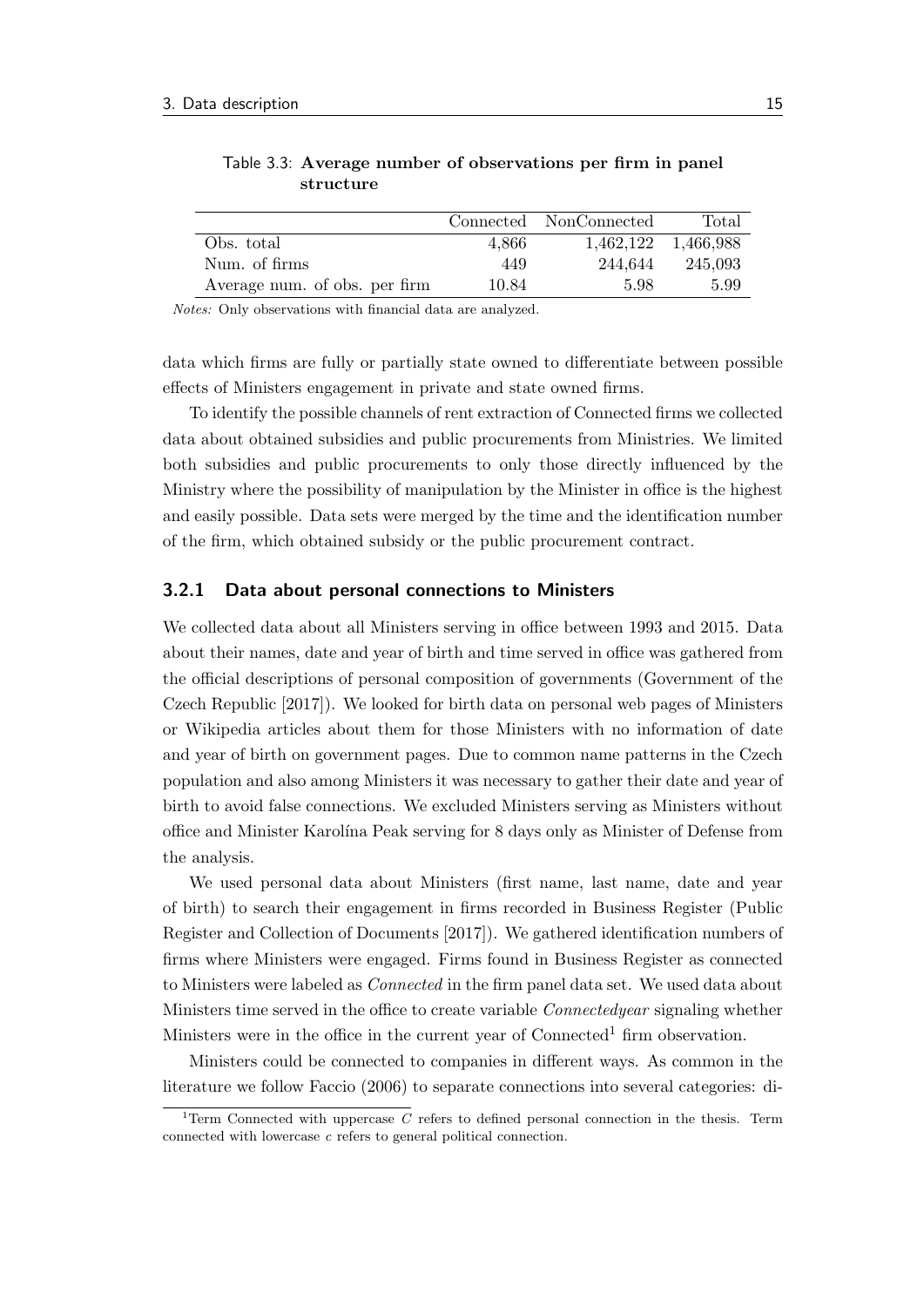Table 3.3: **Average number of observations per firm in panel structure**

| | Connected | NonConnected | Total |
|---|---|---|---|
| Obs. total | 4,866 | 1,462,122 | 1,466,988 |
| Num. of firms | 449 | 244,644 | 245,093 |
| Average num. of obs. per firm | 10.84 | 5.98 | 5.99 |

*Notes:* Only observations with financial data are analyzed.

data which firms are fully or partially state owned to differentiate between possible effects of Ministers engagement in private and state owned firms.

To identify the possible channels of rent extraction of Connected firms we collected data about obtained subsidies and public procurements from Ministries. We limited both subsidies and public procurements to only those directly influenced by the Ministry where the possibility of manipulation by the Minister in office is the highest and easily possible. Data sets were merged by the time and the identification number of the firm, which obtained subsidy or the public procurement contract.

### 3.2.1 Data about personal connections to Ministers

We collected data about all Ministers serving in office between 1993 and 2015. Data about their names, date and year of birth and time served in office was gathered from the official descriptions of personal composition of governments (Government of the Czech Republic [2017]). We looked for birth data on personal web pages of Ministers or Wikipedia articles about them for those Ministers with no information of date and year of birth on government pages. Due to common name patterns in the Czech population and also among Ministers it was necessary to gather their date and year of birth to avoid false connections. We excluded Ministers serving as Ministers without office and Minister Karolína Peak serving for 8 days only as Minister of Defense from the analysis.

We used personal data about Ministers (first name, last name, date and year of birth) to search their engagement in firms recorded in Business Register (Public Register and Collection of Documents [2017]). We gathered identification numbers of firms where Ministers were engaged. Firms found in Business Register as connected to Ministers were labeled as *Connected* in the firm panel data set. We used data about Ministers time served in the office to create variable *Connectedyear* signaling whether Ministers were in the office in the current year of Connected[1] firm observation.

Ministers could be connected to companies in different ways. As common in the literature we follow Faccio (2006) to separate connections into several categories: di-

[1] Term Connected with uppercase *C* refers to defined personal connection in the thesis. Term connected with lowercase *c* refers to general political connection.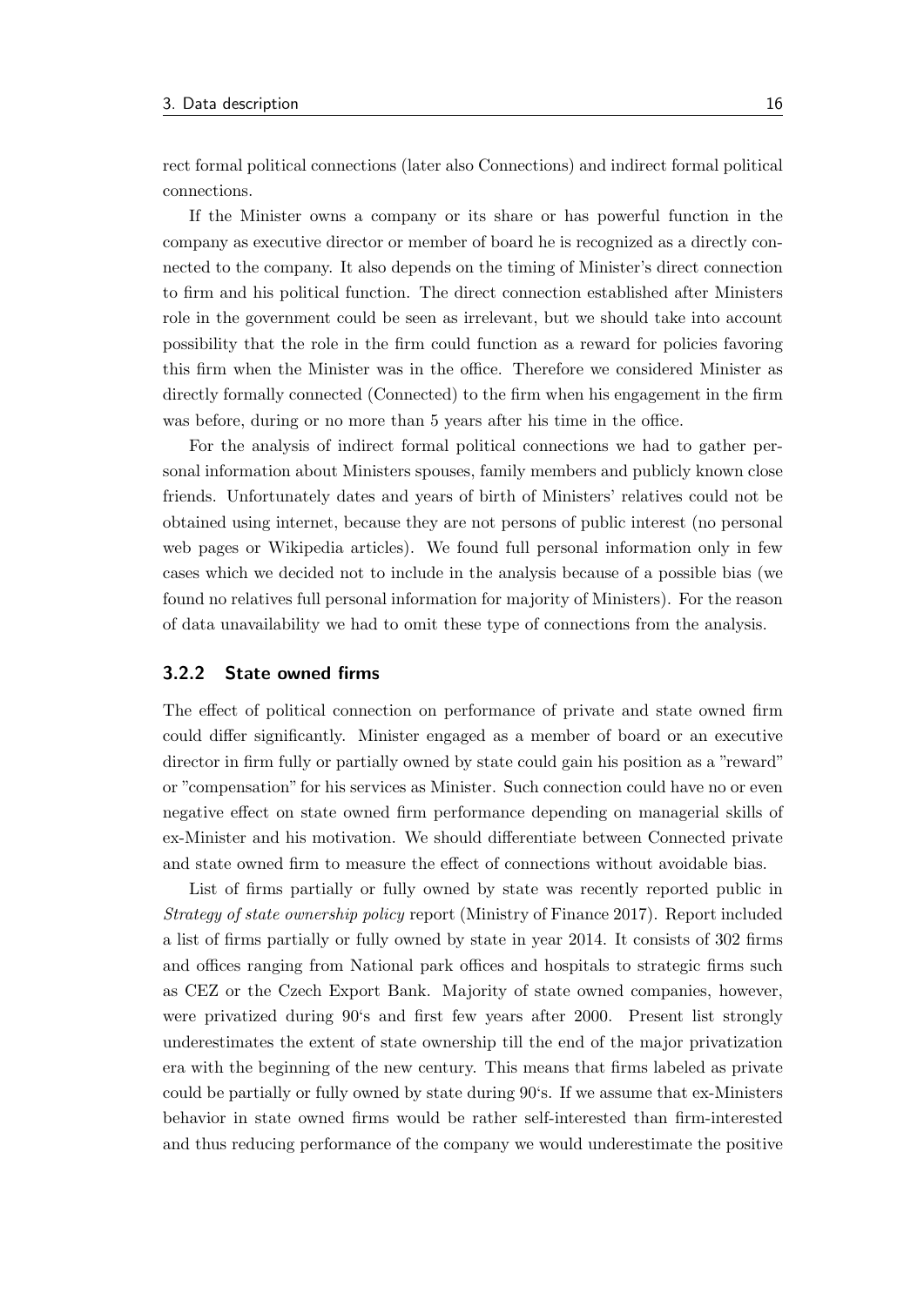rect formal political connections (later also Connections) and indirect formal political connections.

If the Minister owns a company or its share or has powerful function in the company as executive director or member of board he is recognized as a directly connected to the company. It also depends on the timing of Minister's direct connection to firm and his political function. The direct connection established after Ministers role in the government could be seen as irrelevant, but we should take into account possibility that the role in the firm could function as a reward for policies favoring this firm when the Minister was in the office. Therefore we considered Minister as directly formally connected (Connected) to the firm when his engagement in the firm was before, during or no more than 5 years after his time in the office.

For the analysis of indirect formal political connections we had to gather personal information about Ministers spouses, family members and publicly known close friends. Unfortunately dates and years of birth of Ministers' relatives could not be obtained using internet, because they are not persons of public interest (no personal web pages or Wikipedia articles). We found full personal information only in few cases which we decided not to include in the analysis because of a possible bias (we found no relatives full personal information for majority of Ministers). For the reason of data unavailability we had to omit these type of connections from the analysis.

### 3.2.2 State owned firms

The effect of political connection on performance of private and state owned firm could differ significantly. Minister engaged as a member of board or an executive director in firm fully or partially owned by state could gain his position as a "reward" or "compensation" for his services as Minister. Such connection could have no or even negative effect on state owned firm performance depending on managerial skills of ex-Minister and his motivation. We should differentiate between Connected private and state owned firm to measure the effect of connections without avoidable bias.

List of firms partially or fully owned by state was recently reported public in *Strategy of state ownership policy* report (Ministry of Finance 2017). Report included a list of firms partially or fully owned by state in year 2014. It consists of 302 firms and offices ranging from National park offices and hospitals to strategic firms such as CEZ or the Czech Export Bank. Majority of state owned companies, however, were privatized during 90's and first few years after 2000. Present list strongly underestimates the extent of state ownership till the end of the major privatization era with the beginning of the new century. This means that firms labeled as private could be partially or fully owned by state during 90's. If we assume that ex-Ministers behavior in state owned firms would be rather self-interested than firm-interested and thus reducing performance of the company we would underestimate the positive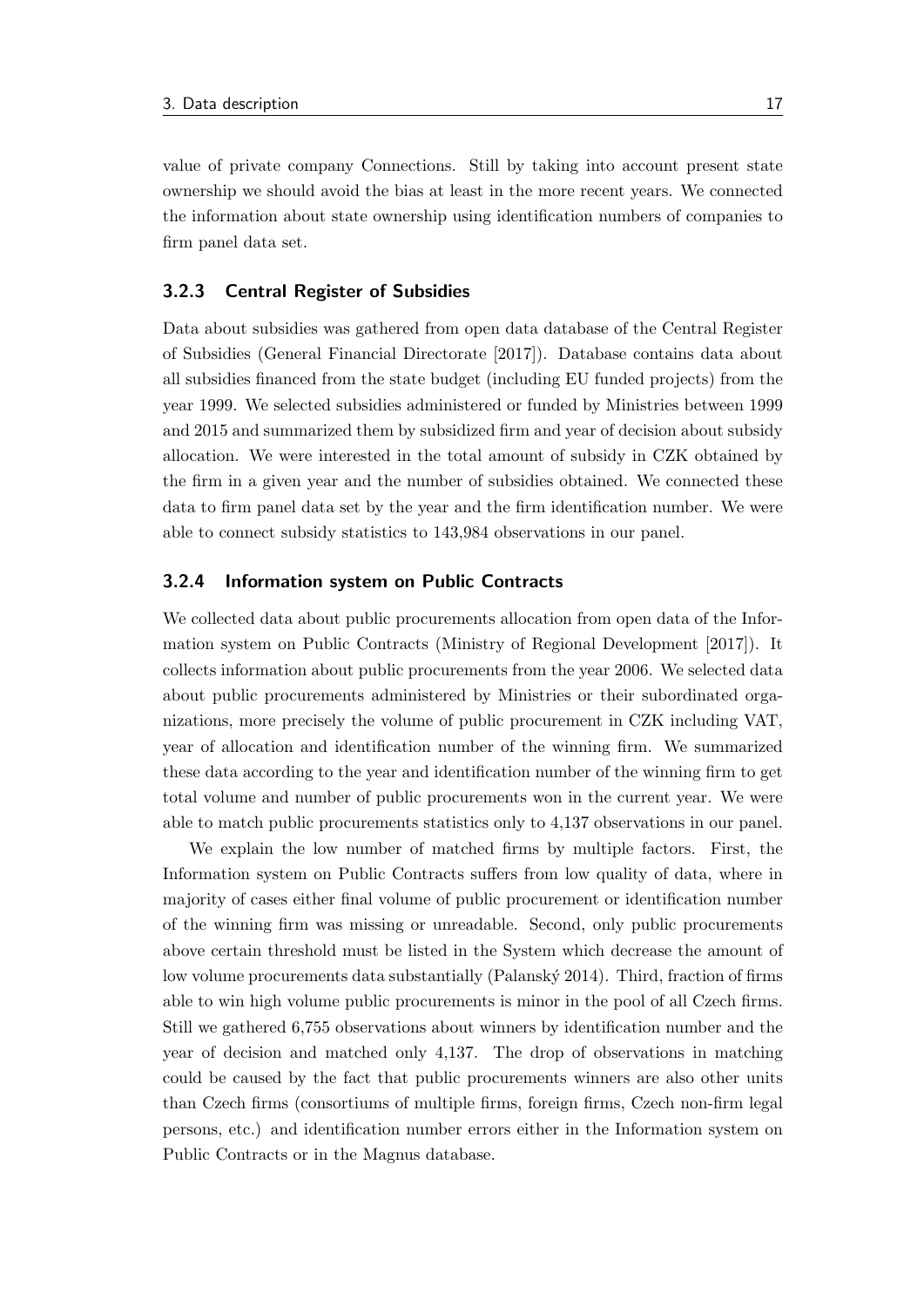value of private company Connections. Still by taking into account present state ownership we should avoid the bias at least in the more recent years. We connected the information about state ownership using identification numbers of companies to firm panel data set.

### 3.2.3 Central Register of Subsidies

Data about subsidies was gathered from open data database of the Central Register of Subsidies (General Financial Directorate [2017]). Database contains data about all subsidies financed from the state budget (including EU funded projects) from the year 1999. We selected subsidies administered or funded by Ministries between 1999 and 2015 and summarized them by subsidized firm and year of decision about subsidy allocation. We were interested in the total amount of subsidy in CZK obtained by the firm in a given year and the number of subsidies obtained. We connected these data to firm panel data set by the year and the firm identification number. We were able to connect subsidy statistics to 143,984 observations in our panel.

### 3.2.4 Information system on Public Contracts

We collected data about public procurements allocation from open data of the Information system on Public Contracts (Ministry of Regional Development [2017]). It collects information about public procurements from the year 2006. We selected data about public procurements administered by Ministries or their subordinated organizations, more precisely the volume of public procurement in CZK including VAT, year of allocation and identification number of the winning firm. We summarized these data according to the year and identification number of the winning firm to get total volume and number of public procurements won in the current year. We were able to match public procurements statistics only to 4,137 observations in our panel.

We explain the low number of matched firms by multiple factors. First, the Information system on Public Contracts suffers from low quality of data, where in majority of cases either final volume of public procurement or identification number of the winning firm was missing or unreadable. Second, only public procurements above certain threshold must be listed in the System which decrease the amount of low volume procurements data substantially (Palanský 2014). Third, fraction of firms able to win high volume public procurements is minor in the pool of all Czech firms. Still we gathered 6,755 observations about winners by identification number and the year of decision and matched only 4,137. The drop of observations in matching could be caused by the fact that public procurements winners are also other units than Czech firms (consortiums of multiple firms, foreign firms, Czech non-firm legal persons, etc.) and identification number errors either in the Information system on Public Contracts or in the Magnus database.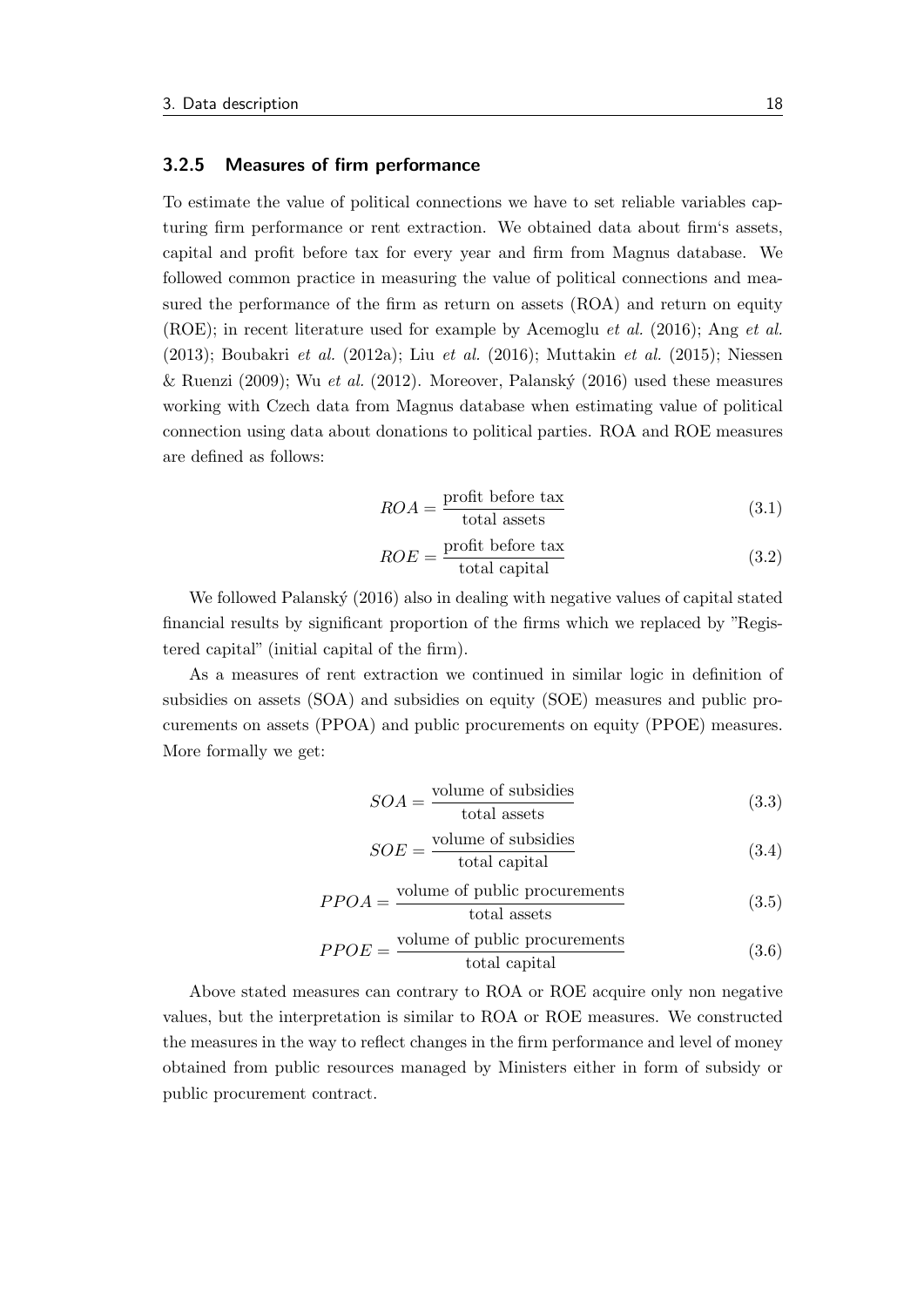### 3.2.5 Measures of firm performance

To estimate the value of political connections we have to set reliable variables capturing firm performance or rent extraction. We obtained data about firm‘s assets, capital and profit before tax for every year and firm from Magnus database. We followed common practice in measuring the value of political connections and measured the performance of the firm as return on assets (ROA) and return on equity (ROE); in recent literature used for example by Acemoglu *et al.* (2016); Ang *et al.* (2013); Boubakri *et al.* (2012a); Liu *et al.* (2016); Muttakin *et al.* (2015); Niessen & Ruenzi (2009); Wu *et al.* (2012). Moreover, Palanský (2016) used these measures working with Czech data from Magnus database when estimating value of political connection using data about donations to political parties. ROA and ROE measures are defined as follows:

$$ROA = \frac{\text{profit before tax}}{\text{total assets}} \tag{3.1}$$

$$ROE = \frac{\text{profit before tax}}{\text{total capital}} \tag{3.2}$$

We followed Palanský (2016) also in dealing with negative values of capital stated financial results by significant proportion of the firms which we replaced by "Registered capital" (initial capital of the firm).

As a measures of rent extraction we continued in similar logic in definition of subsidies on assets (SOA) and subsidies on equity (SOE) measures and public procurements on assets (PPOA) and public procurements on equity (PPOE) measures. More formally we get:

$$SOA = \frac{\text{volume of subsidies}}{\text{total assets}} \tag{3.3}$$

$$SOE = \frac{\text{volume of subsidies}}{\text{total capital}} \tag{3.4}$$

$$PPOA = \frac{\text{volume of public procurements}}{\text{total assets}} \tag{3.5}$$

$$PPOE = \frac{\text{volume of public procurements}}{\text{total capital}} \tag{3.6}$$

Above stated measures can contrary to ROA or ROE acquire only non negative values, but the interpretation is similar to ROA or ROE measures. We constructed the measures in the way to reflect changes in the firm performance and level of money obtained from public resources managed by Ministers either in form of subsidy or public procurement contract.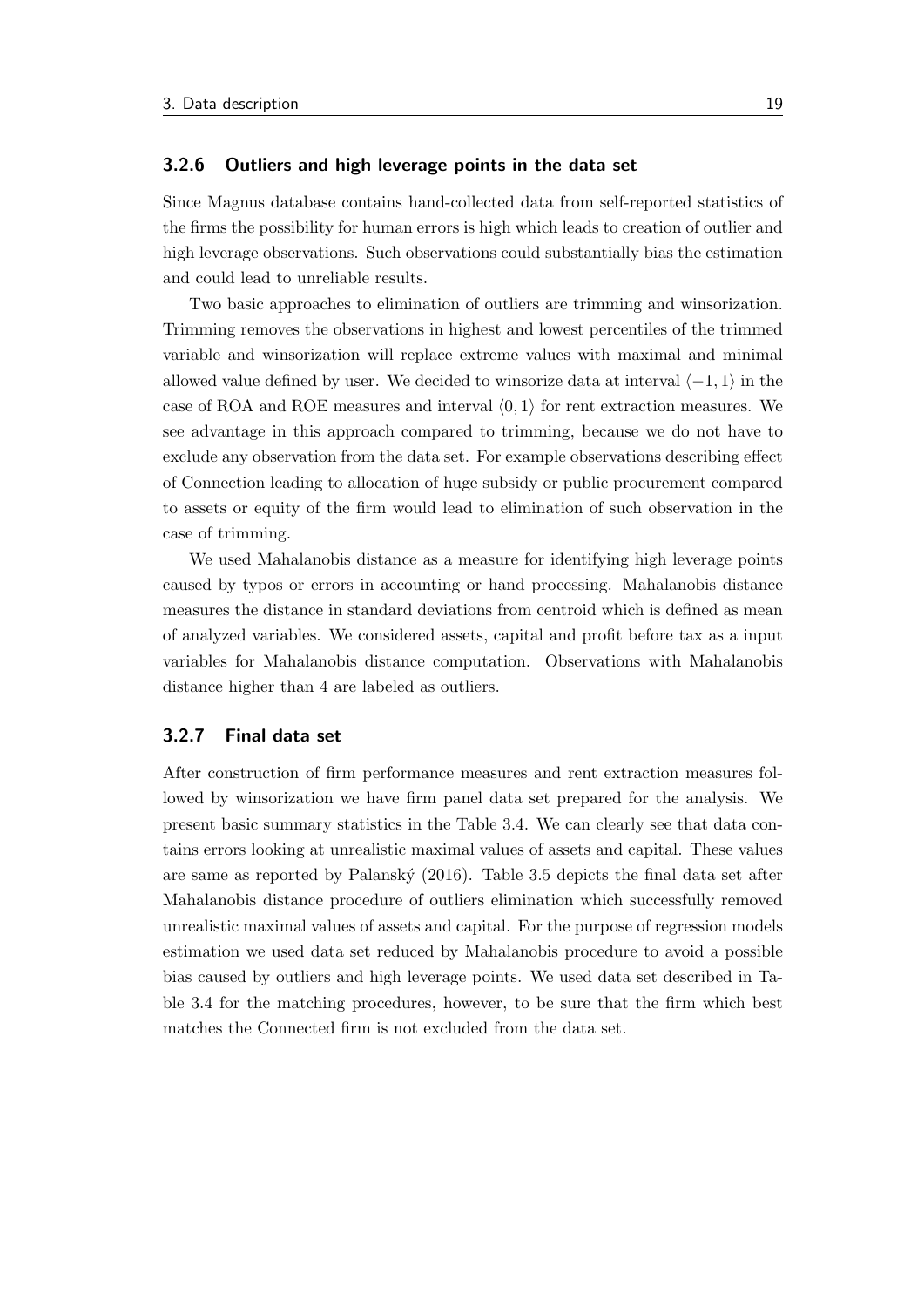### 3.2.6 Outliers and high leverage points in the data set

Since Magnus database contains hand-collected data from self-reported statistics of the firms the possibility for human errors is high which leads to creation of outlier and high leverage observations. Such observations could substantially bias the estimation and could lead to unreliable results.

Two basic approaches to elimination of outliers are trimming and winsorization. Trimming removes the observations in highest and lowest percentiles of the trimmed variable and winsorization will replace extreme values with maximal and minimal allowed value defined by user. We decided to winsorize data at interval $\langle -1, 1 \rangle$ in the case of ROA and ROE measures and interval $\langle 0, 1 \rangle$ for rent extraction measures. We see advantage in this approach compared to trimming, because we do not have to exclude any observation from the data set. For example observations describing effect of Connection leading to allocation of huge subsidy or public procurement compared to assets or equity of the firm would lead to elimination of such observation in the case of trimming.

We used Mahalanobis distance as a measure for identifying high leverage points caused by typos or errors in accounting or hand processing. Mahalanobis distance measures the distance in standard deviations from centroid which is defined as mean of analyzed variables. We considered assets, capital and profit before tax as a input variables for Mahalanobis distance computation. Observations with Mahalanobis distance higher than 4 are labeled as outliers.

### 3.2.7 Final data set

After construction of firm performance measures and rent extraction measures followed by winsorization we have firm panel data set prepared for the analysis. We present basic summary statistics in the Table 3.4. We can clearly see that data contains errors looking at unrealistic maximal values of assets and capital. These values are same as reported by Palanský (2016). Table 3.5 depicts the final data set after Mahalanobis distance procedure of outliers elimination which successfully removed unrealistic maximal values of assets and capital. For the purpose of regression models estimation we used data set reduced by Mahalanobis procedure to avoid a possible bias caused by outliers and high leverage points. We used data set described in Table 3.4 for the matching procedures, however, to be sure that the firm which best matches the Connected firm is not excluded from the data set.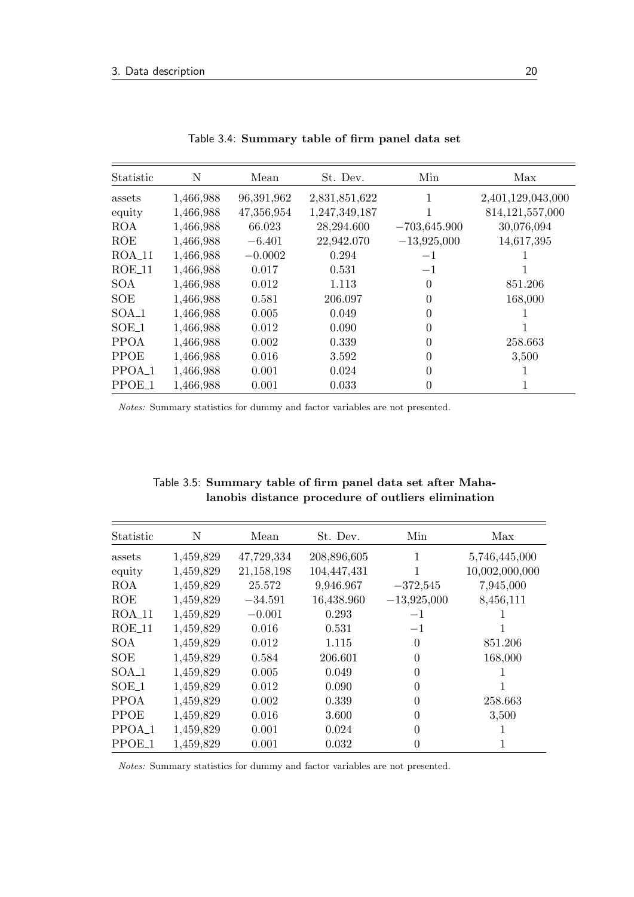Table 3.4: **Summary table of firm panel data set**

| Statistic | N | Mean | St. Dev. | Min | Max |
|---|---|---|---|---|---|
| assets | 1,466,988 | 96,391,962 | 2,831,851,622 | 1 | 2,401,129,043,000 |
| equity | 1,466,988 | 47,356,954 | 1,247,349,187 | 1 | 814,121,557,000 |
| ROA | 1,466,988 | 66.023 | 28,294.600 | −703,645.900 | 30,076,094 |
| ROE | 1,466,988 | −6.401 | 22,942.070 | −13,925,000 | 14,617,395 |
| ROA_11 | 1,466,988 | −0.0002 | 0.294 | −1 | 1 |
| ROE_11 | 1,466,988 | 0.017 | 0.531 | −1 | 1 |
| SOA | 1,466,988 | 0.012 | 1.113 | 0 | 851.206 |
| SOE | 1,466,988 | 0.581 | 206.097 | 0 | 168,000 |
| SOA_1 | 1,466,988 | 0.005 | 0.049 | 0 | 1 |
| SOE_1 | 1,466,988 | 0.012 | 0.090 | 0 | 1 |
| PPOA | 1,466,988 | 0.002 | 0.339 | 0 | 258.663 |
| PPOE | 1,466,988 | 0.016 | 3.592 | 0 | 3,500 |
| PPOA_1 | 1,466,988 | 0.001 | 0.024 | 0 | 1 |
| PPOE_1 | 1,466,988 | 0.001 | 0.033 | 0 | 1 |

*Notes:* Summary statistics for dummy and factor variables are not presented.

Table 3.5: **Summary table of firm panel data set after Mahalanobis distance procedure of outliers elimination**

| Statistic | N | Mean | St. Dev. | Min | Max |
|---|---|---|---|---|---|
| assets | 1,459,829 | 47,729,334 | 208,896,605 | 1 | 5,746,445,000 |
| equity | 1,459,829 | 21,158,198 | 104,447,431 | 1 | 10,002,000,000 |
| ROA | 1,459,829 | 25.572 | 9,946.967 | −372,545 | 7,945,000 |
| ROE | 1,459,829 | −34.591 | 16,438.960 | −13,925,000 | 8,456,111 |
| ROA_11 | 1,459,829 | −0.001 | 0.293 | −1 | 1 |
| ROE_11 | 1,459,829 | 0.016 | 0.531 | −1 | 1 |
| SOA | 1,459,829 | 0.012 | 1.115 | 0 | 851.206 |
| SOE | 1,459,829 | 0.584 | 206.601 | 0 | 168,000 |
| SOA_1 | 1,459,829 | 0.005 | 0.049 | 0 | 1 |
| SOE_1 | 1,459,829 | 0.012 | 0.090 | 0 | 1 |
| PPOA | 1,459,829 | 0.002 | 0.339 | 0 | 258.663 |
| PPOE | 1,459,829 | 0.016 | 3.600 | 0 | 3,500 |
| PPOA_1 | 1,459,829 | 0.001 | 0.024 | 0 | 1 |
| PPOE_1 | 1,459,829 | 0.001 | 0.032 | 0 | 1 |

*Notes:* Summary statistics for dummy and factor variables are not presented.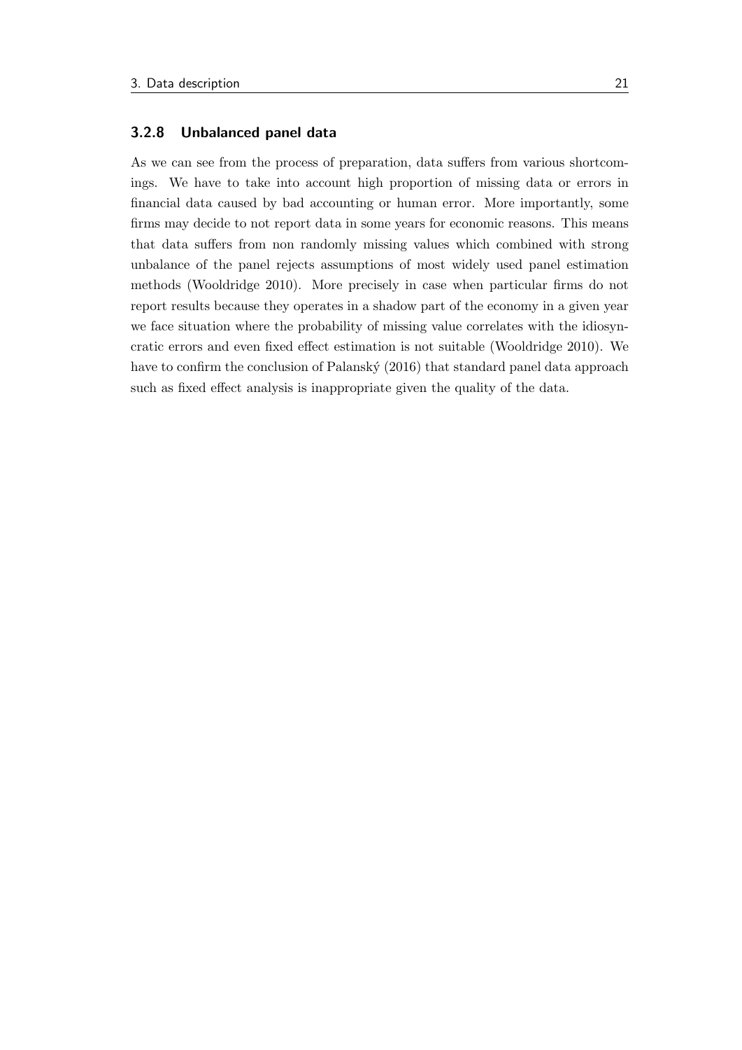### 3.2.8 Unbalanced panel data

As we can see from the process of preparation, data suffers from various shortcomings. We have to take into account high proportion of missing data or errors in financial data caused by bad accounting or human error. More importantly, some firms may decide to not report data in some years for economic reasons. This means that data suffers from non randomly missing values which combined with strong unbalance of the panel rejects assumptions of most widely used panel estimation methods (Wooldridge 2010). More precisely in case when particular firms do not report results because they operates in a shadow part of the economy in a given year we face situation where the probability of missing value correlates with the idiosyncratic errors and even fixed effect estimation is not suitable (Wooldridge 2010). We have to confirm the conclusion of Palanský (2016) that standard panel data approach such as fixed effect analysis is inappropriate given the quality of the data.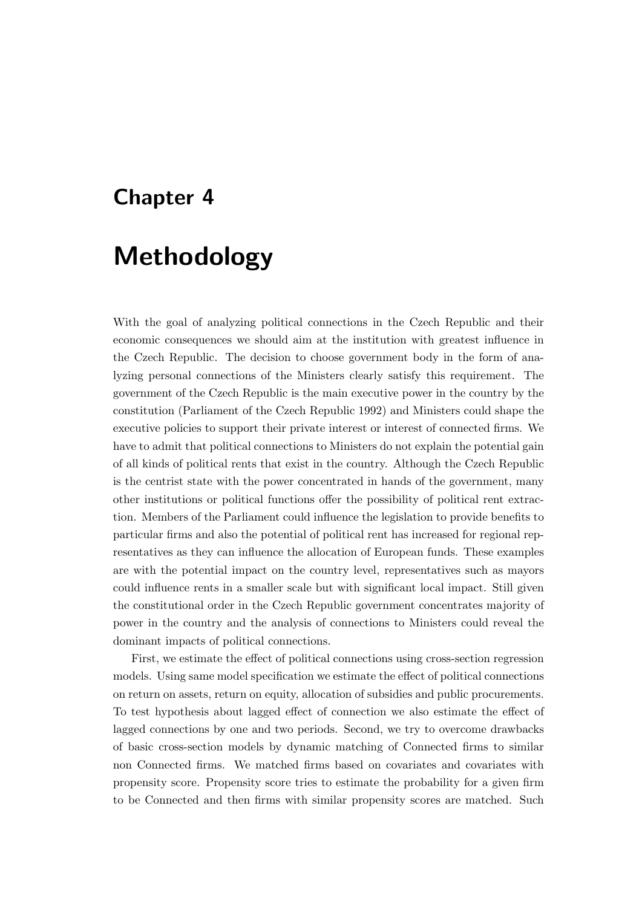# Chapter 4

# Methodology

With the goal of analyzing political connections in the Czech Republic and their economic consequences we should aim at the institution with greatest influence in the Czech Republic. The decision to choose government body in the form of analyzing personal connections of the Ministers clearly satisfy this requirement. The government of the Czech Republic is the main executive power in the country by the constitution (Parliament of the Czech Republic 1992) and Ministers could shape the executive policies to support their private interest or interest of connected firms. We have to admit that political connections to Ministers do not explain the potential gain of all kinds of political rents that exist in the country. Although the Czech Republic is the centrist state with the power concentrated in hands of the government, many other institutions or political functions offer the possibility of political rent extraction. Members of the Parliament could influence the legislation to provide benefits to particular firms and also the potential of political rent has increased for regional representatives as they can influence the allocation of European funds. These examples are with the potential impact on the country level, representatives such as mayors could influence rents in a smaller scale but with significant local impact. Still given the constitutional order in the Czech Republic government concentrates majority of power in the country and the analysis of connections to Ministers could reveal the dominant impacts of political connections.

First, we estimate the effect of political connections using cross-section regression models. Using same model specification we estimate the effect of political connections on return on assets, return on equity, allocation of subsidies and public procurements. To test hypothesis about lagged effect of connection we also estimate the effect of lagged connections by one and two periods. Second, we try to overcome drawbacks of basic cross-section models by dynamic matching of Connected firms to similar non Connected firms. We matched firms based on covariates and covariates with propensity score. Propensity score tries to estimate the probability for a given firm to be Connected and then firms with similar propensity scores are matched. Such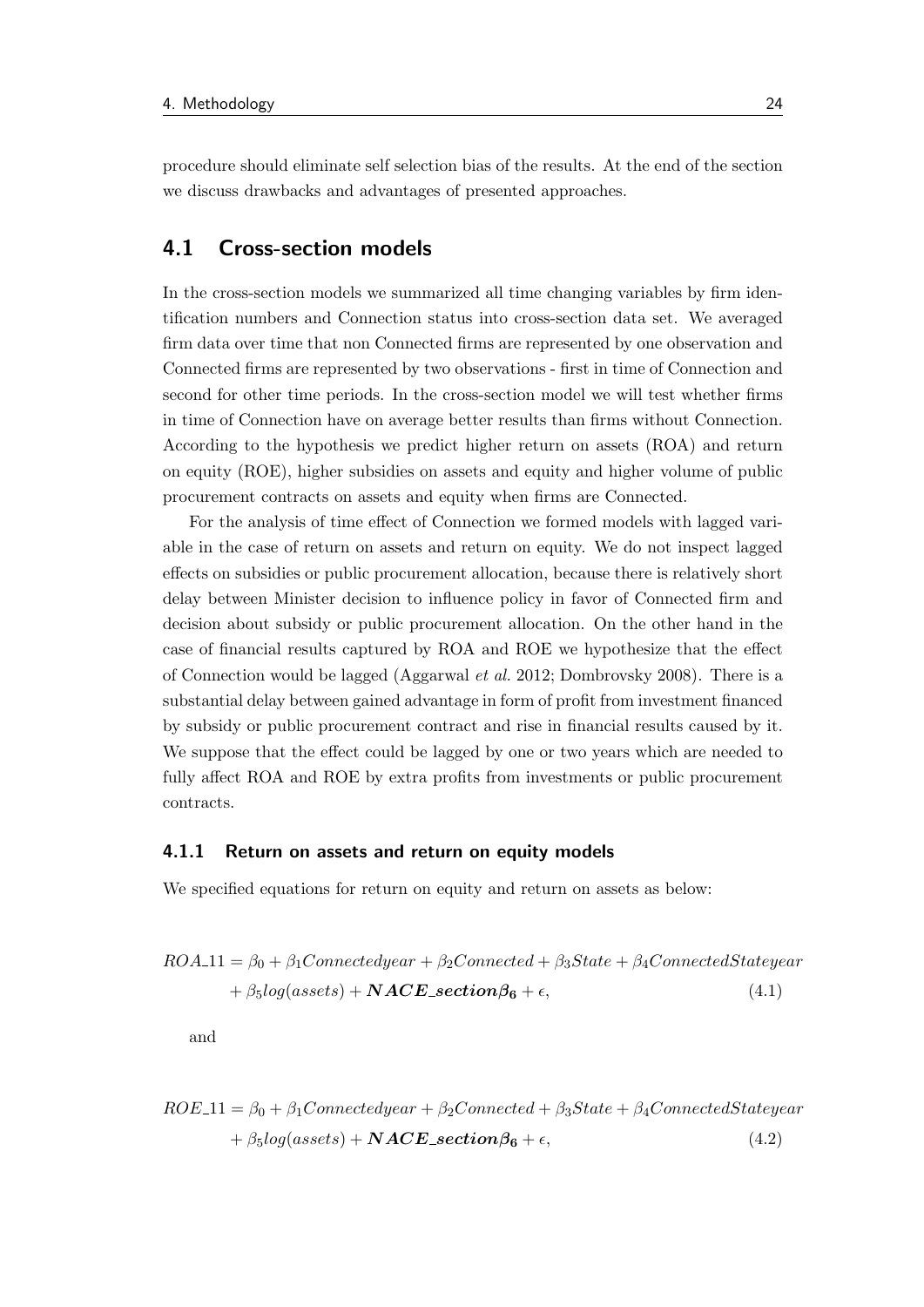procedure should eliminate self selection bias of the results. At the end of the section we discuss drawbacks and advantages of presented approaches.

## 4.1 Cross-section models

In the cross-section models we summarized all time changing variables by firm identification numbers and Connection status into cross-section data set. We averaged firm data over time that non Connected firms are represented by one observation and Connected firms are represented by two observations - first in time of Connection and second for other time periods. In the cross-section model we will test whether firms in time of Connection have on average better results than firms without Connection. According to the hypothesis we predict higher return on assets (ROA) and return on equity (ROE), higher subsidies on assets and equity and higher volume of public procurement contracts on assets and equity when firms are Connected.

For the analysis of time effect of Connection we formed models with lagged variable in the case of return on assets and return on equity. We do not inspect lagged effects on subsidies or public procurement allocation, because there is relatively short delay between Minister decision to influence policy in favor of Connected firm and decision about subsidy or public procurement allocation. On the other hand in the case of financial results captured by ROA and ROE we hypothesize that the effect of Connection would be lagged (Aggarwal *et al.* 2012; Dombrovsky 2008). There is a substantial delay between gained advantage in form of profit from investment financed by subsidy or public procurement contract and rise in financial results caused by it. We suppose that the effect could be lagged by one or two years which are needed to fully affect ROA and ROE by extra profits from investments or public procurement contracts.

### 4.1.1 Return on assets and return on equity models

We specified equations for return on equity and return on assets as below:

$$
\begin{aligned}
ROA\_11 = {} & \beta_0 + \beta_1 Connectedyear + \beta_2 Connected + \beta_3 State + \beta_4 ConnectedStateyear \\
& + \beta_5 log(assets) + \boldsymbol{NACE\_section\beta_6} + \epsilon,
\end{aligned}
\tag{4.1}
$$

and

$$
\begin{aligned}
ROE\_11 = {} & \beta_0 + \beta_1 Connectedyear + \beta_2 Connected + \beta_3 State + \beta_4 ConnectedStateyear \\
& + \beta_5 log(assets) + \boldsymbol{NACE\_section\beta_6} + \epsilon,
\end{aligned}
\tag{4.2}
$$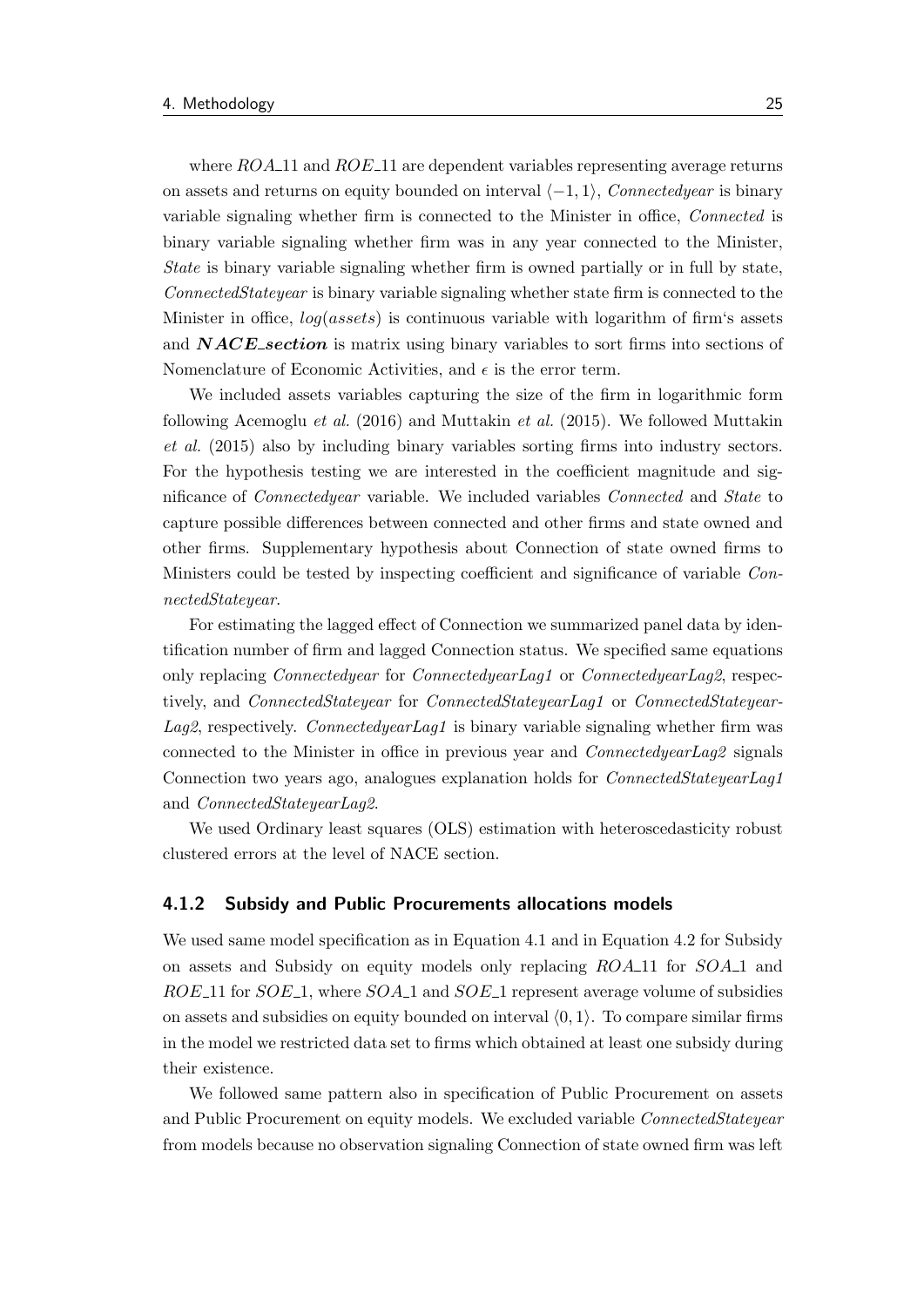where $ROA\_11$ and $ROE\_11$ are dependent variables representing average returns on assets and returns on equity bounded on interval $\langle -1, 1 \rangle$, *Connectedyear* is binary variable signaling whether firm is connected to the Minister in office, *Connected* is binary variable signaling whether firm was in any year connected to the Minister, *State* is binary variable signaling whether firm is owned partially or in full by state, *ConnectedStateyear* is binary variable signaling whether state firm is connected to the Minister in office, $log(assets)$ is continuous variable with logarithm of firm's assets and $\boldsymbol{NACE\_section}$ is matrix using binary variables to sort firms into sections of Nomenclature of Economic Activities, and $\epsilon$ is the error term.

We included assets variables capturing the size of the firm in logarithmic form following Acemoglu *et al.* (2016) and Muttakin *et al.* (2015). We followed Muttakin *et al.* (2015) also by including binary variables sorting firms into industry sectors. For the hypothesis testing we are interested in the coefficient magnitude and significance of *Connectedyear* variable. We included variables *Connected* and *State* to capture possible differences between connected and other firms and state owned and other firms. Supplementary hypothesis about Connection of state owned firms to Ministers could be tested by inspecting coefficient and significance of variable *ConnectedStateyear*.

For estimating the lagged effect of Connection we summarized panel data by identification number of firm and lagged Connection status. We specified same equations only replacing *Connectedyear* for *ConnectedyearLag1* or *ConnectedyearLag2*, respectively, and *ConnectedStateyear* for *ConnectedStateyearLag1* or *ConnectedStateyearLag2*, respectively. *ConnectedyearLag1* is binary variable signaling whether firm was connected to the Minister in office in previous year and *ConnectedyearLag2* signals Connection two years ago, analogues explanation holds for *ConnectedStateyearLag1* and *ConnectedStateyearLag2*.

We used Ordinary least squares (OLS) estimation with heteroscedasticity robust clustered errors at the level of NACE section.

### 4.1.2 Subsidy and Public Procurements allocations models

We used same model specification as in Equation 4.1 and in Equation 4.2 for Subsidy on assets and Subsidy on equity models only replacing $ROA\_11$ for $SOA\_1$ and $ROE\_11$ for $SOE\_1$, where $SOA\_1$ and $SOE\_1$ represent average volume of subsidies on assets and subsidies on equity bounded on interval $\langle 0, 1 \rangle$. To compare similar firms in the model we restricted data set to firms which obtained at least one subsidy during their existence.

We followed same pattern also in specification of Public Procurement on assets and Public Procurement on equity models. We excluded variable *ConnectedStateyear* from models because no observation signaling Connection of state owned firm was left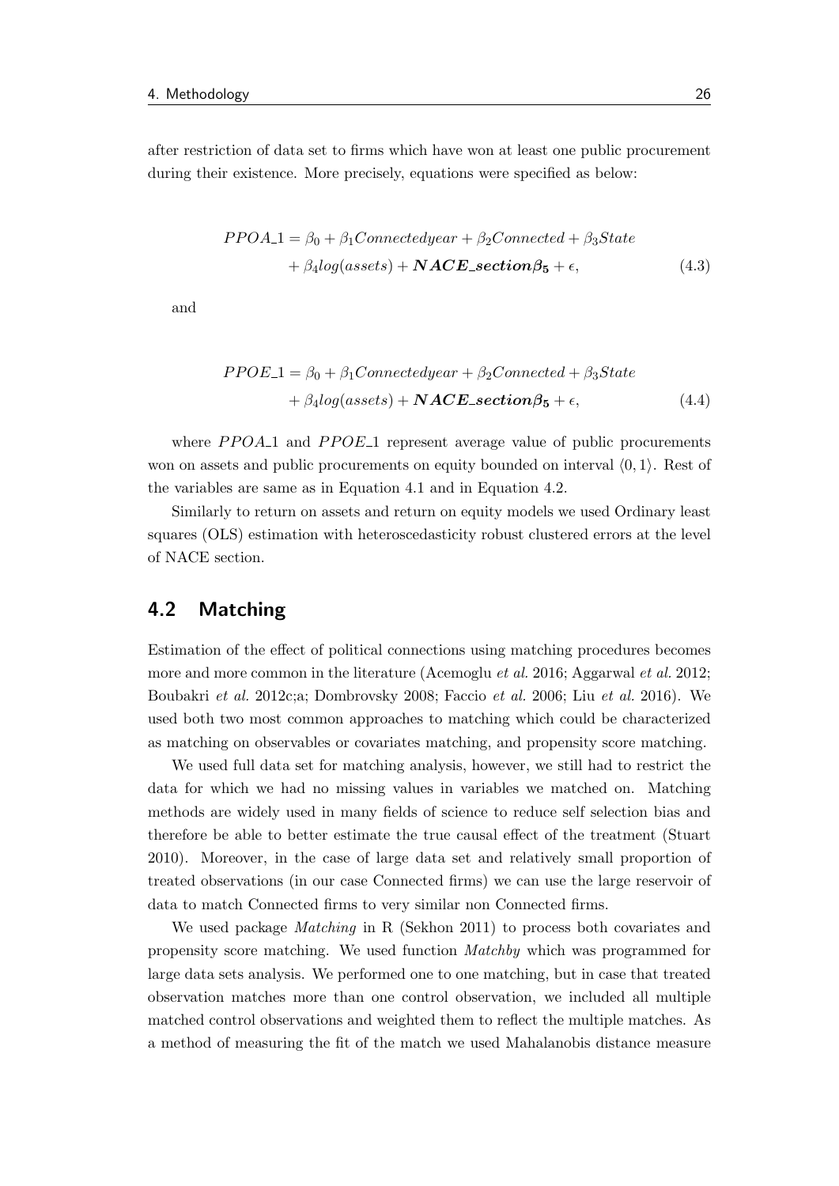after restriction of data set to firms which have won at least one public procurement during their existence. More precisely, equations were specified as below:

$$PPOA\_1 = \beta_0 + \beta_1 Connectedyear + \beta_2 Connected + \beta_3 State + \beta_4 log(assets) + \boldsymbol{NACE\_section\beta_5} + \epsilon, \tag{4.3}$$

and

$$PPOE\_1 = \beta_0 + \beta_1 Connectedyear + \beta_2 Connected + \beta_3 State + \beta_4 log(assets) + \boldsymbol{NACE\_section\beta_5} + \epsilon, \tag{4.4}$$

where $PPOA\_1$ and $PPOE\_1$ represent average value of public procurements won on assets and public procurements on equity bounded on interval $\langle 0, 1\rangle$. Rest of the variables are same as in Equation 4.1 and in Equation 4.2.

Similarly to return on assets and return on equity models we used Ordinary least squares (OLS) estimation with heteroscedasticity robust clustered errors at the level of NACE section.

## 4.2 Matching

Estimation of the effect of political connections using matching procedures becomes more and more common in the literature (Acemoglu *et al.* 2016; Aggarwal *et al.* 2012; Boubakri *et al.* 2012c;a; Dombrovsky 2008; Faccio *et al.* 2006; Liu *et al.* 2016). We used both two most common approaches to matching which could be characterized as matching on observables or covariates matching, and propensity score matching.

We used full data set for matching analysis, however, we still had to restrict the data for which we had no missing values in variables we matched on. Matching methods are widely used in many fields of science to reduce self selection bias and therefore be able to better estimate the true causal effect of the treatment (Stuart 2010). Moreover, in the case of large data set and relatively small proportion of treated observations (in our case Connected firms) we can use the large reservoir of data to match Connected firms to very similar non Connected firms.

We used package *Matching* in R (Sekhon 2011) to process both covariates and propensity score matching. We used function *Matchby* which was programmed for large data sets analysis. We performed one to one matching, but in case that treated observation matches more than one control observation, we included all multiple matched control observations and weighted them to reflect the multiple matches. As a method of measuring the fit of the match we used Mahalanobis distance measure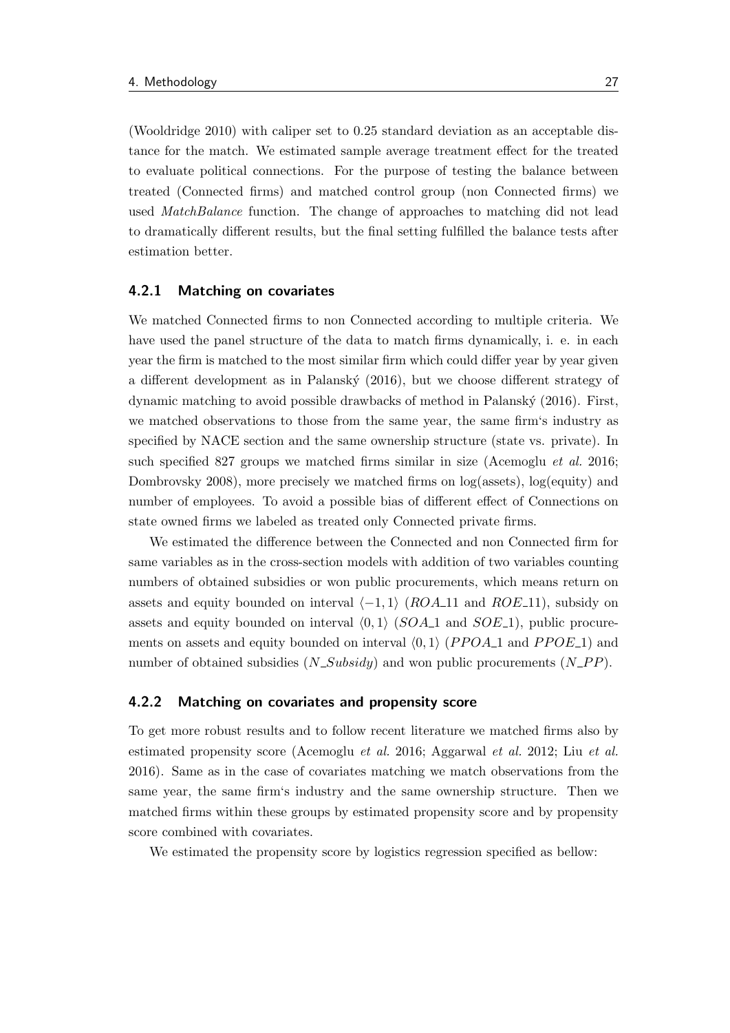(Wooldridge 2010) with caliper set to 0.25 standard deviation as an acceptable distance for the match. We estimated sample average treatment effect for the treated to evaluate political connections. For the purpose of testing the balance between treated (Connected firms) and matched control group (non Connected firms) we used *MatchBalance* function. The change of approaches to matching did not lead to dramatically different results, but the final setting fulfilled the balance tests after estimation better.

### 4.2.1 Matching on covariates

We matched Connected firms to non Connected according to multiple criteria. We have used the panel structure of the data to match firms dynamically, i. e. in each year the firm is matched to the most similar firm which could differ year by year given a different development as in Palanský (2016), but we choose different strategy of dynamic matching to avoid possible drawbacks of method in Palanský (2016). First, we matched observations to those from the same year, the same firm's industry as specified by NACE section and the same ownership structure (state vs. private). In such specified 827 groups we matched firms similar in size (Acemoglu *et al.* 2016; Dombrovsky 2008), more precisely we matched firms on log(assets), log(equity) and number of employees. To avoid a possible bias of different effect of Connections on state owned firms we labeled as treated only Connected private firms.

We estimated the difference between the Connected and non Connected firm for same variables as in the cross-section models with addition of two variables counting numbers of obtained subsidies or won public procurements, which means return on assets and equity bounded on interval $\langle -1, 1 \rangle$ ($ROA\_11$ and $ROE\_11$), subsidy on assets and equity bounded on interval $\langle 0, 1 \rangle$ ($SOA\_1$ and $SOE\_1$), public procurements on assets and equity bounded on interval $\langle 0, 1 \rangle$ ($PPOA\_1$ and $PPOE\_1$) and number of obtained subsidies ($N\_Subsidy$) and won public procurements ($N\_PP$).

### 4.2.2 Matching on covariates and propensity score

To get more robust results and to follow recent literature we matched firms also by estimated propensity score (Acemoglu *et al.* 2016; Aggarwal *et al.* 2012; Liu *et al.* 2016). Same as in the case of covariates matching we match observations from the same year, the same firm's industry and the same ownership structure. Then we matched firms within these groups by estimated propensity score and by propensity score combined with covariates.

We estimated the propensity score by logistics regression specified as bellow: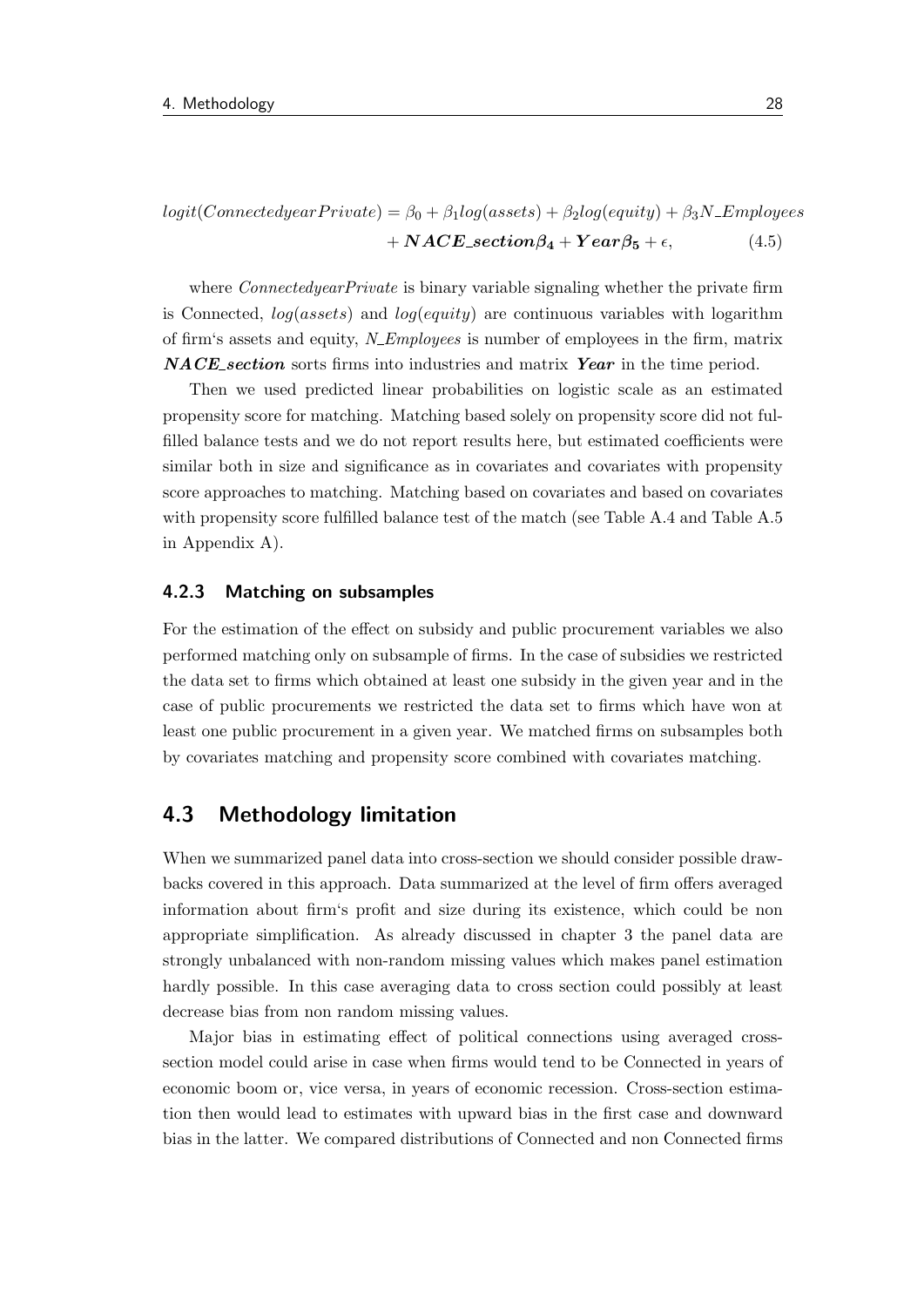$$
\begin{aligned}
logit(ConnectedyearPrivate) = \beta_0 + \beta_1 log(assets) + \beta_2 log(equity) + \beta_3 N\_Employees \\
+ \boldsymbol{NACE\_section}\boldsymbol{\beta_4} + \boldsymbol{Year}\boldsymbol{\beta_5} + \epsilon, \qquad (4.5)
\end{aligned}
$$

where *ConnectedyearPrivate* is binary variable signaling whether the private firm is Connected, $log(assets)$ and $log(equity)$ are continuous variables with logarithm of firm's assets and equity, *N_Employees* is number of employees in the firm, matrix ***NACE_section*** sorts firms into industries and matrix ***Year*** in the time period.

Then we used predicted linear probabilities on logistic scale as an estimated propensity score for matching. Matching based solely on propensity score did not fulfilled balance tests and we do not report results here, but estimated coefficients were similar both in size and significance as in covariates and covariates with propensity score approaches to matching. Matching based on covariates and based on covariates with propensity score fulfilled balance test of the match (see Table A.4 and Table A.5 in Appendix A).

### 4.2.3 Matching on subsamples

For the estimation of the effect on subsidy and public procurement variables we also performed matching only on subsample of firms. In the case of subsidies we restricted the data set to firms which obtained at least one subsidy in the given year and in the case of public procurements we restricted the data set to firms which have won at least one public procurement in a given year. We matched firms on subsamples both by covariates matching and propensity score combined with covariates matching.

## 4.3 Methodology limitation

When we summarized panel data into cross-section we should consider possible drawbacks covered in this approach. Data summarized at the level of firm offers averaged information about firm's profit and size during its existence, which could be non appropriate simplification. As already discussed in chapter 3 the panel data are strongly unbalanced with non-random missing values which makes panel estimation hardly possible. In this case averaging data to cross section could possibly at least decrease bias from non random missing values.

Major bias in estimating effect of political connections using averaged cross-section model could arise in case when firms would tend to be Connected in years of economic boom or, vice versa, in years of economic recession. Cross-section estimation then would lead to estimates with upward bias in the first case and downward bias in the latter. We compared distributions of Connected and non Connected firms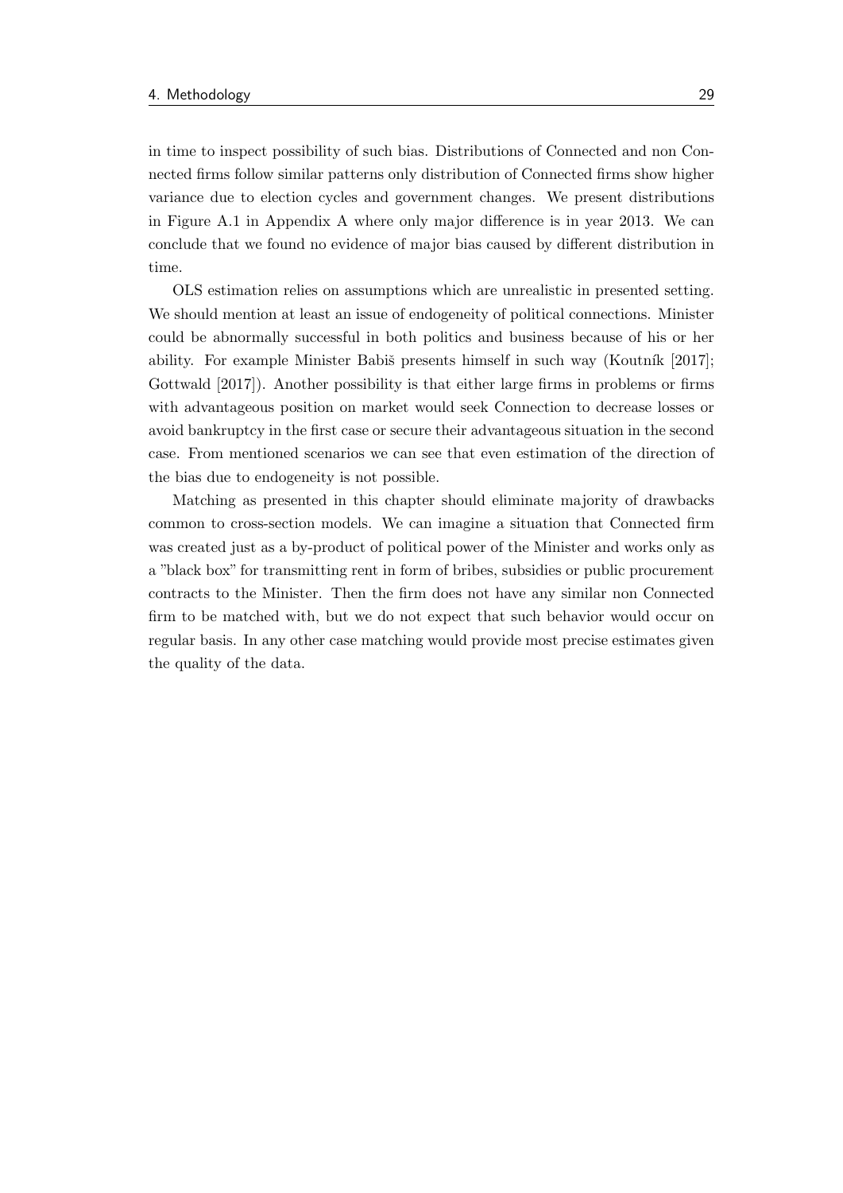in time to inspect possibility of such bias. Distributions of Connected and non Connected firms follow similar patterns only distribution of Connected firms show higher variance due to election cycles and government changes. We present distributions in Figure A.1 in Appendix A where only major difference is in year 2013. We can conclude that we found no evidence of major bias caused by different distribution in time.

OLS estimation relies on assumptions which are unrealistic in presented setting. We should mention at least an issue of endogeneity of political connections. Minister could be abnormally successful in both politics and business because of his or her ability. For example Minister Babiš presents himself in such way (Koutník [2017]; Gottwald [2017]). Another possibility is that either large firms in problems or firms with advantageous position on market would seek Connection to decrease losses or avoid bankruptcy in the first case or secure their advantageous situation in the second case. From mentioned scenarios we can see that even estimation of the direction of the bias due to endogeneity is not possible.

Matching as presented in this chapter should eliminate majority of drawbacks common to cross-section models. We can imagine a situation that Connected firm was created just as a by-product of political power of the Minister and works only as a "black box" for transmitting rent in form of bribes, subsidies or public procurement contracts to the Minister. Then the firm does not have any similar non Connected firm to be matched with, but we do not expect that such behavior would occur on regular basis. In any other case matching would provide most precise estimates given the quality of the data.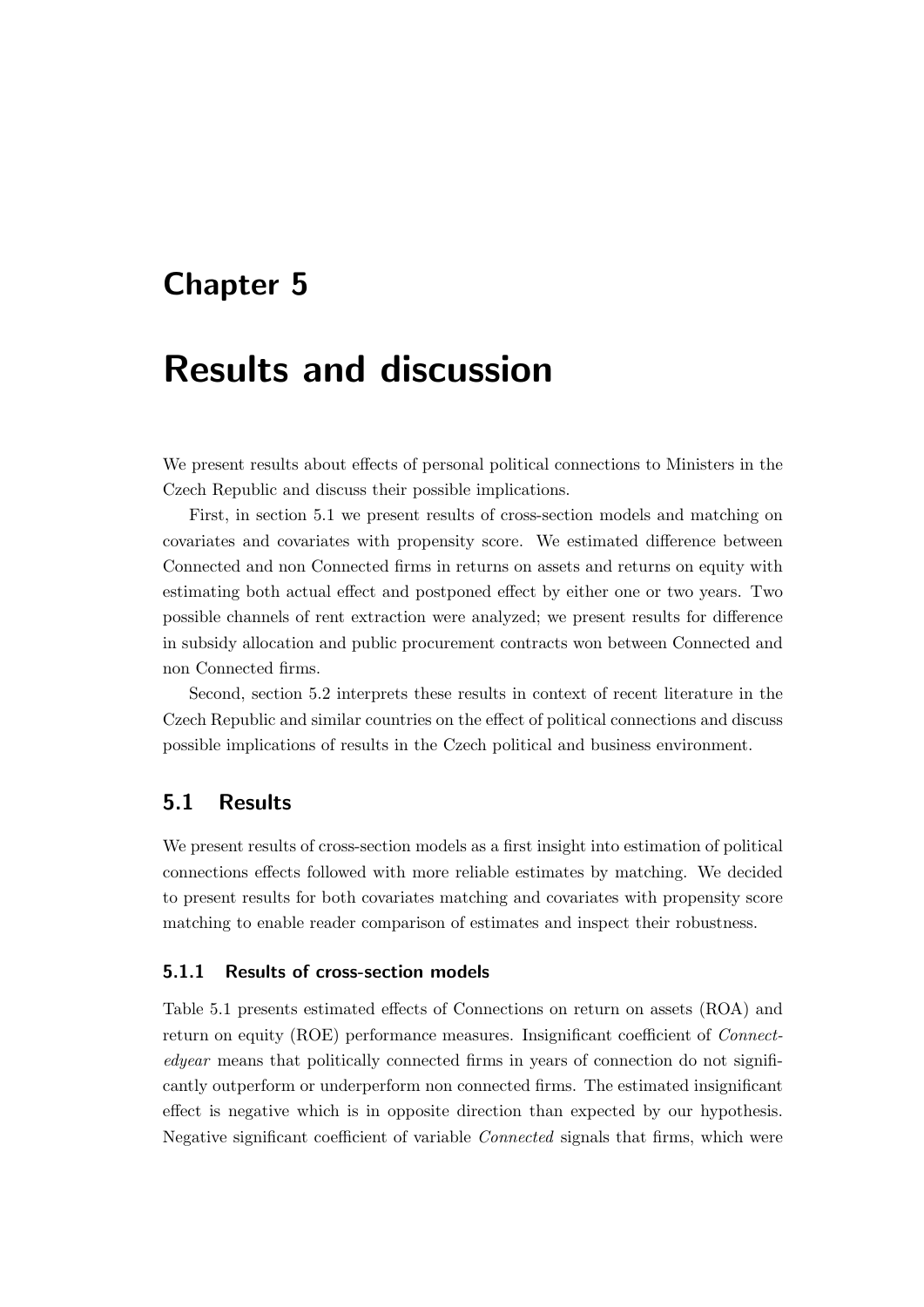# Chapter 5

# Results and discussion

We present results about effects of personal political connections to Ministers in the Czech Republic and discuss their possible implications.

First, in section 5.1 we present results of cross-section models and matching on covariates and covariates with propensity score. We estimated difference between Connected and non Connected firms in returns on assets and returns on equity with estimating both actual effect and postponed effect by either one or two years. Two possible channels of rent extraction were analyzed; we present results for difference in subsidy allocation and public procurement contracts won between Connected and non Connected firms.

Second, section 5.2 interprets these results in context of recent literature in the Czech Republic and similar countries on the effect of political connections and discuss possible implications of results in the Czech political and business environment.

## 5.1 Results

We present results of cross-section models as a first insight into estimation of political connections effects followed with more reliable estimates by matching. We decided to present results for both covariates matching and covariates with propensity score matching to enable reader comparison of estimates and inspect their robustness.

### 5.1.1 Results of cross-section models

Table 5.1 presents estimated effects of Connections on return on assets (ROA) and return on equity (ROE) performance measures. Insignificant coefficient of *Connectedyear* means that politically connected firms in years of connection do not significantly outperform or underperform non connected firms. The estimated insignificant effect is negative which is in opposite direction than expected by our hypothesis. Negative significant coefficient of variable *Connected* signals that firms, which were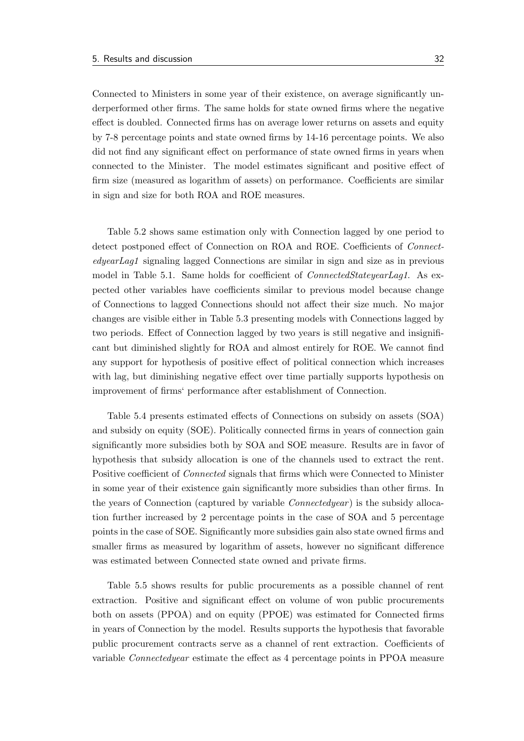Connected to Ministers in some year of their existence, on average significantly underperformed other firms. The same holds for state owned firms where the negative effect is doubled. Connected firms has on average lower returns on assets and equity by 7-8 percentage points and state owned firms by 14-16 percentage points. We also did not find any significant effect on performance of state owned firms in years when connected to the Minister. The model estimates significant and positive effect of firm size (measured as logarithm of assets) on performance. Coefficients are similar in sign and size for both ROA and ROE measures.

Table 5.2 shows same estimation only with Connection lagged by one period to detect postponed effect of Connection on ROA and ROE. Coefficients of *ConnectedyearLag1* signaling lagged Connections are similar in sign and size as in previous model in Table 5.1. Same holds for coefficient of *ConnectedStateyearLag1*. As expected other variables have coefficients similar to previous model because change of Connections to lagged Connections should not affect their size much. No major changes are visible either in Table 5.3 presenting models with Connections lagged by two periods. Effect of Connection lagged by two years is still negative and insignificant but diminished slightly for ROA and almost entirely for ROE. We cannot find any support for hypothesis of positive effect of political connection which increases with lag, but diminishing negative effect over time partially supports hypothesis on improvement of firms' performance after establishment of Connection.

Table 5.4 presents estimated effects of Connections on subsidy on assets (SOA) and subsidy on equity (SOE). Politically connected firms in years of connection gain significantly more subsidies both by SOA and SOE measure. Results are in favor of hypothesis that subsidy allocation is one of the channels used to extract the rent. Positive coefficient of *Connected* signals that firms which were Connected to Minister in some year of their existence gain significantly more subsidies than other firms. In the years of Connection (captured by variable *Connectedyear*) is the subsidy allocation further increased by 2 percentage points in the case of SOA and 5 percentage points in the case of SOE. Significantly more subsidies gain also state owned firms and smaller firms as measured by logarithm of assets, however no significant difference was estimated between Connected state owned and private firms.

Table 5.5 shows results for public procurements as a possible channel of rent extraction. Positive and significant effect on volume of won public procurements both on assets (PPOA) and on equity (PPOE) was estimated for Connected firms in years of Connection by the model. Results supports the hypothesis that favorable public procurement contracts serve as a channel of rent extraction. Coefficients of variable *Connectedyear* estimate the effect as 4 percentage points in PPOA measure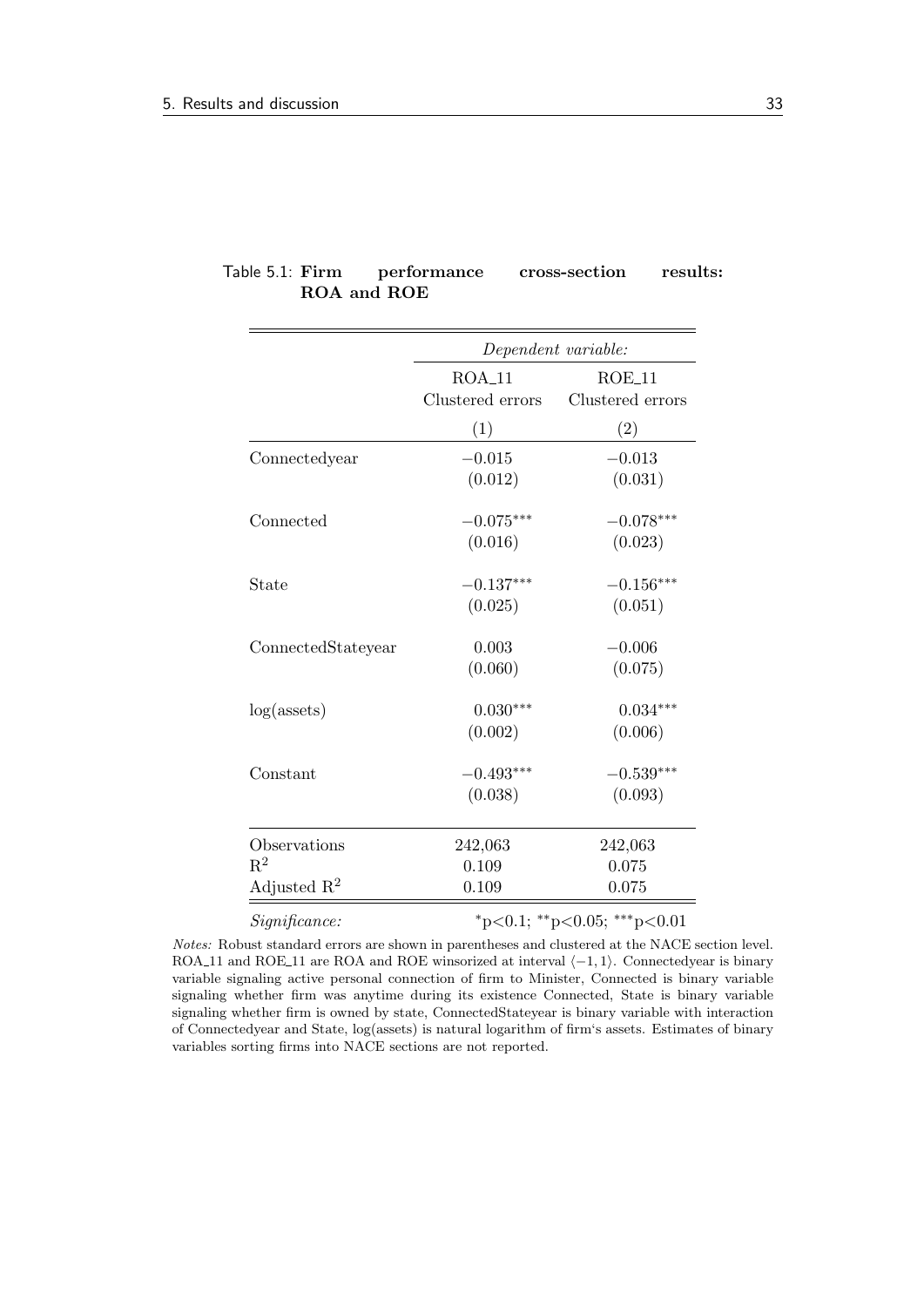Table 5.1: **Firm performance cross-section results: ROA and ROE**

| | *Dependent variable:* | |
|---|---|---|
| | ROA_11 | ROE_11 |
| | Clustered errors | Clustered errors |
| | (1) | (2) |
| Connectedyear | −0.015 | −0.013 |
| | (0.012) | (0.031) |
| Connected | −0.075*** | −0.078*** |
| | (0.016) | (0.023) |
| State | −0.137*** | −0.156*** |
| | (0.025) | (0.051) |
| ConnectedStateyear | 0.003 | −0.006 |
| | (0.060) | (0.075) |
| log(assets) | 0.030*** | 0.034*** |
| | (0.002) | (0.006) |
| Constant | −0.493*** | −0.539*** |
| | (0.038) | (0.093) |
| Observations | 242,063 | 242,063 |
| $R^2$ | 0.109 | 0.075 |
| Adjusted $R^2$ | 0.109 | 0.075 |
| *Significance:* | *p<0.1; **p<0.05; ***p<0.01 | |

*Notes:* Robust standard errors are shown in parentheses and clustered at the NACE section level. ROA_11 and ROE_11 are ROA and ROE winsorized at interval $\langle -1, 1 \rangle$. Connectedyear is binary variable signaling active personal connection of firm to Minister, Connected is binary variable signaling whether firm was anytime during its existence Connected, State is binary variable signaling whether firm is owned by state, ConnectedStateyear is binary variable with interaction of Connectedyear and State, log(assets) is natural logarithm of firm's assets. Estimates of binary variables sorting firms into NACE sections are not reported.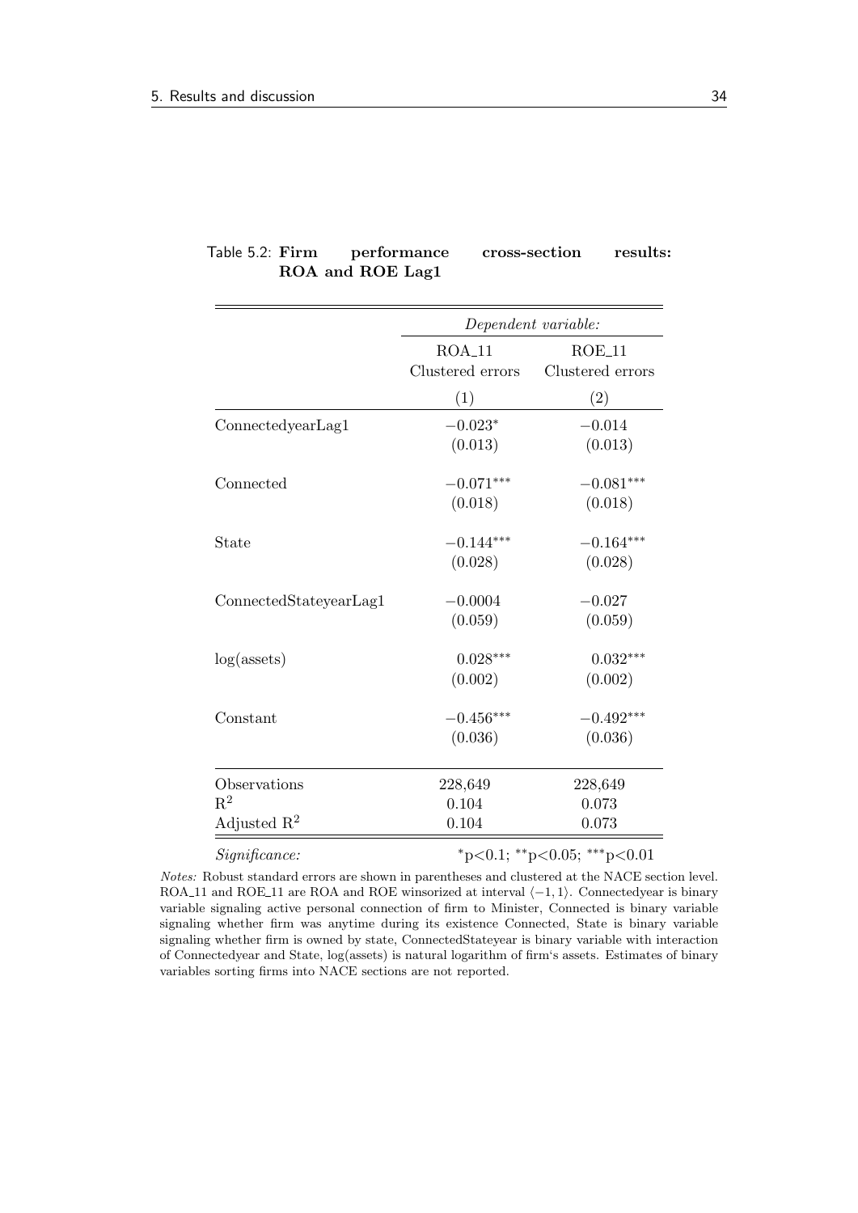Table 5.2: **Firm performance cross-section results: ROA and ROE Lag1**

| | *Dependent variable:* | |
|---|---|---|
| | ROA_11 Clustered errors | ROE_11 Clustered errors |
| | (1) | (2) |
| ConnectedyearLag1 | $-0.023^{*}$ | $-0.014$ |
| | (0.013) | (0.013) |
| Connected | $-0.071^{***}$ | $-0.081^{***}$ |
| | (0.018) | (0.018) |
| State | $-0.144^{***}$ | $-0.164^{***}$ |
| | (0.028) | (0.028) |
| ConnectedStateyearLag1 | $-0.0004$ | $-0.027$ |
| | (0.059) | (0.059) |
| log(assets) | $0.028^{***}$ | $0.032^{***}$ |
| | (0.002) | (0.002) |
| Constant | $-0.456^{***}$ | $-0.492^{***}$ |
| | (0.036) | (0.036) |
| Observations | 228,649 | 228,649 |
| $R^2$ | 0.104 | 0.073 |
| Adjusted $R^2$ | 0.104 | 0.073 |
| *Significance:* | | $^{*}$p<0.1; $^{**}$p<0.05; $^{***}$p<0.01 |

*Notes:* Robust standard errors are shown in parentheses and clustered at the NACE section level. ROA_11 and ROE_11 are ROA and ROE winsorized at interval $\langle -1, 1 \rangle$. Connectedyear is binary variable signaling active personal connection of firm to Minister, Connected is binary variable signaling whether firm was anytime during its existence Connected, State is binary variable signaling whether firm is owned by state, ConnectedStateyear is binary variable with interaction of Connectedyear and State, log(assets) is natural logarithm of firm's assets. Estimates of binary variables sorting firms into NACE sections are not reported.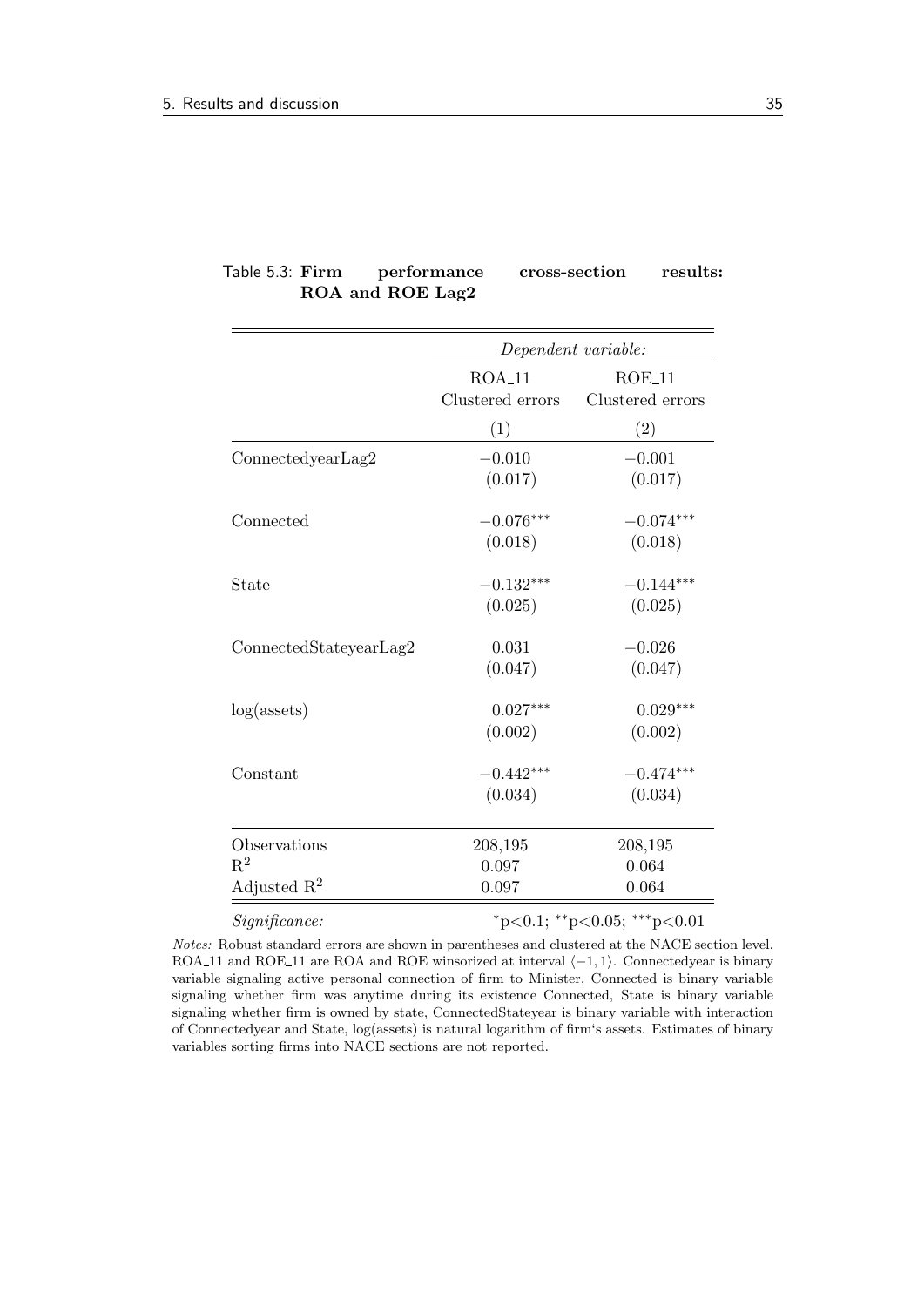Table 5.3: **Firm performance cross-section results: ROA and ROE Lag2**

| | *Dependent variable:* | |
|---|---|---|
| | ROA_11 Clustered errors | ROE_11 Clustered errors |
| | (1) | (2) |
| ConnectedyearLag2 | −0.010 | −0.001 |
| | (0.017) | (0.017) |
| Connected | $-0.076^{***}$ | $-0.074^{***}$ |
| | (0.018) | (0.018) |
| State | $-0.132^{***}$ | $-0.144^{***}$ |
| | (0.025) | (0.025) |
| ConnectedStateyearLag2 | 0.031 | −0.026 |
| | (0.047) | (0.047) |
| log(assets) | $0.027^{***}$ | $0.029^{***}$ |
| | (0.002) | (0.002) |
| Constant | $-0.442^{***}$ | $-0.474^{***}$ |
| | (0.034) | (0.034) |
| Observations | 208,195 | 208,195 |
| $R^2$ | 0.097 | 0.064 |
| Adjusted $R^2$ | 0.097 | 0.064 |
| *Significance:* | $^{*}p<0.1$; $^{**}p<0.05$; $^{***}p<0.01$ | |

*Notes:* Robust standard errors are shown in parentheses and clustered at the NACE section level. ROA_11 and ROE_11 are ROA and ROE winsorized at interval $\langle -1, 1 \rangle$. Connectedyear is binary variable signaling active personal connection of firm to Minister, Connected is binary variable signaling whether firm was anytime during its existence Connected, State is binary variable signaling whether firm is owned by state, ConnectedStateyear is binary variable with interaction of Connectedyear and State, log(assets) is natural logarithm of firm's assets. Estimates of binary variables sorting firms into NACE sections are not reported.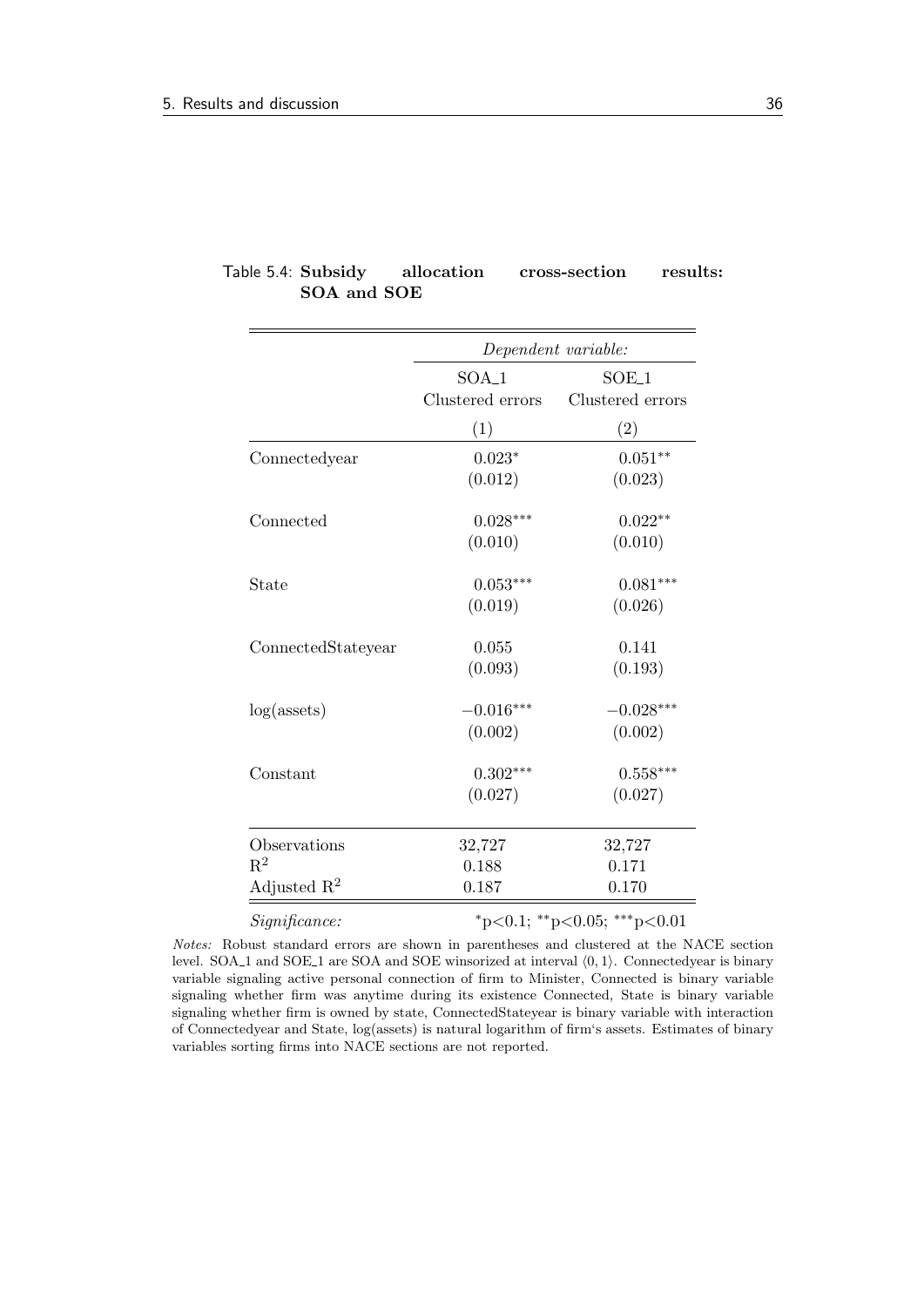Table 5.4: **Subsidy allocation cross-section results: SOA and SOE**

| | *Dependent variable:* | |
|---|---|---|
| | SOA_1 Clustered errors | SOE_1 Clustered errors |
| | (1) | (2) |
| Connectedyear | $0.023^{*}$ | $0.051^{**}$ |
| | (0.012) | (0.023) |
| Connected | $0.028^{***}$ | $0.022^{**}$ |
| | (0.010) | (0.010) |
| State | $0.053^{***}$ | $0.081^{***}$ |
| | (0.019) | (0.026) |
| ConnectedStateyear | 0.055 | 0.141 |
| | (0.093) | (0.193) |
| log(assets) | $-0.016^{***}$ | $-0.028^{***}$ |
| | (0.002) | (0.002) |
| Constant | $0.302^{***}$ | $0.558^{***}$ |
| | (0.027) | (0.027) |
| Observations | 32,727 | 32,727 |
| $R^2$ | 0.188 | 0.171 |
| Adjusted $R^2$ | 0.187 | 0.170 |
| *Significance:* | $^{*}$p<0.1; $^{**}$p<0.05; $^{***}$p<0.01 | |

*Notes:* Robust standard errors are shown in parentheses and clustered at the NACE section level. SOA_1 and SOE_1 are SOA and SOE winsorized at interval $\langle 0, 1 \rangle$. Connectedyear is binary variable signaling active personal connection of firm to Minister, Connected is binary variable signaling whether firm was anytime during its existence Connected, State is binary variable signaling whether firm is owned by state, ConnectedStateyear is binary variable with interaction of Connectedyear and State, log(assets) is natural logarithm of firm's assets. Estimates of binary variables sorting firms into NACE sections are not reported.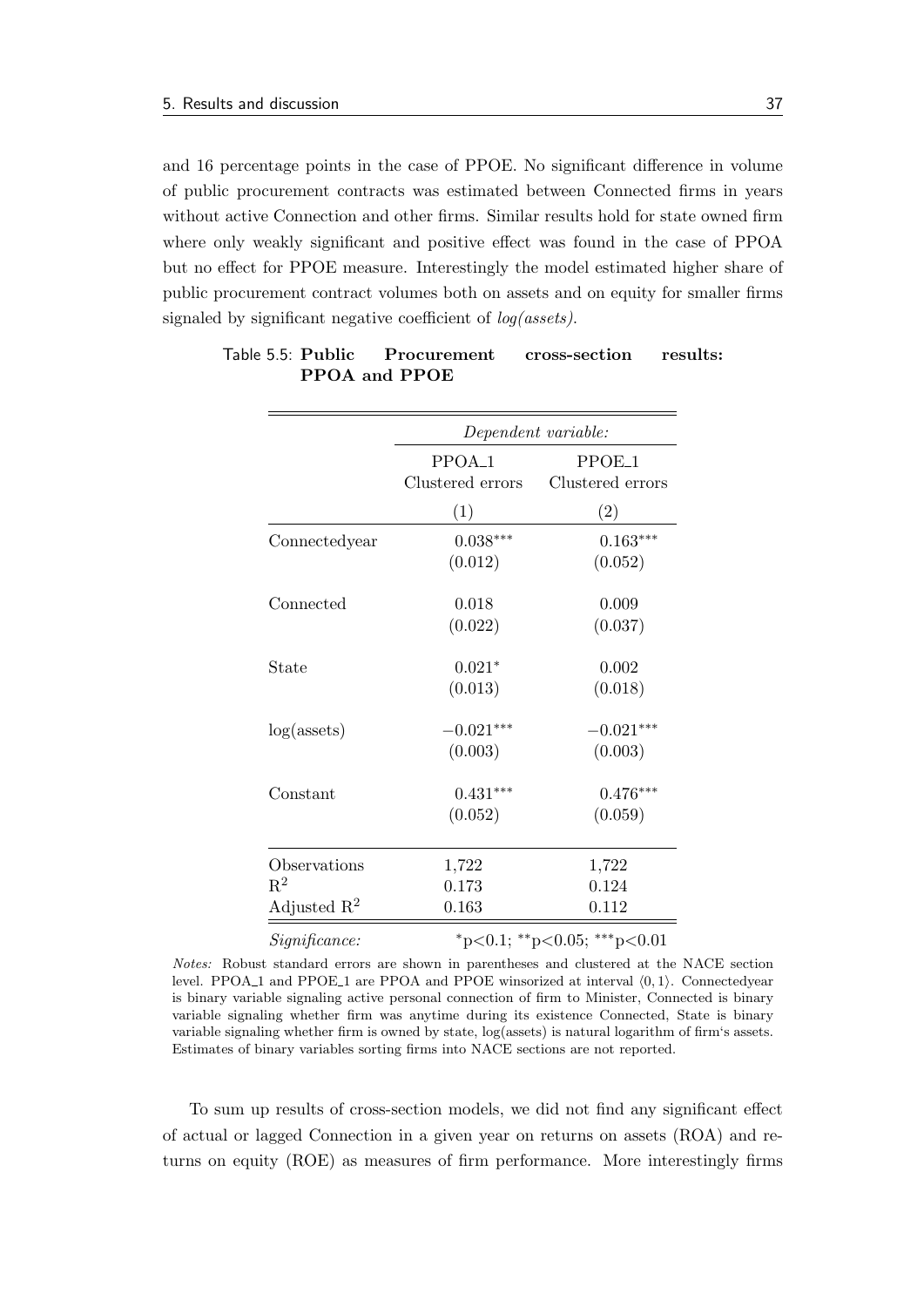and 16 percentage points in the case of PPOE. No significant difference in volume of public procurement contracts was estimated between Connected firms in years without active Connection and other firms. Similar results hold for state owned firm where only weakly significant and positive effect was found in the case of PPOA but no effect for PPOE measure. Interestingly the model estimated higher share of public procurement contract volumes both on assets and on equity for smaller firms signaled by significant negative coefficient of *log(assets)*.

Table 5.5: **Public Procurement cross-section results: PPOA and PPOE**

| | *Dependent variable:* | |
|---|---|---|
| | PPOA_1 Clustered errors | PPOE_1 Clustered errors |
| | (1) | (2) |
| Connectedyear | $0.038^{***}$ | $0.163^{***}$ |
| | (0.012) | (0.052) |
| Connected | 0.018 | 0.009 |
| | (0.022) | (0.037) |
| State | $0.021^{*}$ | 0.002 |
| | (0.013) | (0.018) |
| log(assets) | $-0.021^{***}$ | $-0.021^{***}$ |
| | (0.003) | (0.003) |
| Constant | $0.431^{***}$ | $0.476^{***}$ |
| | (0.052) | (0.059) |
| Observations | 1,722 | 1,722 |
| $R^2$ | 0.173 | 0.124 |
| Adjusted $R^2$ | 0.163 | 0.112 |
| *Significance:* | $^{*}$p<0.1; $^{**}$p<0.05; $^{***}$p<0.01 | |

*Notes:* Robust standard errors are shown in parentheses and clustered at the NACE section level. PPOA_1 and PPOE_1 are PPOA and PPOE winsorized at interval $\langle 0, 1 \rangle$. Connectedyear is binary variable signaling active personal connection of firm to Minister, Connected is binary variable signaling whether firm was anytime during its existence Connected, State is binary variable signaling whether firm is owned by state, log(assets) is natural logarithm of firm's assets. Estimates of binary variables sorting firms into NACE sections are not reported.

To sum up results of cross-section models, we did not find any significant effect of actual or lagged Connection in a given year on returns on assets (ROA) and returns on equity (ROE) as measures of firm performance. More interestingly firms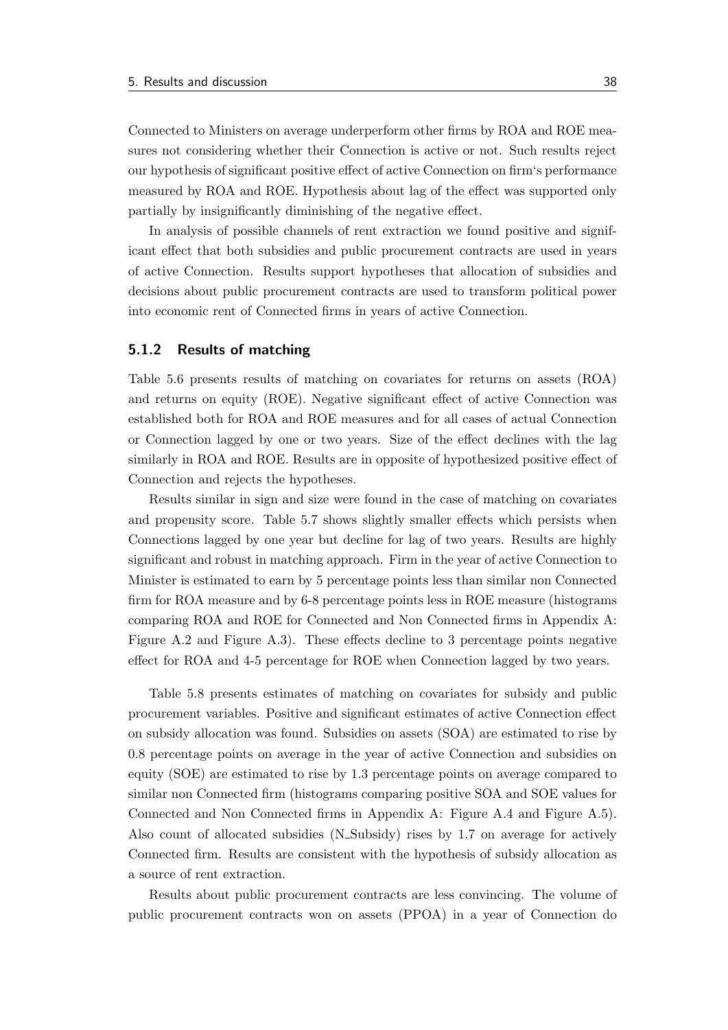Connected to Ministers on average underperform other firms by ROA and ROE measures not considering whether their Connection is active or not. Such results reject our hypothesis of significant positive effect of active Connection on firm‘s performance measured by ROA and ROE. Hypothesis about lag of the effect was supported only partially by insignificantly diminishing of the negative effect.

In analysis of possible channels of rent extraction we found positive and significant effect that both subsidies and public procurement contracts are used in years of active Connection. Results support hypotheses that allocation of subsidies and decisions about public procurement contracts are used to transform political power into economic rent of Connected firms in years of active Connection.

### 5.1.2 Results of matching

Table 5.6 presents results of matching on covariates for returns on assets (ROA) and returns on equity (ROE). Negative significant effect of active Connection was established both for ROA and ROE measures and for all cases of actual Connection or Connection lagged by one or two years. Size of the effect declines with the lag similarly in ROA and ROE. Results are in opposite of hypothesized positive effect of Connection and rejects the hypotheses.

Results similar in sign and size were found in the case of matching on covariates and propensity score. Table 5.7 shows slightly smaller effects which persists when Connections lagged by one year but decline for lag of two years. Results are highly significant and robust in matching approach. Firm in the year of active Connection to Minister is estimated to earn by 5 percentage points less than similar non Connected firm for ROA measure and by 6-8 percentage points less in ROE measure (histograms comparing ROA and ROE for Connected and Non Connected firms in Appendix A: Figure A.2 and Figure A.3). These effects decline to 3 percentage points negative effect for ROA and 4-5 percentage for ROE when Connection lagged by two years.

Table 5.8 presents estimates of matching on covariates for subsidy and public procurement variables. Positive and significant estimates of active Connection effect on subsidy allocation was found. Subsidies on assets (SOA) are estimated to rise by 0.8 percentage points on average in the year of active Connection and subsidies on equity (SOE) are estimated to rise by 1.3 percentage points on average compared to similar non Connected firm (histograms comparing positive SOA and SOE values for Connected and Non Connected firms in Appendix A: Figure A.4 and Figure A.5). Also count of allocated subsidies (N_Subsidy) rises by 1.7 on average for actively Connected firm. Results are consistent with the hypothesis of subsidy allocation as a source of rent extraction.

Results about public procurement contracts are less convincing. The volume of public procurement contracts won on assets (PPOA) in a year of Connection do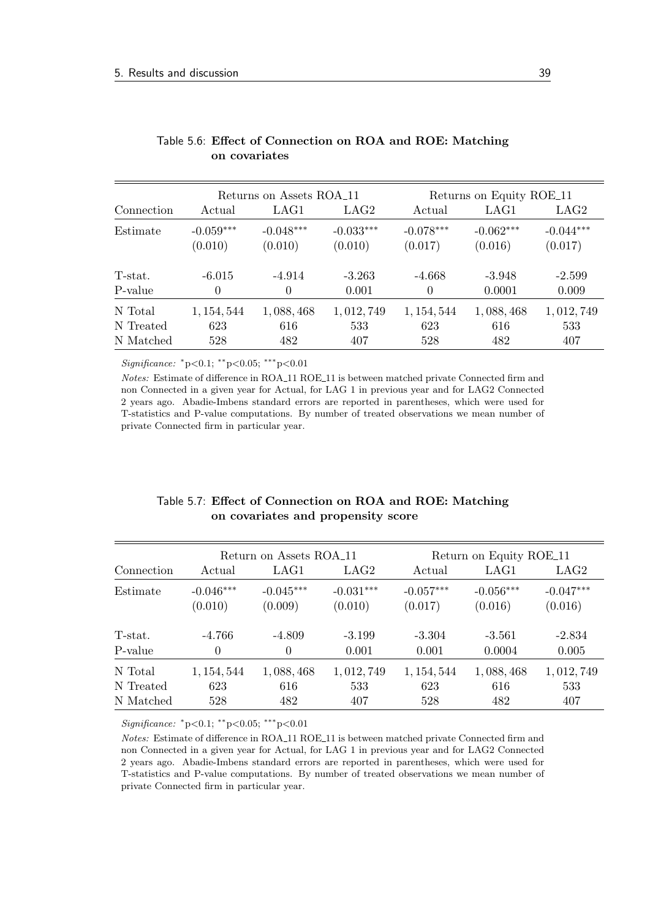Table 5.6: **Effect of Connection on ROA and ROE: Matching on covariates**

| | Returns on Assets ROA_11 | | | Returns on Equity ROE_11 | | |
|---|---|---|---|---|---|---|
| Connection | Actual | LAG1 | LAG2 | Actual | LAG1 | LAG2 |
| Estimate | $-0.059^{***}$ | $-0.048^{***}$ | $-0.033^{***}$ | $-0.078^{***}$ | $-0.062^{***}$ | $-0.044^{***}$ |
| | (0.010) | (0.010) | (0.010) | (0.017) | (0.016) | (0.017) |
| T-stat. | -6.015 | -4.914 | -3.263 | -4.668 | -3.948 | -2.599 |
| P-value | 0 | 0 | 0.001 | 0 | 0.0001 | 0.009 |
| N Total | 1,154,544 | 1,088,468 | 1,012,749 | 1,154,544 | 1,088,468 | 1,012,749 |
| N Treated | 623 | 616 | 533 | 623 | 616 | 533 |
| N Matched | 528 | 482 | 407 | 528 | 482 | 407 |

*Significance:* $^{*}$p<0.1; $^{**}$p<0.05; $^{***}$p<0.01

*Notes:* Estimate of difference in ROA_11 ROE_11 is between matched private Connected firm and non Connected in a given year for Actual, for LAG 1 in previous year and for LAG2 Connected 2 years ago. Abadie-Imbens standard errors are reported in parentheses, which were used for T-statistics and P-value computations. By number of treated observations we mean number of private Connected firm in particular year.

Table 5.7: **Effect of Connection on ROA and ROE: Matching on covariates and propensity score**

| | Return on Assets ROA_11 | | | Return on Equity ROE_11 | | |
|---|---|---|---|---|---|---|
| Connection | Actual | LAG1 | LAG2 | Actual | LAG1 | LAG2 |
| Estimate | $-0.046^{***}$ | $-0.045^{***}$ | $-0.031^{***}$ | $-0.057^{***}$ | $-0.056^{***}$ | $-0.047^{***}$ |
| | (0.010) | (0.009) | (0.010) | (0.017) | (0.016) | (0.016) |
| T-stat. | -4.766 | -4.809 | -3.199 | -3.304 | -3.561 | -2.834 |
| P-value | 0 | 0 | 0.001 | 0.001 | 0.0004 | 0.005 |
| N Total | 1,154,544 | 1,088,468 | 1,012,749 | 1,154,544 | 1,088,468 | 1,012,749 |
| N Treated | 623 | 616 | 533 | 623 | 616 | 533 |
| N Matched | 528 | 482 | 407 | 528 | 482 | 407 |

*Significance:* $^{*}$p<0.1; $^{**}$p<0.05; $^{***}$p<0.01

*Notes:* Estimate of difference in ROA_11 ROE_11 is between matched private Connected firm and non Connected in a given year for Actual, for LAG 1 in previous year and for LAG2 Connected 2 years ago. Abadie-Imbens standard errors are reported in parentheses, which were used for T-statistics and P-value computations. By number of treated observations we mean number of private Connected firm in particular year.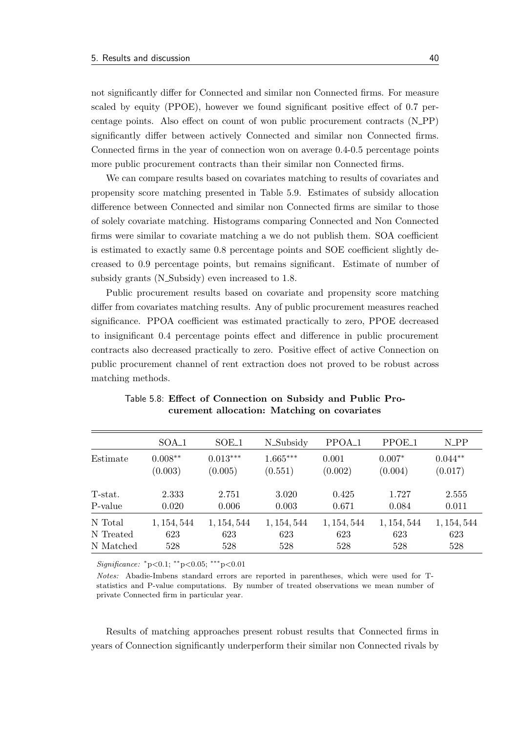not significantly differ for Connected and similar non Connected firms. For measure scaled by equity (PPOE), however we found significant positive effect of 0.7 percentage points. Also effect on count of won public procurement contracts (N_PP) significantly differ between actively Connected and similar non Connected firms. Connected firms in the year of connection won on average 0.4-0.5 percentage points more public procurement contracts than their similar non Connected firms.

We can compare results based on covariates matching to results of covariates and propensity score matching presented in Table 5.9. Estimates of subsidy allocation difference between Connected and similar non Connected firms are similar to those of solely covariate matching. Histograms comparing Connected and Non Connected firms were similar to covariate matching a we do not publish them. SOA coefficient is estimated to exactly same 0.8 percentage points and SOE coefficient slightly decreased to 0.9 percentage points, but remains significant. Estimate of number of subsidy grants (N_Subsidy) even increased to 1.8.

Public procurement results based on covariate and propensity score matching differ from covariates matching results. Any of public procurement measures reached significance. PPOA coefficient was estimated practically to zero, PPOE decreased to insignificant 0.4 percentage points effect and difference in public procurement contracts also decreased practically to zero. Positive effect of active Connection on public procurement channel of rent extraction does not proved to be robust across matching methods.

Table 5.8: **Effect of Connection on Subsidy and Public Procurement allocation: Matching on covariates**

| | SOA_1 | SOE_1 | N_Subsidy | PPOA_1 | PPOE_1 | N_PP |
|---|---|---|---|---|---|---|
| Estimate | 0.008** | 0.013*** | 1.665*** | 0.001 | 0.007* | 0.044** |
| | (0.003) | (0.005) | (0.551) | (0.002) | (0.004) | (0.017) |
| T-stat. | 2.333 | 2.751 | 3.020 | 0.425 | 1.727 | 2.555 |
| P-value | 0.020 | 0.006 | 0.003 | 0.671 | 0.084 | 0.011 |
| N Total | 1,154,544 | 1,154,544 | 1,154,544 | 1,154,544 | 1,154,544 | 1,154,544 |
| N Treated | 623 | 623 | 623 | 623 | 623 | 623 |
| N Matched | 528 | 528 | 528 | 528 | 528 | 528 |

*Significance:* *p<0.1; **p<0.05; ***p<0.01

*Notes:* Abadie-Imbens standard errors are reported in parentheses, which were used for T-statistics and P-value computations. By number of treated observations we mean number of private Connected firm in particular year.

Results of matching approaches present robust results that Connected firms in years of Connection significantly underperform their similar non Connected rivals by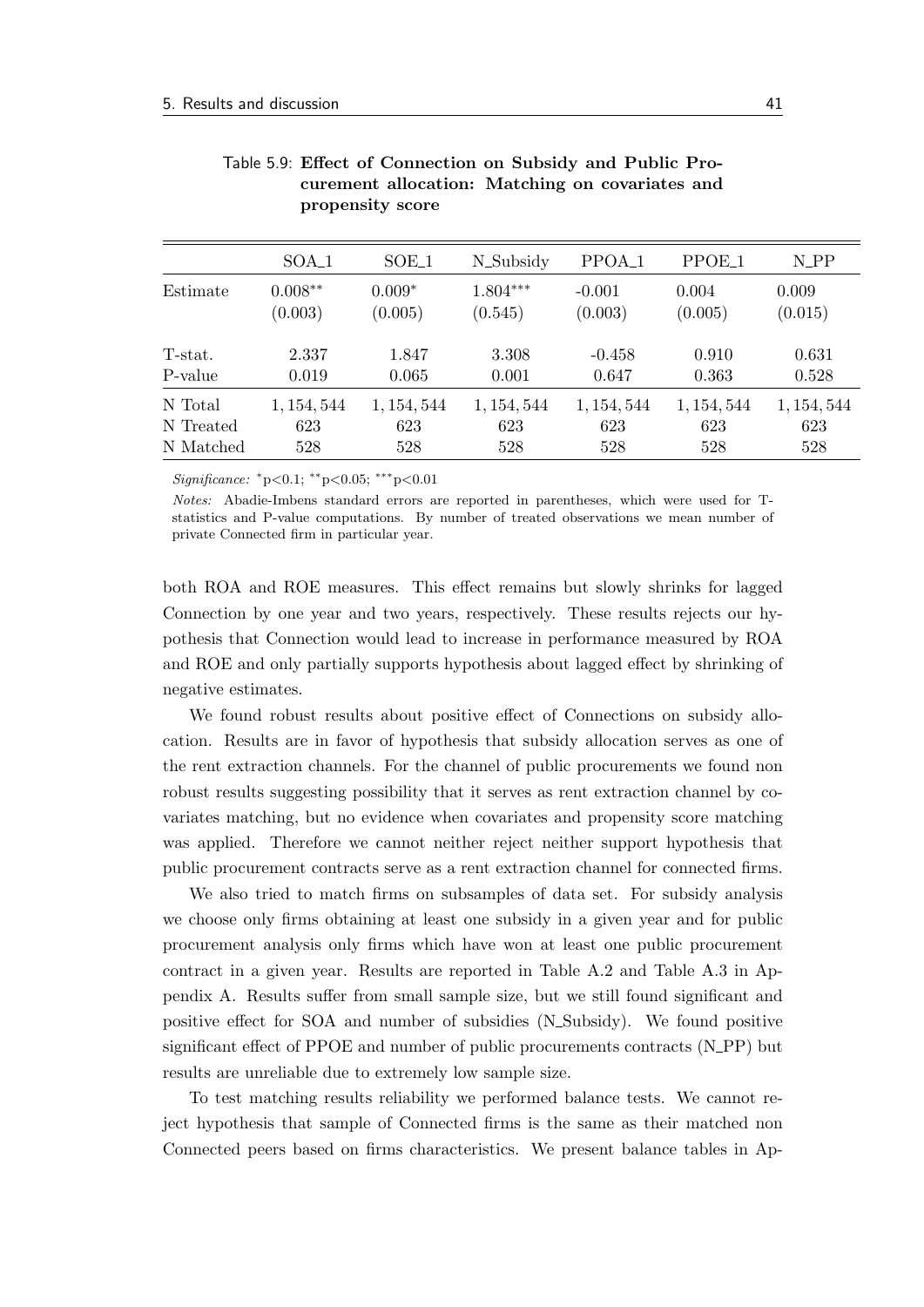Table 5.9: **Effect of Connection on Subsidy and Public Procurement allocation: Matching on covariates and propensity score**

| | SOA_1 | SOE_1 | N_Subsidy | PPOA_1 | PPOE_1 | N_PP |
|---|---|---|---|---|---|---|
| Estimate | $0.008^{**}$ | $0.009^{*}$ | $1.804^{***}$ | -0.001 | 0.004 | 0.009 |
| | (0.003) | (0.005) | (0.545) | (0.003) | (0.005) | (0.015) |
| T-stat. | 2.337 | 1.847 | 3.308 | -0.458 | 0.910 | 0.631 |
| P-value | 0.019 | 0.065 | 0.001 | 0.647 | 0.363 | 0.528 |
| N Total | 1,154,544 | 1,154,544 | 1,154,544 | 1,154,544 | 1,154,544 | 1,154,544 |
| N Treated | 623 | 623 | 623 | 623 | 623 | 623 |
| N Matched | 528 | 528 | 528 | 528 | 528 | 528 |

*Significance:* $^{*}$p<0.1; $^{**}$p<0.05; $^{***}$p<0.01

*Notes:* Abadie-Imbens standard errors are reported in parentheses, which were used for T-statistics and P-value computations. By number of treated observations we mean number of private Connected firm in particular year.

both ROA and ROE measures. This effect remains but slowly shrinks for lagged Connection by one year and two years, respectively. These results rejects our hypothesis that Connection would lead to increase in performance measured by ROA and ROE and only partially supports hypothesis about lagged effect by shrinking of negative estimates.

We found robust results about positive effect of Connections on subsidy allocation. Results are in favor of hypothesis that subsidy allocation serves as one of the rent extraction channels. For the channel of public procurements we found non robust results suggesting possibility that it serves as rent extraction channel by covariates matching, but no evidence when covariates and propensity score matching was applied. Therefore we cannot neither reject neither support hypothesis that public procurement contracts serve as a rent extraction channel for connected firms.

We also tried to match firms on subsamples of data set. For subsidy analysis we choose only firms obtaining at least one subsidy in a given year and for public procurement analysis only firms which have won at least one public procurement contract in a given year. Results are reported in Table A.2 and Table A.3 in Appendix A. Results suffer from small sample size, but we still found significant and positive effect for SOA and number of subsidies (N_Subsidy). We found positive significant effect of PPOE and number of public procurements contracts (N_PP) but results are unreliable due to extremely low sample size.

To test matching results reliability we performed balance tests. We cannot reject hypothesis that sample of Connected firms is the same as their matched non Connected peers based on firms characteristics. We present balance tables in Ap-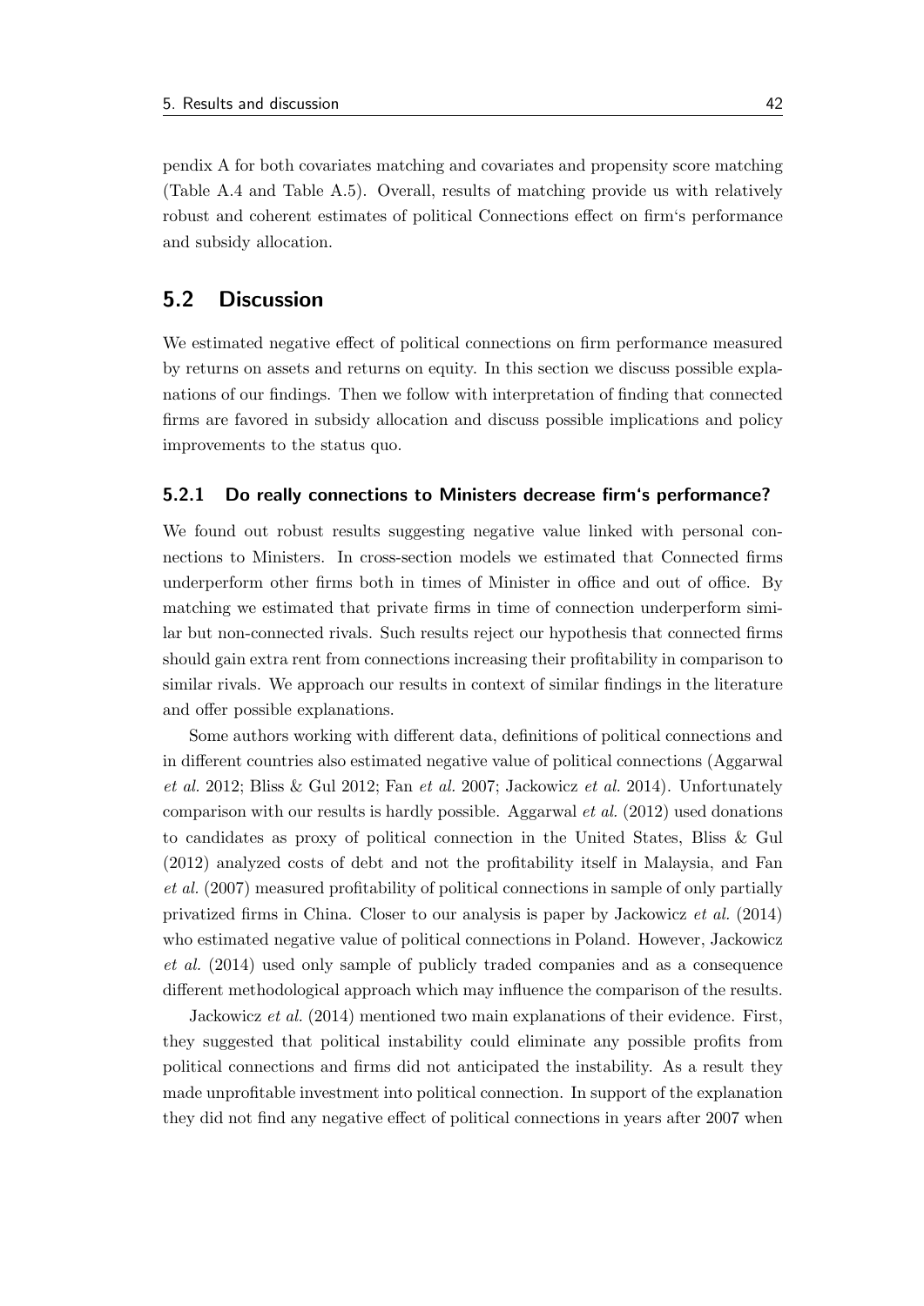pendix A for both covariates matching and covariates and propensity score matching (Table A.4 and Table A.5). Overall, results of matching provide us with relatively robust and coherent estimates of political Connections effect on firm‘s performance and subsidy allocation.

## 5.2 Discussion

We estimated negative effect of political connections on firm performance measured by returns on assets and returns on equity. In this section we discuss possible explanations of our findings. Then we follow with interpretation of finding that connected firms are favored in subsidy allocation and discuss possible implications and policy improvements to the status quo.

### 5.2.1 Do really connections to Ministers decrease firm‘s performance?

We found out robust results suggesting negative value linked with personal connections to Ministers. In cross-section models we estimated that Connected firms underperform other firms both in times of Minister in office and out of office. By matching we estimated that private firms in time of connection underperform similar but non-connected rivals. Such results reject our hypothesis that connected firms should gain extra rent from connections increasing their profitability in comparison to similar rivals. We approach our results in context of similar findings in the literature and offer possible explanations.

Some authors working with different data, definitions of political connections and in different countries also estimated negative value of political connections (Aggarwal *et al.* 2012; Bliss & Gul 2012; Fan *et al.* 2007; Jackowicz *et al.* 2014). Unfortunately comparison with our results is hardly possible. Aggarwal *et al.* (2012) used donations to candidates as proxy of political connection in the United States, Bliss & Gul (2012) analyzed costs of debt and not the profitability itself in Malaysia, and Fan *et al.* (2007) measured profitability of political connections in sample of only partially privatized firms in China. Closer to our analysis is paper by Jackowicz *et al.* (2014) who estimated negative value of political connections in Poland. However, Jackowicz *et al.* (2014) used only sample of publicly traded companies and as a consequence different methodological approach which may influence the comparison of the results.

Jackowicz *et al.* (2014) mentioned two main explanations of their evidence. First, they suggested that political instability could eliminate any possible profits from political connections and firms did not anticipated the instability. As a result they made unprofitable investment into political connection. In support of the explanation they did not find any negative effect of political connections in years after 2007 when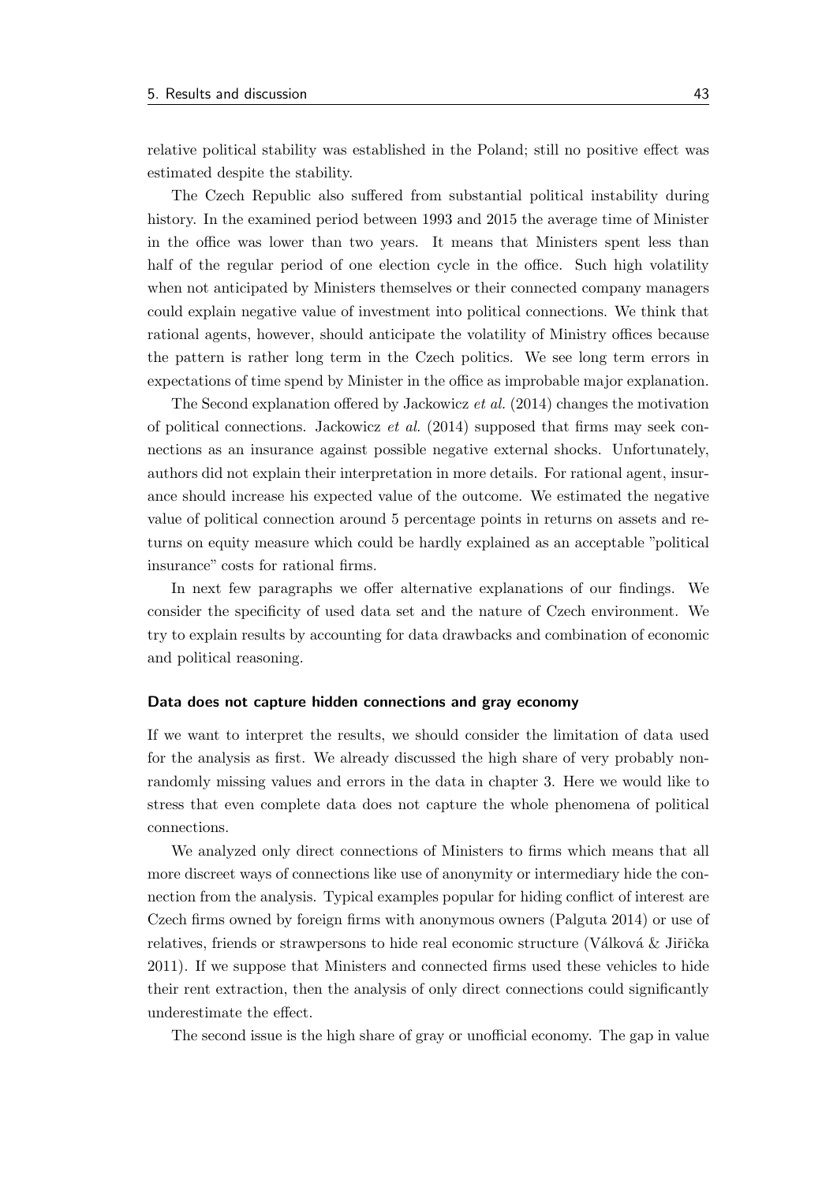relative political stability was established in the Poland; still no positive effect was estimated despite the stability.

The Czech Republic also suffered from substantial political instability during history. In the examined period between 1993 and 2015 the average time of Minister in the office was lower than two years. It means that Ministers spent less than half of the regular period of one election cycle in the office. Such high volatility when not anticipated by Ministers themselves or their connected company managers could explain negative value of investment into political connections. We think that rational agents, however, should anticipate the volatility of Ministry offices because the pattern is rather long term in the Czech politics. We see long term errors in expectations of time spend by Minister in the office as improbable major explanation.

The Second explanation offered by Jackowicz *et al.* (2014) changes the motivation of political connections. Jackowicz *et al.* (2014) supposed that firms may seek connections as an insurance against possible negative external shocks. Unfortunately, authors did not explain their interpretation in more details. For rational agent, insurance should increase his expected value of the outcome. We estimated the negative value of political connection around 5 percentage points in returns on assets and returns on equity measure which could be hardly explained as an acceptable "political insurance" costs for rational firms.

In next few paragraphs we offer alternative explanations of our findings. We consider the specificity of used data set and the nature of Czech environment. We try to explain results by accounting for data drawbacks and combination of economic and political reasoning.

#### Data does not capture hidden connections and gray economy

If we want to interpret the results, we should consider the limitation of data used for the analysis as first. We already discussed the high share of very probably non-randomly missing values and errors in the data in chapter 3. Here we would like to stress that even complete data does not capture the whole phenomena of political connections.

We analyzed only direct connections of Ministers to firms which means that all more discreet ways of connections like use of anonymity or intermediary hide the connection from the analysis. Typical examples popular for hiding conflict of interest are Czech firms owned by foreign firms with anonymous owners (Palguta 2014) or use of relatives, friends or strawpersons to hide real economic structure (Válková & Jiřička 2011). If we suppose that Ministers and connected firms used these vehicles to hide their rent extraction, then the analysis of only direct connections could significantly underestimate the effect.

The second issue is the high share of gray or unofficial economy. The gap in value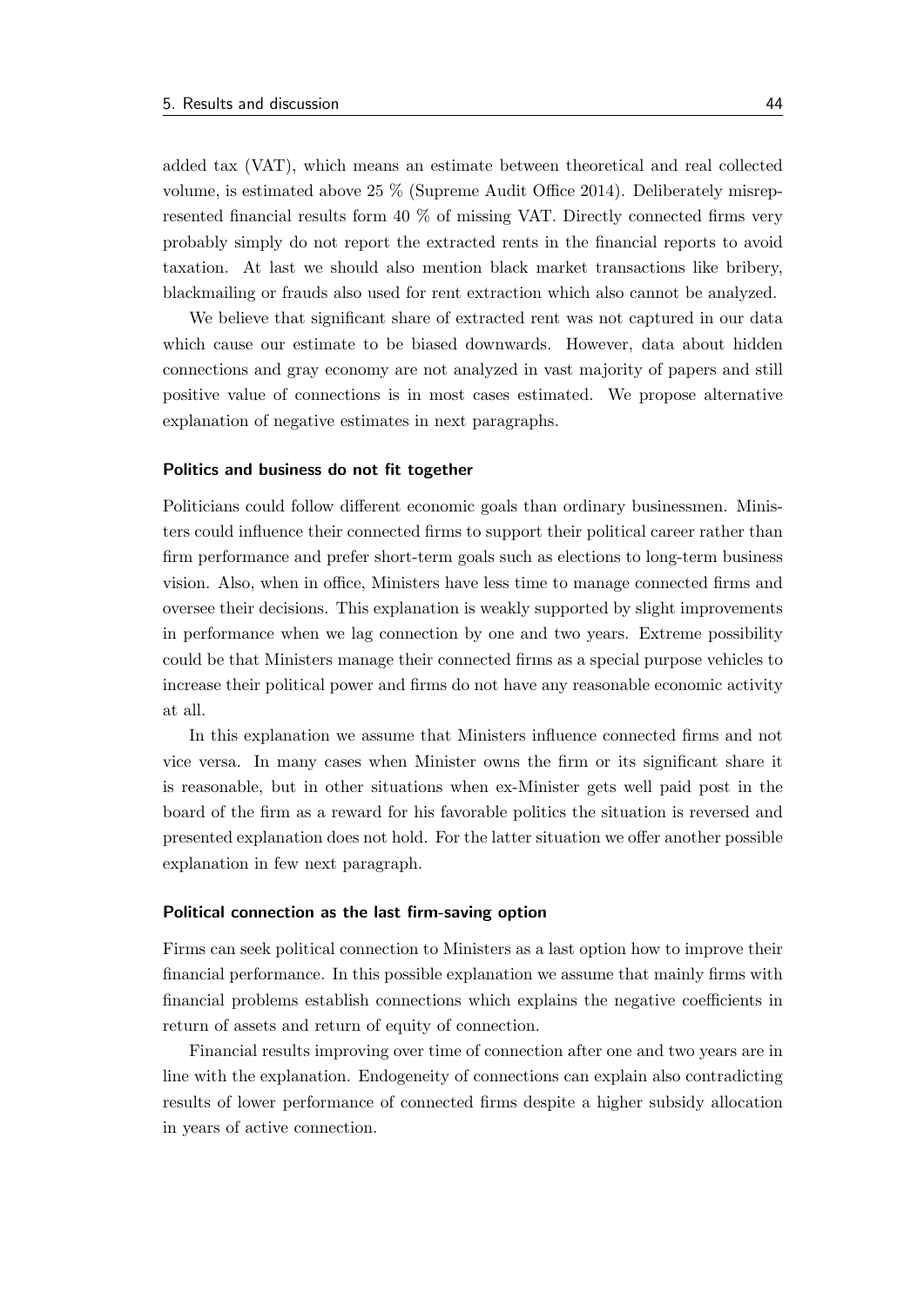added tax (VAT), which means an estimate between theoretical and real collected volume, is estimated above 25 % (Supreme Audit Office 2014). Deliberately misrepresented financial results form 40 % of missing VAT. Directly connected firms very probably simply do not report the extracted rents in the financial reports to avoid taxation. At last we should also mention black market transactions like bribery, blackmailing or frauds also used for rent extraction which also cannot be analyzed.

We believe that significant share of extracted rent was not captured in our data which cause our estimate to be biased downwards. However, data about hidden connections and gray economy are not analyzed in vast majority of papers and still positive value of connections is in most cases estimated. We propose alternative explanation of negative estimates in next paragraphs.

#### Politics and business do not fit together

Politicians could follow different economic goals than ordinary businessmen. Ministers could influence their connected firms to support their political career rather than firm performance and prefer short-term goals such as elections to long-term business vision. Also, when in office, Ministers have less time to manage connected firms and oversee their decisions. This explanation is weakly supported by slight improvements in performance when we lag connection by one and two years. Extreme possibility could be that Ministers manage their connected firms as a special purpose vehicles to increase their political power and firms do not have any reasonable economic activity at all.

In this explanation we assume that Ministers influence connected firms and not vice versa. In many cases when Minister owns the firm or its significant share it is reasonable, but in other situations when ex-Minister gets well paid post in the board of the firm as a reward for his favorable politics the situation is reversed and presented explanation does not hold. For the latter situation we offer another possible explanation in few next paragraph.

#### Political connection as the last firm-saving option

Firms can seek political connection to Ministers as a last option how to improve their financial performance. In this possible explanation we assume that mainly firms with financial problems establish connections which explains the negative coefficients in return of assets and return of equity of connection.

Financial results improving over time of connection after one and two years are in line with the explanation. Endogeneity of connections can explain also contradicting results of lower performance of connected firms despite a higher subsidy allocation in years of active connection.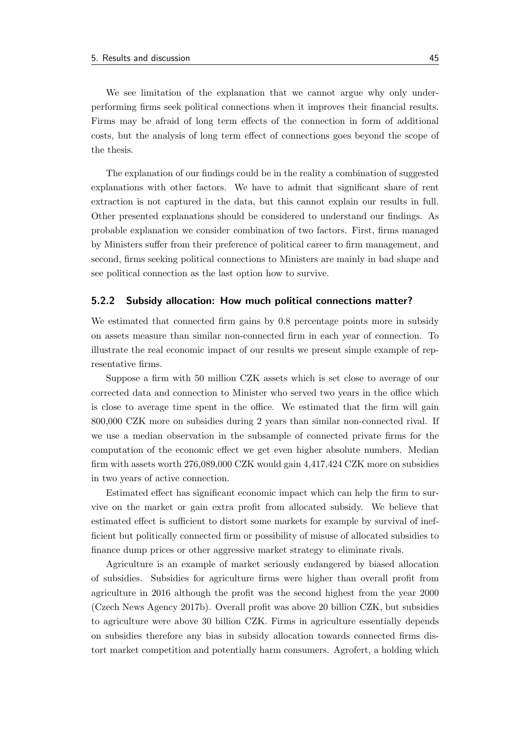We see limitation of the explanation that we cannot argue why only underperforming firms seek political connections when it improves their financial results. Firms may be afraid of long term effects of the connection in form of additional costs, but the analysis of long term effect of connections goes beyond the scope of the thesis.

The explanation of our findings could be in the reality a combination of suggested explanations with other factors. We have to admit that significant share of rent extraction is not captured in the data, but this cannot explain our results in full. Other presented explanations should be considered to understand our findings. As probable explanation we consider combination of two factors. First, firms managed by Ministers suffer from their preference of political career to firm management, and second, firms seeking political connections to Ministers are mainly in bad shape and see political connection as the last option how to survive.

### 5.2.2 Subsidy allocation: How much political connections matter?

We estimated that connected firm gains by 0.8 percentage points more in subsidy on assets measure than similar non-connected firm in each year of connection. To illustrate the real economic impact of our results we present simple example of representative firms.

Suppose a firm with 50 million CZK assets which is set close to average of our corrected data and connection to Minister who served two years in the office which is close to average time spent in the office. We estimated that the firm will gain 800,000 CZK more on subsidies during 2 years than similar non-connected rival. If we use a median observation in the subsample of connected private firms for the computation of the economic effect we get even higher absolute numbers. Median firm with assets worth 276,089,000 CZK would gain 4,417,424 CZK more on subsidies in two years of active connection.

Estimated effect has significant economic impact which can help the firm to survive on the market or gain extra profit from allocated subsidy. We believe that estimated effect is sufficient to distort some markets for example by survival of inefficient but politically connected firm or possibility of misuse of allocated subsidies to finance dump prices or other aggressive market strategy to eliminate rivals.

Agriculture is an example of market seriously endangered by biased allocation of subsidies. Subsidies for agriculture firms were higher than overall profit from agriculture in 2016 although the profit was the second highest from the year 2000 (Czech News Agency 2017b). Overall profit was above 20 billion CZK, but subsidies to agriculture were above 30 billion CZK. Firms in agriculture essentially depends on subsidies therefore any bias in subsidy allocation towards connected firms distort market competition and potentially harm consumers. Agrofert, a holding which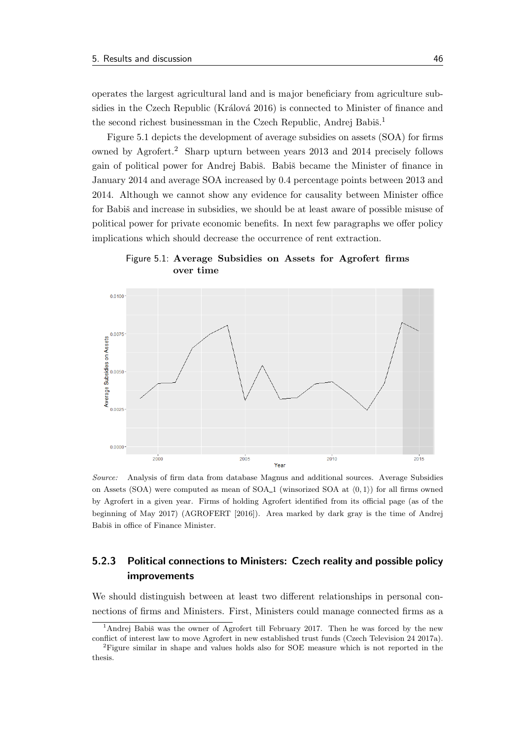operates the largest agricultural land and is major beneficiary from agriculture subsidies in the Czech Republic (Králová 2016) is connected to Minister of finance and the second richest businessman in the Czech Republic, Andrej Babiš.[1]

Figure 5.1 depicts the development of average subsidies on assets (SOA) for firms owned by Agrofert.[2] Sharp upturn between years 2013 and 2014 precisely follows gain of political power for Andrej Babiš. Babiš became the Minister of finance in January 2014 and average SOA increased by 0.4 percentage points between 2013 and 2014. Although we cannot show any evidence for causality between Minister office for Babiš and increase in subsidies, we should be at least aware of possible misuse of political power for private economic benefits. In next few paragraphs we offer policy implications which should decrease the occurrence of rent extraction.

Figure 5.1: **Average Subsidies on Assets for Agrofert firms over time**

Average Subsidies on Assets
0.0100
0.0075
0.0050
0.0025
0.0000
2000
2005
2010
2015
Year

*Source:* Analysis of firm data from database Magnus and additional sources. Average Subsidies on Assets (SOA) were computed as mean of SOA_1 (winsorized SOA at $\langle 0, 1 \rangle$) for all firms owned by Agrofert in a given year. Firms of holding Agrofert identified from its official page (as of the beginning of May 2017) (AGROFERT [2016]). Area marked by dark gray is the time of Andrej Babiš in office of Finance Minister.

### 5.2.3 Political connections to Ministers: Czech reality and possible policy improvements

We should distinguish between at least two different relationships in personal connections of firms and Ministers. First, Ministers could manage connected firms as a

[1] Andrej Babiš was the owner of Agrofert till February 2017. Then he was forced by the new conflict of interest law to move Agrofert in new established trust funds (Czech Television 24 2017a).

[2] Figure similar in shape and values holds also for SOE measure which is not reported in the thesis.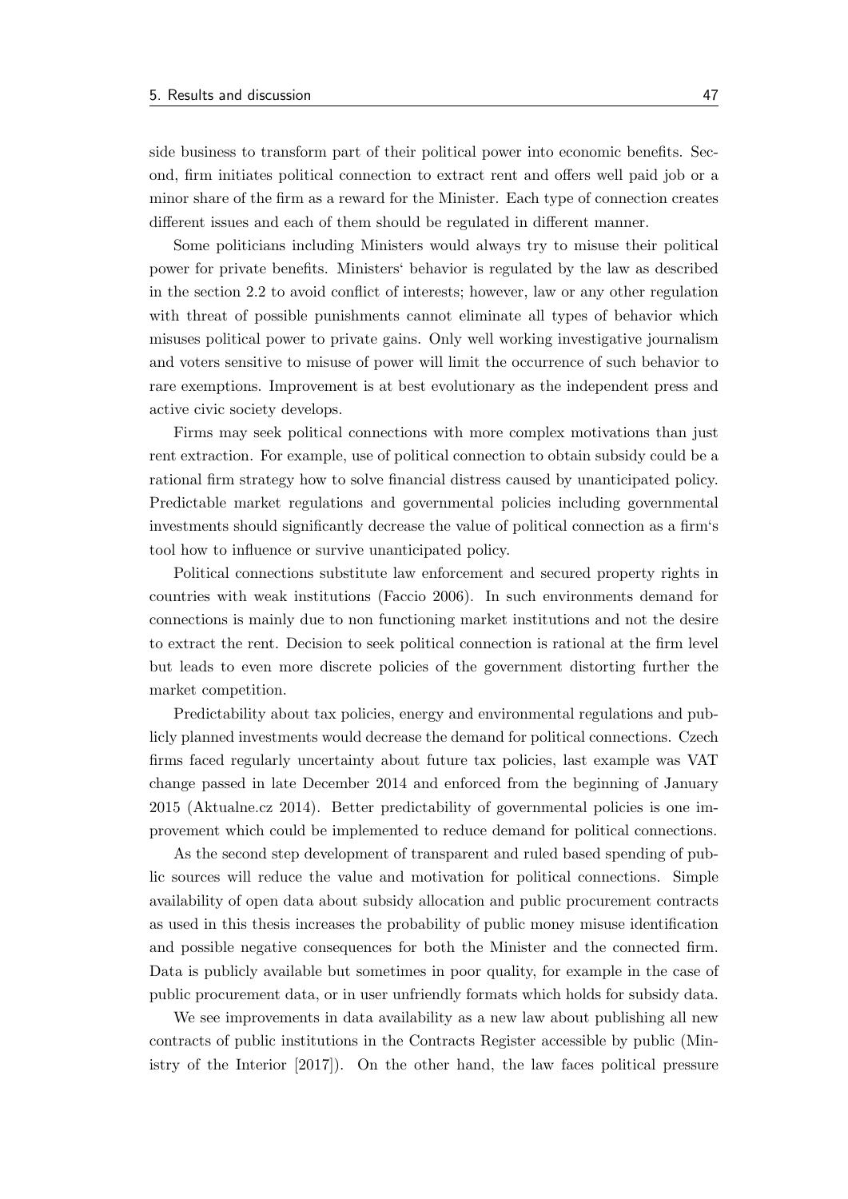side business to transform part of their political power into economic benefits. Second, firm initiates political connection to extract rent and offers well paid job or a minor share of the firm as a reward for the Minister. Each type of connection creates different issues and each of them should be regulated in different manner.

Some politicians including Ministers would always try to misuse their political power for private benefits. Ministers' behavior is regulated by the law as described in the section 2.2 to avoid conflict of interests; however, law or any other regulation with threat of possible punishments cannot eliminate all types of behavior which misuses political power to private gains. Only well working investigative journalism and voters sensitive to misuse of power will limit the occurrence of such behavior to rare exemptions. Improvement is at best evolutionary as the independent press and active civic society develops.

Firms may seek political connections with more complex motivations than just rent extraction. For example, use of political connection to obtain subsidy could be a rational firm strategy how to solve financial distress caused by unanticipated policy. Predictable market regulations and governmental policies including governmental investments should significantly decrease the value of political connection as a firm's tool how to influence or survive unanticipated policy.

Political connections substitute law enforcement and secured property rights in countries with weak institutions (Faccio 2006). In such environments demand for connections is mainly due to non functioning market institutions and not the desire to extract the rent. Decision to seek political connection is rational at the firm level but leads to even more discrete policies of the government distorting further the market competition.

Predictability about tax policies, energy and environmental regulations and publicly planned investments would decrease the demand for political connections. Czech firms faced regularly uncertainty about future tax policies, last example was VAT change passed in late December 2014 and enforced from the beginning of January 2015 (Aktualne.cz 2014). Better predictability of governmental policies is one improvement which could be implemented to reduce demand for political connections.

As the second step development of transparent and ruled based spending of public sources will reduce the value and motivation for political connections. Simple availability of open data about subsidy allocation and public procurement contracts as used in this thesis increases the probability of public money misuse identification and possible negative consequences for both the Minister and the connected firm. Data is publicly available but sometimes in poor quality, for example in the case of public procurement data, or in user unfriendly formats which holds for subsidy data.

We see improvements in data availability as a new law about publishing all new contracts of public institutions in the Contracts Register accessible by public (Ministry of the Interior [2017]). On the other hand, the law faces political pressure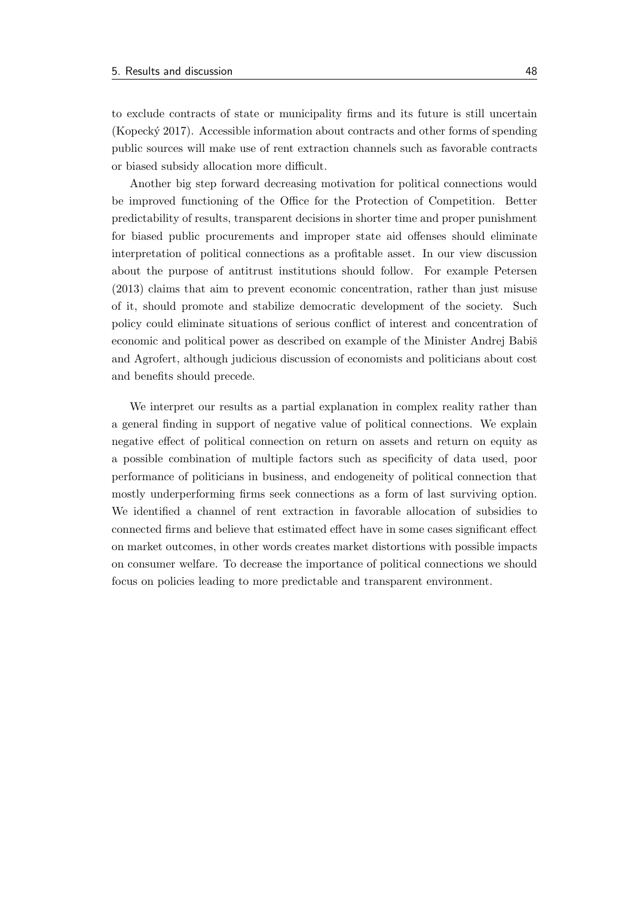to exclude contracts of state or municipality firms and its future is still uncertain (Kopecký 2017). Accessible information about contracts and other forms of spending public sources will make use of rent extraction channels such as favorable contracts or biased subsidy allocation more difficult.

Another big step forward decreasing motivation for political connections would be improved functioning of the Office for the Protection of Competition. Better predictability of results, transparent decisions in shorter time and proper punishment for biased public procurements and improper state aid offenses should eliminate interpretation of political connections as a profitable asset. In our view discussion about the purpose of antitrust institutions should follow. For example Petersen (2013) claims that aim to prevent economic concentration, rather than just misuse of it, should promote and stabilize democratic development of the society. Such policy could eliminate situations of serious conflict of interest and concentration of economic and political power as described on example of the Minister Andrej Babiš and Agrofert, although judicious discussion of economists and politicians about cost and benefits should precede.

We interpret our results as a partial explanation in complex reality rather than a general finding in support of negative value of political connections. We explain negative effect of political connection on return on assets and return on equity as a possible combination of multiple factors such as specificity of data used, poor performance of politicians in business, and endogeneity of political connection that mostly underperforming firms seek connections as a form of last surviving option. We identified a channel of rent extraction in favorable allocation of subsidies to connected firms and believe that estimated effect have in some cases significant effect on market outcomes, in other words creates market distortions with possible impacts on consumer welfare. To decrease the importance of political connections we should focus on policies leading to more predictable and transparent environment.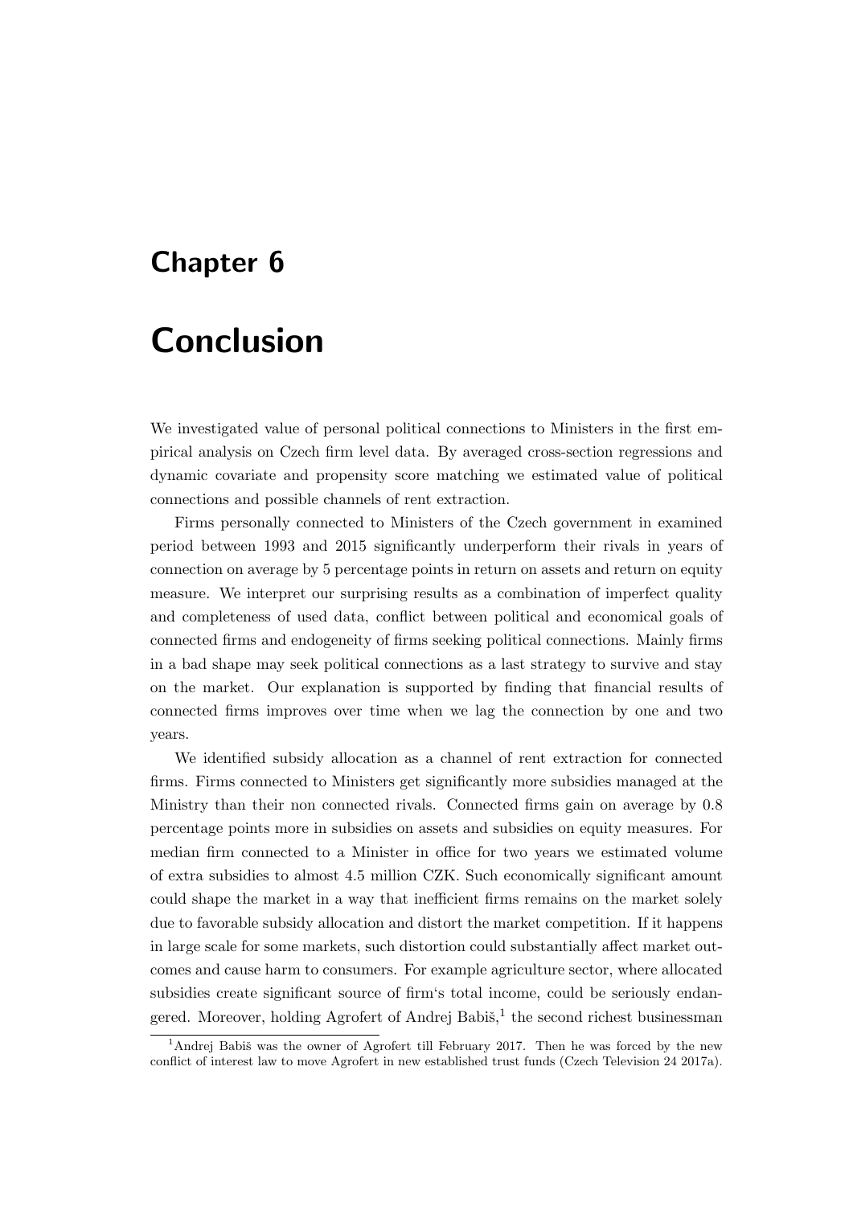# Chapter 6

# Conclusion

We investigated value of personal political connections to Ministers in the first empirical analysis on Czech firm level data. By averaged cross-section regressions and dynamic covariate and propensity score matching we estimated value of political connections and possible channels of rent extraction.

Firms personally connected to Ministers of the Czech government in examined period between 1993 and 2015 significantly underperform their rivals in years of connection on average by 5 percentage points in return on assets and return on equity measure. We interpret our surprising results as a combination of imperfect quality and completeness of used data, conflict between political and economical goals of connected firms and endogeneity of firms seeking political connections. Mainly firms in a bad shape may seek political connections as a last strategy to survive and stay on the market. Our explanation is supported by finding that financial results of connected firms improves over time when we lag the connection by one and two years.

We identified subsidy allocation as a channel of rent extraction for connected firms. Firms connected to Ministers get significantly more subsidies managed at the Ministry than their non connected rivals. Connected firms gain on average by 0.8 percentage points more in subsidies on assets and subsidies on equity measures. For median firm connected to a Minister in office for two years we estimated volume of extra subsidies to almost 4.5 million CZK. Such economically significant amount could shape the market in a way that inefficient firms remains on the market solely due to favorable subsidy allocation and distort the market competition. If it happens in large scale for some markets, such distortion could substantially affect market outcomes and cause harm to consumers. For example agriculture sector, where allocated subsidies create significant source of firm‘s total income, could be seriously endangered. Moreover, holding Agrofert of Andrej Babiš,[1] the second richest businessman

[1] Andrej Babiš was the owner of Agrofert till February 2017. Then he was forced by the new conflict of interest law to move Agrofert in new established trust funds (Czech Television 24 2017a).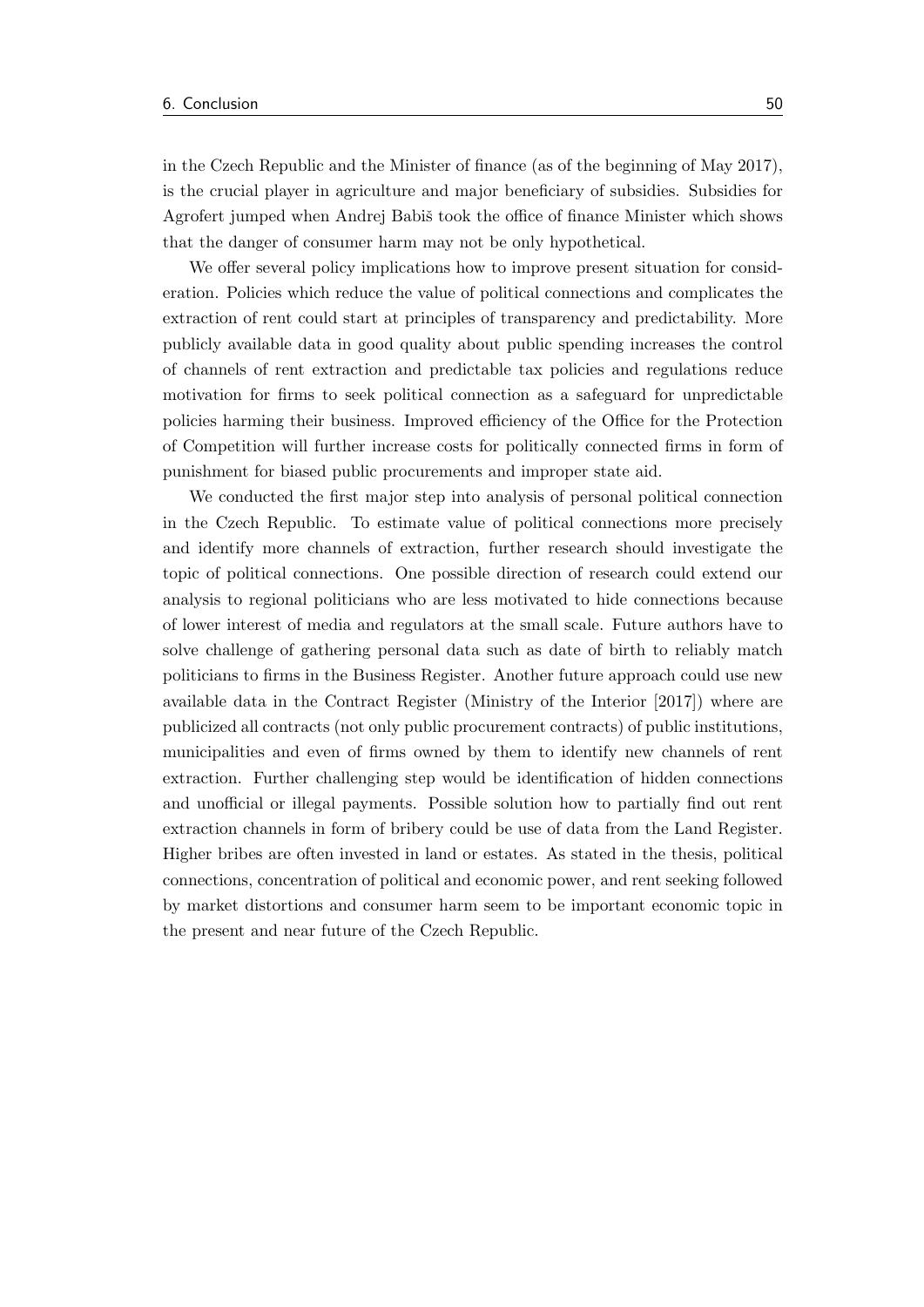in the Czech Republic and the Minister of finance (as of the beginning of May 2017), is the crucial player in agriculture and major beneficiary of subsidies. Subsidies for Agrofert jumped when Andrej Babiš took the office of finance Minister which shows that the danger of consumer harm may not be only hypothetical.

We offer several policy implications how to improve present situation for consideration. Policies which reduce the value of political connections and complicates the extraction of rent could start at principles of transparency and predictability. More publicly available data in good quality about public spending increases the control of channels of rent extraction and predictable tax policies and regulations reduce motivation for firms to seek political connection as a safeguard for unpredictable policies harming their business. Improved efficiency of the Office for the Protection of Competition will further increase costs for politically connected firms in form of punishment for biased public procurements and improper state aid.

We conducted the first major step into analysis of personal political connection in the Czech Republic. To estimate value of political connections more precisely and identify more channels of extraction, further research should investigate the topic of political connections. One possible direction of research could extend our analysis to regional politicians who are less motivated to hide connections because of lower interest of media and regulators at the small scale. Future authors have to solve challenge of gathering personal data such as date of birth to reliably match politicians to firms in the Business Register. Another future approach could use new available data in the Contract Register (Ministry of the Interior [2017]) where are publicized all contracts (not only public procurement contracts) of public institutions, municipalities and even of firms owned by them to identify new channels of rent extraction. Further challenging step would be identification of hidden connections and unofficial or illegal payments. Possible solution how to partially find out rent extraction channels in form of bribery could be use of data from the Land Register. Higher bribes are often invested in land or estates. As stated in the thesis, political connections, concentration of political and economic power, and rent seeking followed by market distortions and consumer harm seem to be important economic topic in the present and near future of the Czech Republic.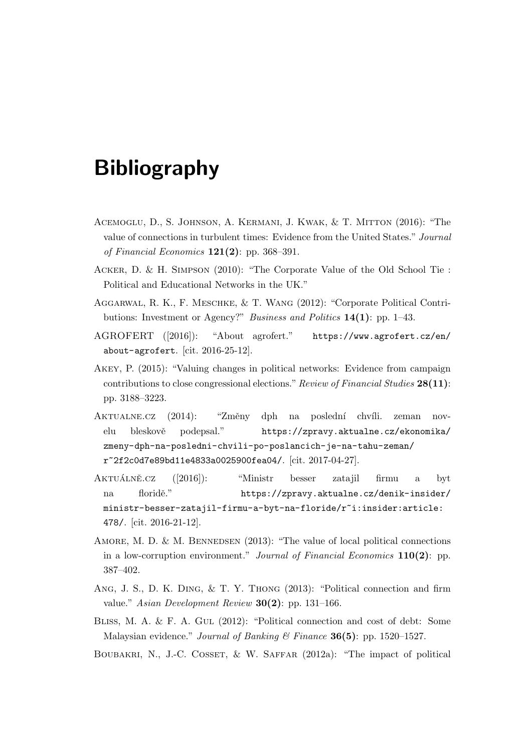# Bibliography

Acemoglu, D., S. Johnson, A. Kermani, J. Kwak, & T. Mitton (2016): "The value of connections in turbulent times: Evidence from the United States." *Journal of Financial Economics* **121(2)**: pp. 368–391.

Acker, D. & H. Simpson (2010): "The Corporate Value of the Old School Tie : Political and Educational Networks in the UK."

Aggarwal, R. K., F. Meschke, & T. Wang (2012): "Corporate Political Contributions: Investment or Agency?" *Business and Politics* **14(1)**: pp. 1–43.

AGROFERT ([2016]): "About agrofert." `https://www.agrofert.cz/en/about-agrofert`. [cit. 2016-25-12].

Akey, P. (2015): "Valuing changes in political networks: Evidence from campaign contributions to close congressional elections." *Review of Financial Studies* **28(11)**: pp. 3188–3223.

Aktualne.cz (2014): "Změny dph na poslední chvíli. zeman novelu bleskově podepsal." `https://zpravy.aktualne.cz/ekonomika/zmeny-dph-na-posledni-chvili-po-poslancich-je-na-tahu-zeman/r~2f2c0d7e89bd11e4833a0025900fea04/`. [cit. 2017-04-27].

Aktuálně.cz ([2016]): "Ministr besser zatajil firmu a byt na floridě." `https://zpravy.aktualne.cz/denik-insider/ministr-besser-zatajil-firmu-a-byt-na-floride/r~i:insider:article:478/`. [cit. 2016-21-12].

Amore, M. D. & M. Bennedsen (2013): "The value of local political connections in a low-corruption environment." *Journal of Financial Economics* **110(2)**: pp. 387–402.

Ang, J. S., D. K. Ding, & T. Y. Thong (2013): "Political connection and firm value." *Asian Development Review* **30(2)**: pp. 131–166.

Bliss, M. A. & F. A. Gul (2012): "Political connection and cost of debt: Some Malaysian evidence." *Journal of Banking & Finance* **36(5)**: pp. 1520–1527.

Boubakri, N., J.-C. Cosset, & W. Saffar (2012a): "The impact of political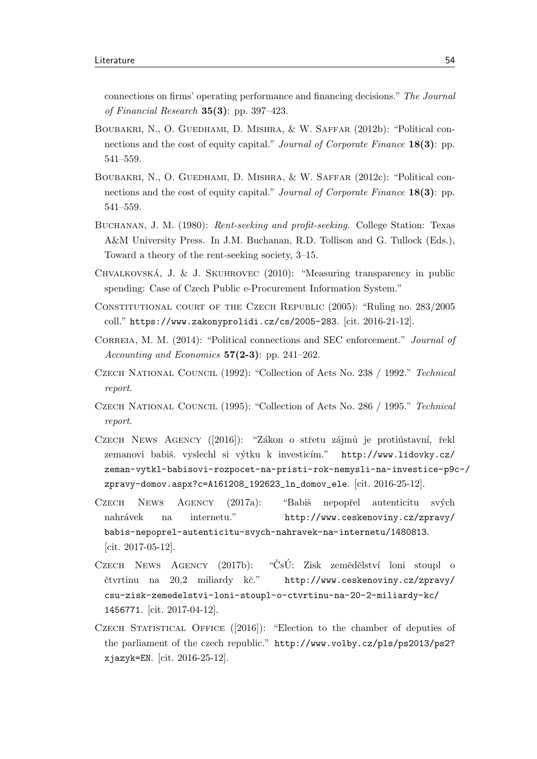connections on firms' operating performance and financing decisions." *The Journal of Financial Research* **35(3)**: pp. 397–423.

Boubakri, N., O. Guedhami, D. Mishra, & W. Saffar (2012b): "Political connections and the cost of equity capital." *Journal of Corporate Finance* **18(3)**: pp. 541–559.

Boubakri, N., O. Guedhami, D. Mishra, & W. Saffar (2012c): "Political connections and the cost of equity capital." *Journal of Corporate Finance* **18(3)**: pp. 541–559.

Buchanan, J. M. (1980): *Rent-seeking and profit-seeking*. College Station: Texas A&M University Press. In J.M. Buchanan, R.D. Tollison and G. Tullock (Eds.), Toward a theory of the rent-seeking society, 3–15.

Chvalkovská, J. & J. Skuhrovec (2010): "Measuring transparency in public spending: Case of Czech Public e-Procurement Information System."

Constitutional court of the Czech Republic (2005): "Ruling no. 283/2005 coll." https://www.zakonyprolidi.cz/cs/2005-283. [cit. 2016-21-12].

Correia, M. M. (2014): "Political connections and SEC enforcement." *Journal of Accounting and Economics* **57(2-3)**: pp. 241–262.

Czech National Council (1992): "Collection of Acts No. 238 / 1992." *Technical report*.

Czech National Council (1995): "Collection of Acts No. 286 / 1995." *Technical report*.

Czech News Agency ([2016]): "Zákon o střetu zájmů je protiústavní, řekl zemanovi babiš. vyslechl si výtku k investicím." http://www.lidovky.cz/zeman-vytkl-babisovi-rozpocet-na-pristi-rok-nemysli-na-investice-p9c-/zpravy-domov.aspx?c=A161208_192623_ln_domov_ele. [cit. 2016-25-12].

Czech News Agency (2017a): "Babiš nepopřel autenticitu svých nahrávek na internetu." http://www.ceskenoviny.cz/zpravy/babis-nepoprel-autenticitu-svych-nahravek-na-internetu/1480813. [cit. 2017-05-12].

Czech News Agency (2017b): "ČsÚ: Zisk zemědělství loni stoupl o čtvrtinu na 20,2 miliardy kč." http://www.ceskenoviny.cz/zpravy/csu-zisk-zemedelstvi-loni-stoupl-o-ctvrtinu-na-20-2-miliardy-kc/1456771. [cit. 2017-04-12].

Czech Statistical Office ([2016]): "Election to the chamber of deputies of the parliament of the czech republic." http://www.volby.cz/pls/ps2013/ps2?xjazyk=EN. [cit. 2016-25-12].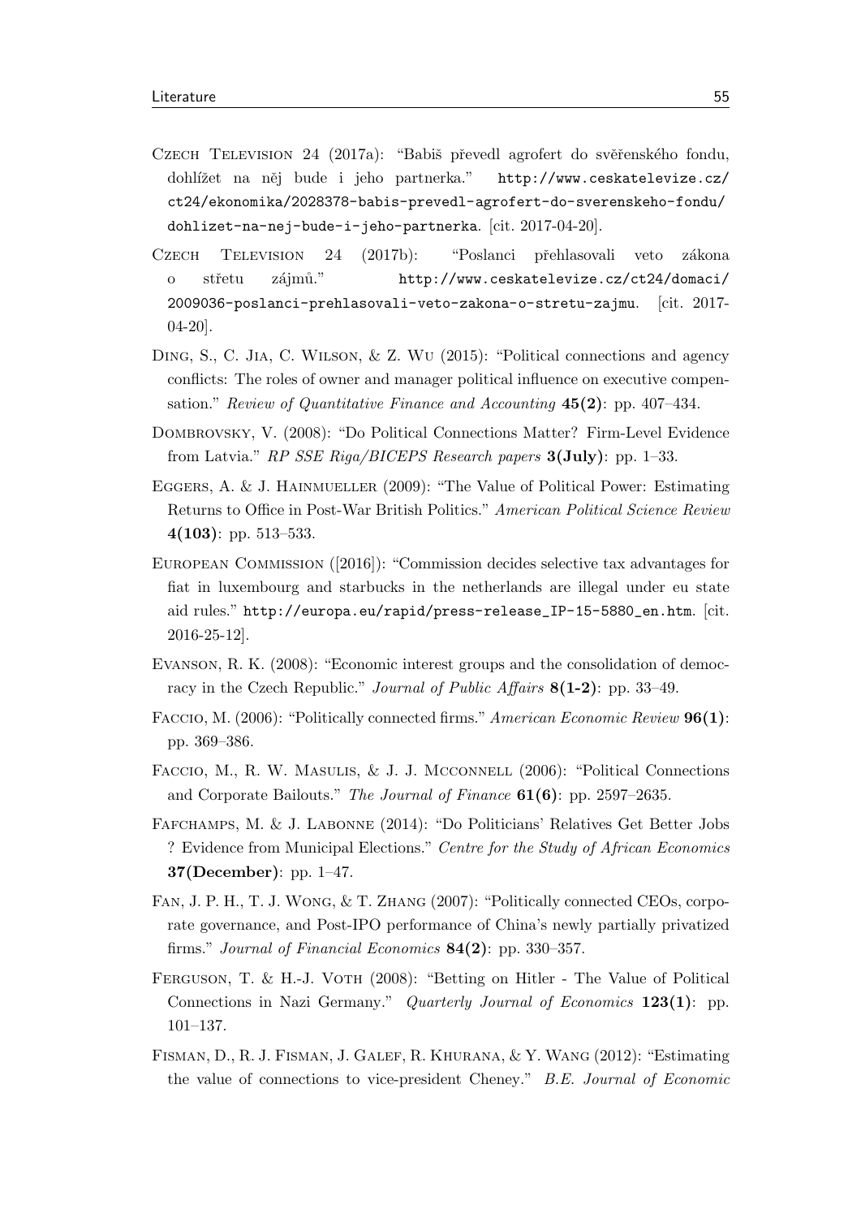Czech Television 24 (2017a): "Babiš převedl agrofert do svěřenského fondu, dohlížet na něj bude i jeho partnerka." http://www.ceskatelevize.cz/ct24/ekonomika/2028378-babis-prevedl-agrofert-do-sverenskeho-fondu/dohlizet-na-nej-bude-i-jeho-partnerka. [cit. 2017-04-20].

Czech Television 24 (2017b): "Poslanci přehlasovali veto zákona o střetu zájmů." http://www.ceskatelevize.cz/ct24/domaci/2009036-poslanci-prehlasovali-veto-zakona-o-stretu-zajmu. [cit. 2017-04-20].

Ding, S., C. Jia, C. Wilson, & Z. Wu (2015): "Political connections and agency conflicts: The roles of owner and manager political influence on executive compensation." *Review of Quantitative Finance and Accounting* **45(2)**: pp. 407–434.

Dombrovsky, V. (2008): "Do Political Connections Matter? Firm-Level Evidence from Latvia." *RP SSE Riga/BICEPS Research papers* **3(July)**: pp. 1–33.

Eggers, A. & J. Hainmueller (2009): "The Value of Political Power: Estimating Returns to Office in Post-War British Politics." *American Political Science Review* **4(103)**: pp. 513–533.

European Commission ([2016]): "Commission decides selective tax advantages for fiat in luxembourg and starbucks in the netherlands are illegal under eu state aid rules." http://europa.eu/rapid/press-release_IP-15-5880_en.htm. [cit. 2016-25-12].

Evanson, R. K. (2008): "Economic interest groups and the consolidation of democracy in the Czech Republic." *Journal of Public Affairs* **8(1-2)**: pp. 33–49.

Faccio, M. (2006): "Politically connected firms." *American Economic Review* **96(1)**: pp. 369–386.

Faccio, M., R. W. Masulis, & J. J. Mcconnell (2006): "Political Connections and Corporate Bailouts." *The Journal of Finance* **61(6)**: pp. 2597–2635.

Fafchamps, M. & J. Labonne (2014): "Do Politicians' Relatives Get Better Jobs ? Evidence from Municipal Elections." *Centre for the Study of African Economics* **37(December)**: pp. 1–47.

Fan, J. P. H., T. J. Wong, & T. Zhang (2007): "Politically connected CEOs, corporate governance, and Post-IPO performance of China's newly partially privatized firms." *Journal of Financial Economics* **84(2)**: pp. 330–357.

Ferguson, T. & H.-J. Voth (2008): "Betting on Hitler - The Value of Political Connections in Nazi Germany." *Quarterly Journal of Economics* **123(1)**: pp. 101–137.

Fisman, D., R. J. Fisman, J. Galef, R. Khurana, & Y. Wang (2012): "Estimating the value of connections to vice-president Cheney." *B.E. Journal of Economic*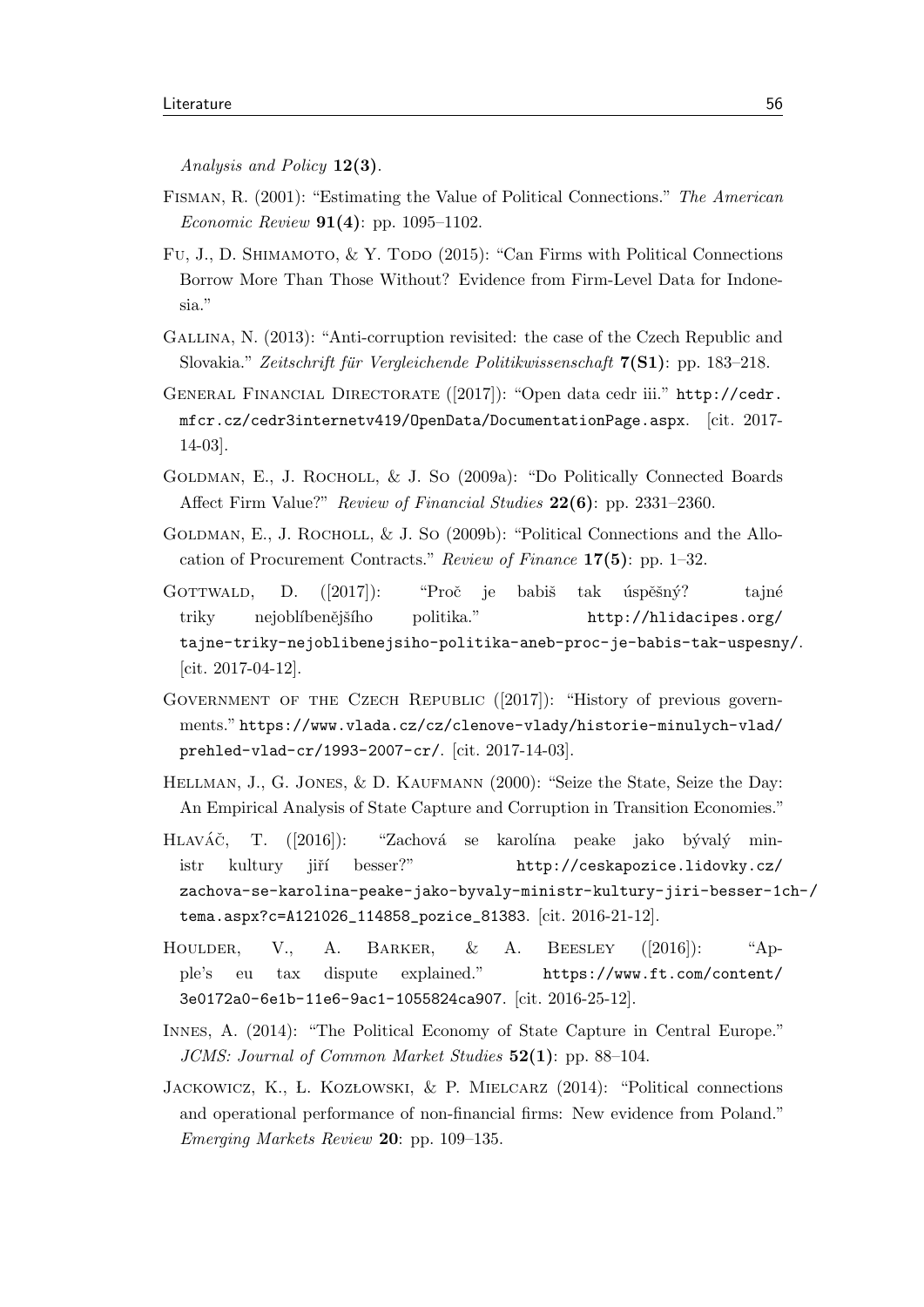*Analysis and Policy* **12(3)**.

Fisman, R. (2001): "Estimating the Value of Political Connections." *The American Economic Review* **91(4)**: pp. 1095–1102.

Fu, J., D. Shimamoto, & Y. Todo (2015): "Can Firms with Political Connections Borrow More Than Those Without? Evidence from Firm-Level Data for Indonesia."

Gallina, N. (2013): "Anti-corruption revisited: the case of the Czech Republic and Slovakia." *Zeitschrift für Vergleichende Politikwissenschaft* **7(S1)**: pp. 183–218.

General Financial Directorate ([2017]): "Open data cedr iii." http://cedr.mfcr.cz/cedr3internetv419/OpenData/DocumentationPage.aspx. [cit. 2017-14-03].

Goldman, E., J. Rocholl, & J. So (2009a): "Do Politically Connected Boards Affect Firm Value?" *Review of Financial Studies* **22(6)**: pp. 2331–2360.

Goldman, E., J. Rocholl, & J. So (2009b): "Political Connections and the Allocation of Procurement Contracts." *Review of Finance* **17(5)**: pp. 1–32.

Gottwald, D. ([2017]): "Proč je babiš tak úspěšný? tajné triky nejoblíbenějšího politika." http://hlidacipes.org/tajne-triky-nejoblibenejsiho-politika-aneb-proc-je-babis-tak-uspesny/. [cit. 2017-04-12].

Government of the Czech Republic ([2017]): "History of previous governments." https://www.vlada.cz/cz/clenove-vlady/historie-minulych-vlad/prehled-vlad-cr/1993-2007-cr/. [cit. 2017-14-03].

Hellman, J., G. Jones, & D. Kaufmann (2000): "Seize the State, Seize the Day: An Empirical Analysis of State Capture and Corruption in Transition Economies."

Hlaváč, T. ([2016]): "Zachová se karolína peake jako bývalý ministr kultury jiří besser?" http://ceskapozice.lidovky.cz/zachova-se-karolina-peake-jako-byvaly-ministr-kultury-jiri-besser-1ch-/tema.aspx?c=A121026_114858_pozice_81383. [cit. 2016-21-12].

Houlder, V., A. Barker, & A. Beesley ([2016]): "Apple's eu tax dispute explained." https://www.ft.com/content/3e0172a0-6e1b-11e6-9ac1-1055824ca907. [cit. 2016-25-12].

Innes, A. (2014): "The Political Economy of State Capture in Central Europe." *JCMS: Journal of Common Market Studies* **52(1)**: pp. 88–104.

Jackowicz, K., L. Kozłowski, & P. Mielcarz (2014): "Political connections and operational performance of non-financial firms: New evidence from Poland." *Emerging Markets Review* **20**: pp. 109–135.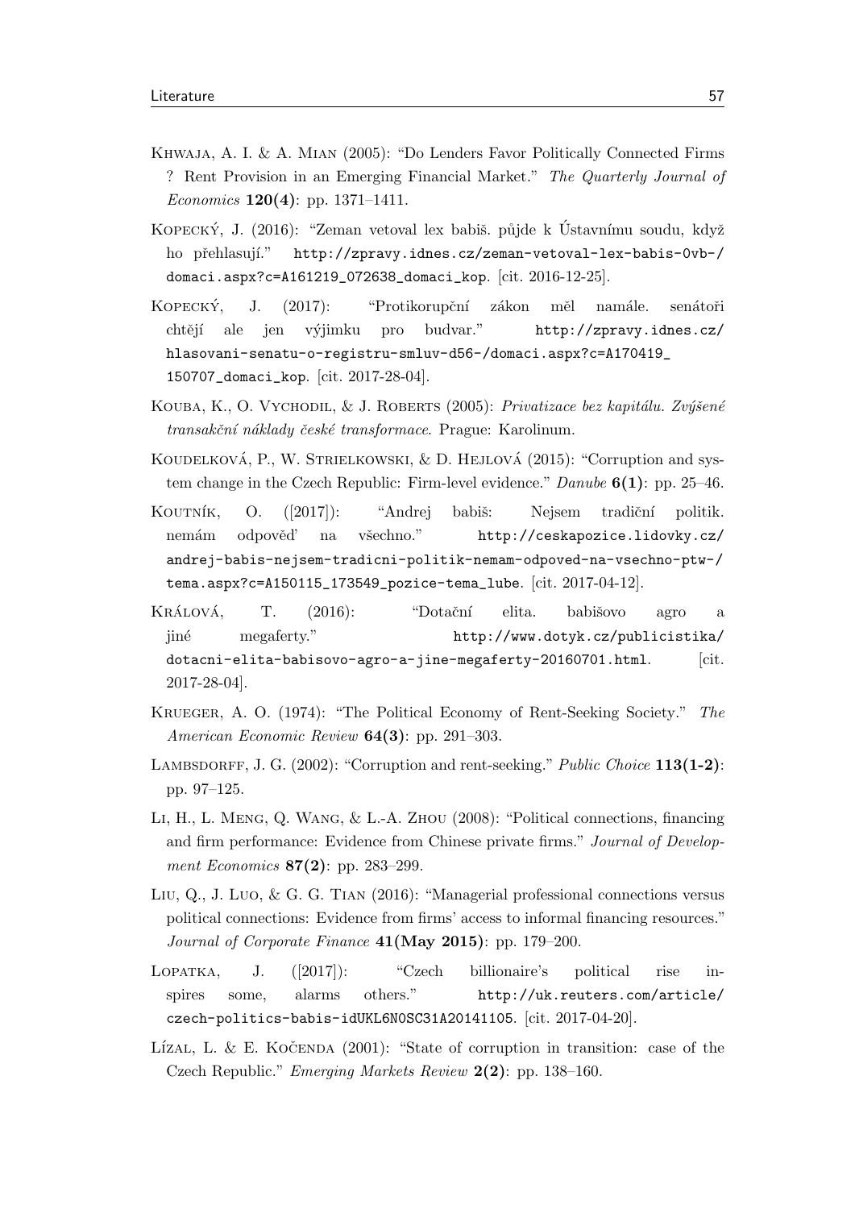Khwaja, A. I. & A. Mian (2005): "Do Lenders Favor Politically Connected Firms ? Rent Provision in an Emerging Financial Market." *The Quarterly Journal of Economics* **120(4)**: pp. 1371–1411.

Kopecký, J. (2016): "Zeman vetoval lex babiš. půjde k Ústavnímu soudu, když ho přehlasují." `http://zpravy.idnes.cz/zeman-vetoval-lex-babis-0vb-/domaci.aspx?c=A161219_072638_domaci_kop`. [cit. 2016-12-25].

Kopecký, J. (2017): "Protikorupční zákon měl namále. senátoři chtějí ale jen výjimku pro budvar." `http://zpravy.idnes.cz/hlasovani-senatu-o-registru-smluv-d56-/domaci.aspx?c=A170419_150707_domaci_kop`. [cit. 2017-28-04].

Kouba, K., O. Vychodil, & J. Roberts (2005): *Privatizace bez kapitálu. Zvýšené transakční náklady české transformace*. Prague: Karolinum.

Koudelková, P., W. Strielkowski, & D. Hejlová (2015): "Corruption and system change in the Czech Republic: Firm-level evidence." *Danube* **6(1)**: pp. 25–46.

Koutník, O. ([2017]): "Andrej babiš: Nejsem tradiční politik. nemám odpověď na všechno." `http://ceskapozice.lidovky.cz/andrej-babis-nejsem-tradicni-politik-nemam-odpoved-na-vsechno-ptw-/tema.aspx?c=A150115_173549_pozice-tema_lube`. [cit. 2017-04-12].

Králová, T. (2016): "Dotační elita. babišovo agro a jiné megaferty." `http://www.dotyk.cz/publicistika/dotacni-elita-babisovo-agro-a-jine-megaferty-20160701.html`. [cit. 2017-28-04].

Krueger, A. O. (1974): "The Political Economy of Rent-Seeking Society." *The American Economic Review* **64(3)**: pp. 291–303.

Lambsdorff, J. G. (2002): "Corruption and rent-seeking." *Public Choice* **113(1-2)**: pp. 97–125.

Li, H., L. Meng, Q. Wang, & L.-A. Zhou (2008): "Political connections, financing and firm performance: Evidence from Chinese private firms." *Journal of Development Economics* **87(2)**: pp. 283–299.

Liu, Q., J. Luo, & G. G. Tian (2016): "Managerial professional connections versus political connections: Evidence from firms' access to informal financing resources." *Journal of Corporate Finance* **41(May 2015)**: pp. 179–200.

Lopatka, J. ([2017]): "Czech billionaire's political rise inspires some, alarms others." `http://uk.reuters.com/article/czech-politics-babis-idUKL6N0SC31A20141105`. [cit. 2017-04-20].

Lízal, L. & E. Kočenda (2001): "State of corruption in transition: case of the Czech Republic." *Emerging Markets Review* **2(2)**: pp. 138–160.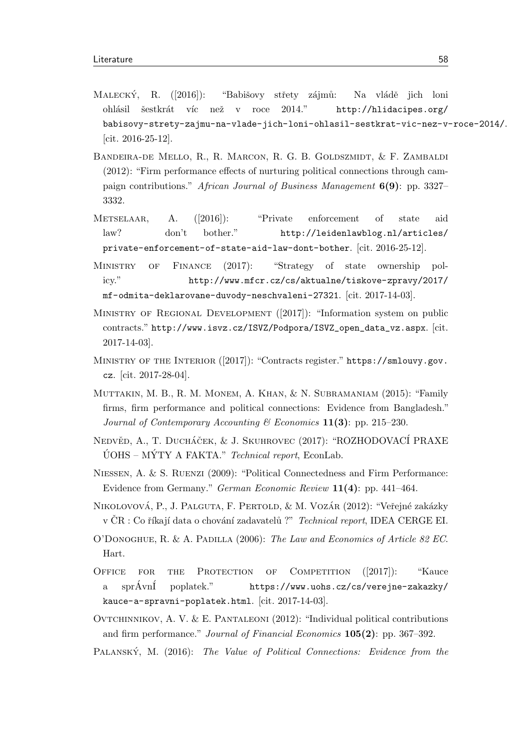Malecký, R. ([2016]): "Babišovy střety zájmů: Na vládě jich loni ohlásil šestkrát víc než v roce 2014." http://hlidacipes.org/babisovy-strety-zajmu-na-vlade-jich-loni-ohlasil-sestkrat-vic-nez-v-roce-2014/. [cit. 2016-25-12].

Bandeira-de Mello, R., R. Marcon, R. G. B. Goldszmidt, & F. Zambaldi (2012): "Firm performance effects of nurturing political connections through campaign contributions." *African Journal of Business Management* **6(9)**: pp. 3327–3332.

Metselaar, A. ([2016]): "Private enforcement of state aid law? don't bother." http://leidenlawblog.nl/articles/private-enforcement-of-state-aid-law-dont-bother. [cit. 2016-25-12].

Ministry of Finance (2017): "Strategy of state ownership policy." http://www.mfcr.cz/cs/aktualne/tiskove-zpravy/2017/mf-odmita-deklarovane-duvody-neschvaleni-27321. [cit. 2017-14-03].

Ministry of Regional Development ([2017]): "Information system on public contracts." http://www.isvz.cz/ISVZ/Podpora/ISVZ_open_data_vz.aspx. [cit. 2017-14-03].

Ministry of the Interior ([2017]): "Contracts register." https://smlouvy.gov.cz. [cit. 2017-28-04].

Muttakin, M. B., R. M. Monem, A. Khan, & N. Subramaniam (2015): "Family firms, firm performance and political connections: Evidence from Bangladesh." *Journal of Contemporary Accounting & Economics* **11(3)**: pp. 215–230.

Nedvěd, A., T. Ducháček, & J. Skuhrovec (2017): "ROZHODOVACÍ PRAXE ÚOHS – MÝTY A FAKTA." *Technical report*, EconLab.

Niessen, A. & S. Ruenzi (2009): "Political Connectedness and Firm Performance: Evidence from Germany." *German Economic Review* **11(4)**: pp. 441–464.

Nikolovová, P., J. Palguta, F. Pertold, & M. Vozár (2012): "Veřejné zakázky v ČR : Co říkají data o chování zadavatelů ?" *Technical report*, IDEA CERGE EI.

O'Donoghue, R. & A. Padilla (2006): *The Law and Economics of Article 82 EC*. Hart.

Office for the Protection of Competition ([2017]): "Kauce a sprÁvnÍ poplatek." https://www.uohs.cz/cs/verejne-zakazky/kauce-a-spravni-poplatek.html. [cit. 2017-14-03].

Ovtchinnikov, A. V. & E. Pantaleoni (2012): "Individual political contributions and firm performance." *Journal of Financial Economics* **105(2)**: pp. 367–392.

Palanský, M. (2016): *The Value of Political Connections: Evidence from the*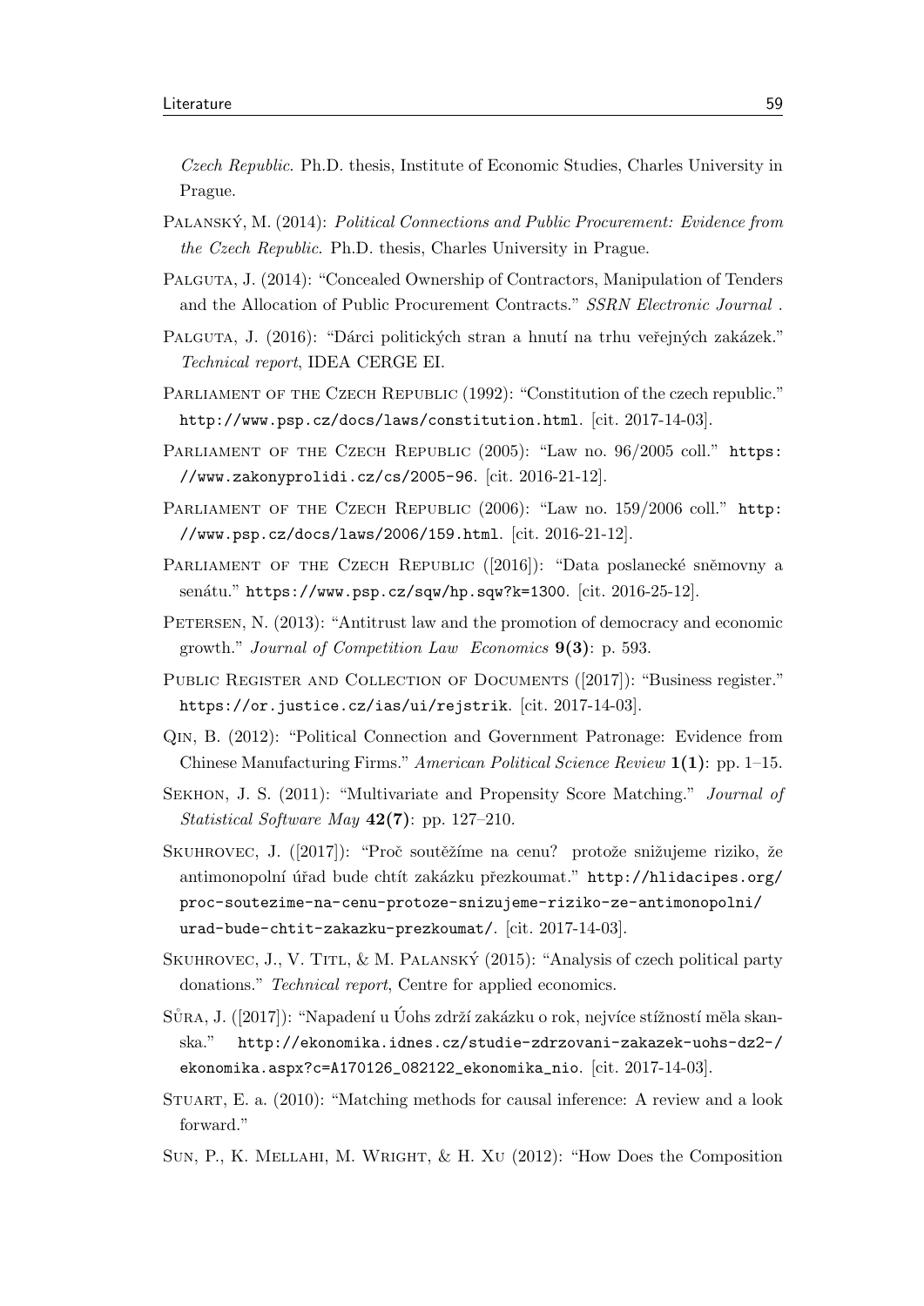*Czech Republic*. Ph.D. thesis, Institute of Economic Studies, Charles University in Prague.

Palanský, M. (2014): *Political Connections and Public Procurement: Evidence from the Czech Republic*. Ph.D. thesis, Charles University in Prague.

Palguta, J. (2014): "Concealed Ownership of Contractors, Manipulation of Tenders and the Allocation of Public Procurement Contracts." *SSRN Electronic Journal* .

Palguta, J. (2016): "Dárci politických stran a hnutí na trhu veřejných zakázek." *Technical report*, IDEA CERGE EI.

Parliament of the Czech Republic (1992): "Constitution of the czech republic." `http://www.psp.cz/docs/laws/constitution.html`. [cit. 2017-14-03].

Parliament of the Czech Republic (2005): "Law no. 96/2005 coll." `https://www.zakonyprolidi.cz/cs/2005-96`. [cit. 2016-21-12].

Parliament of the Czech Republic (2006): "Law no. 159/2006 coll." `http://www.psp.cz/docs/laws/2006/159.html`. [cit. 2016-21-12].

Parliament of the Czech Republic ([2016]): "Data poslanecké sněmovny a senátu." `https://www.psp.cz/sqw/hp.sqw?k=1300`. [cit. 2016-25-12].

Petersen, N. (2013): "Antitrust law and the promotion of democracy and economic growth." *Journal of Competition Law Economics* **9(3)**: p. 593.

Public Register and Collection of Documents ([2017]): "Business register." `https://or.justice.cz/ias/ui/rejstrik`. [cit. 2017-14-03].

Qin, B. (2012): "Political Connection and Government Patronage: Evidence from Chinese Manufacturing Firms." *American Political Science Review* **1(1)**: pp. 1–15.

Sekhon, J. S. (2011): "Multivariate and Propensity Score Matching." *Journal of Statistical Software May* **42(7)**: pp. 127–210.

Skuhrovec, J. ([2017]): "Proč soutěžíme na cenu? protože snižujeme riziko, že antimonopolní úřad bude chtít zakázku přezkoumat." `http://hlidacipes.org/proc-soutezime-na-cenu-protoze-snizujeme-riziko-ze-antimonopolni/urad-bude-chtit-zakazku-prezkoumat/`. [cit. 2017-14-03].

Skuhrovec, J., V. Titl, & M. Palanský (2015): "Analysis of czech political party donations." *Technical report*, Centre for applied economics.

Sůra, J. ([2017]): "Napadení u Úohs zdrží zakázku o rok, nejvíce stížností měla skanska." `http://ekonomika.idnes.cz/studie-zdrzovani-zakazek-uohs-dz2-/ekonomika.aspx?c=A170126_082122_ekonomika_nio`. [cit. 2017-14-03].

Stuart, E. a. (2010): "Matching methods for causal inference: A review and a look forward."

Sun, P., K. Mellahi, M. Wright, & H. Xu (2012): "How Does the Composition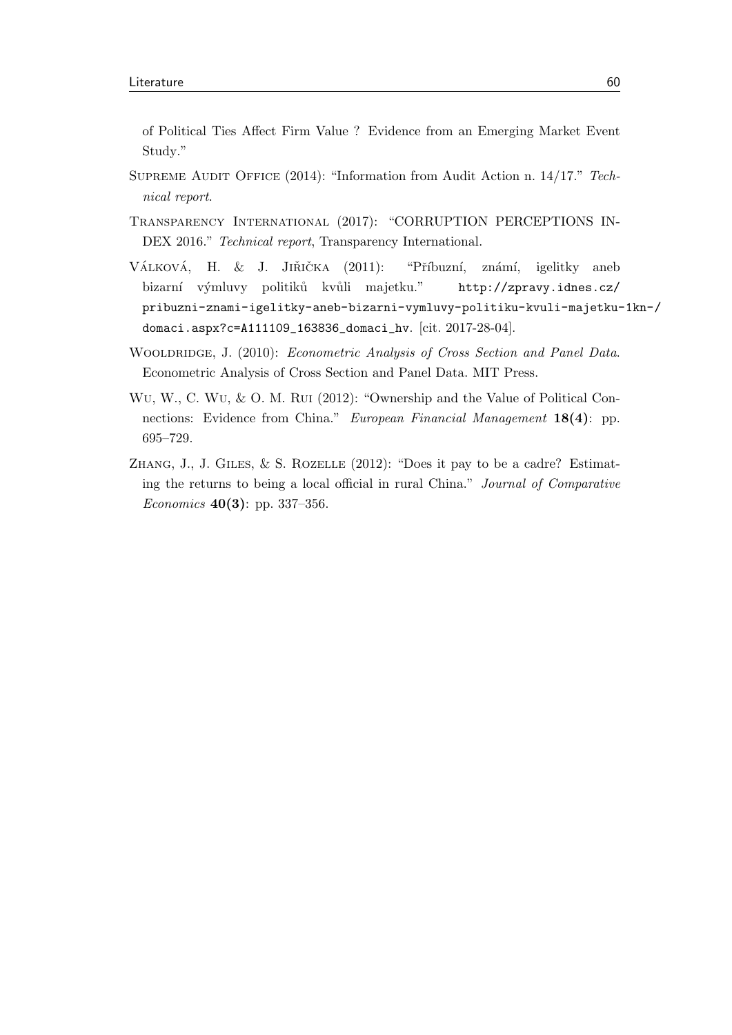of Political Ties Affect Firm Value ? Evidence from an Emerging Market Event Study."

Supreme Audit Office (2014): "Information from Audit Action n. 14/17." *Technical report*.

Transparency International (2017): "CORRUPTION PERCEPTIONS INDEX 2016." *Technical report*, Transparency International.

Válková, H. & J. Jiřička (2011): "Příbuzní, známí, igelitky aneb bizarní výmluvy politiků kvůli majetku." http://zpravy.idnes.cz/pribuzni-znami-igelitky-aneb-bizarni-vymluvy-politiku-kvuli-majetku-1kn-/domaci.aspx?c=A111109_163836_domaci_hv. [cit. 2017-28-04].

Wooldridge, J. (2010): *Econometric Analysis of Cross Section and Panel Data*. Econometric Analysis of Cross Section and Panel Data. MIT Press.

Wu, W., C. Wu, & O. M. Rui (2012): "Ownership and the Value of Political Connections: Evidence from China." *European Financial Management* **18(4)**: pp. 695–729.

Zhang, J., J. Giles, & S. Rozelle (2012): "Does it pay to be a cadre? Estimating the returns to being a local official in rural China." *Journal of Comparative Economics* **40(3)**: pp. 337–356.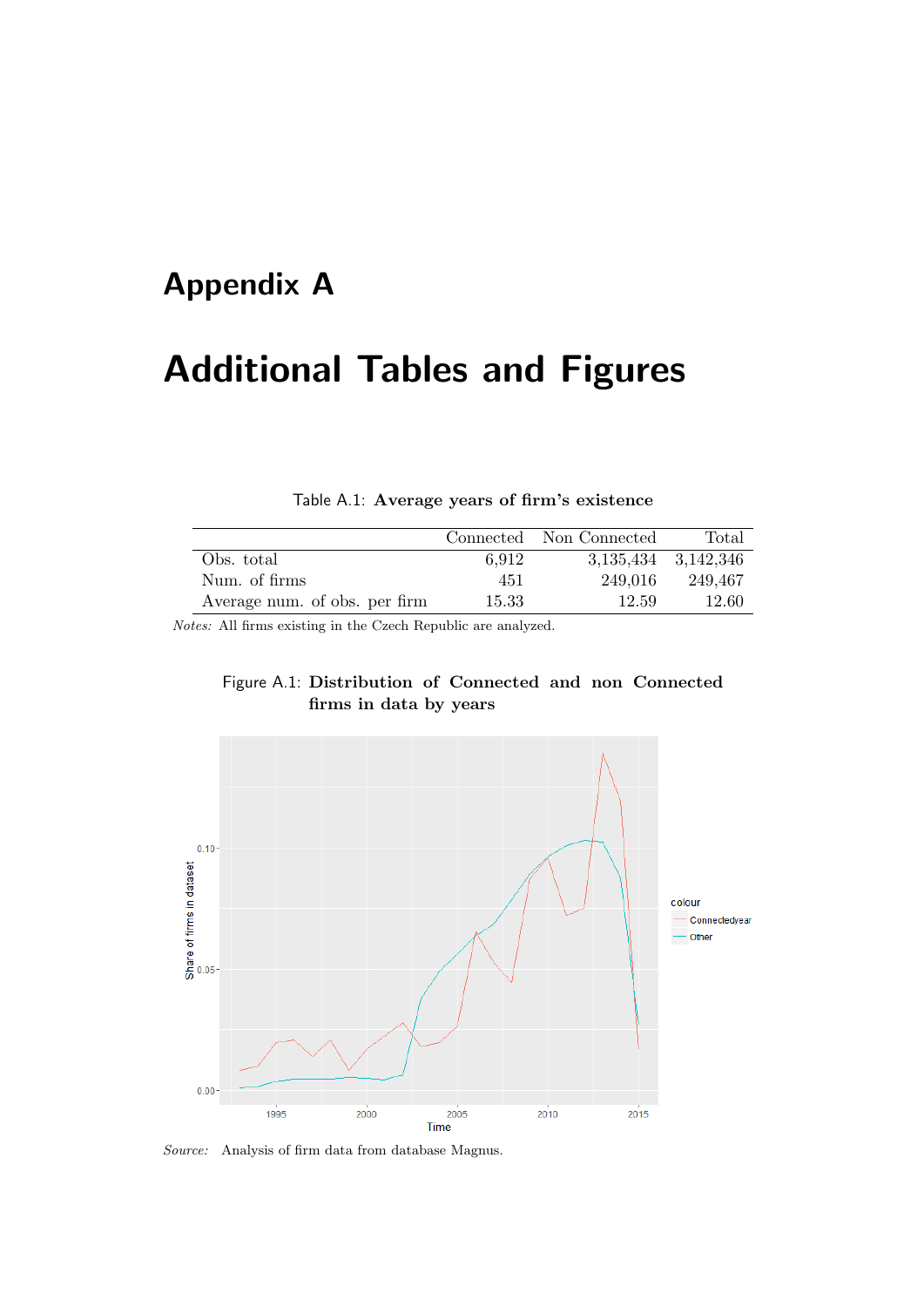# Appendix A

# Additional Tables and Figures

Table A.1: **Average years of firm's existence**

| | Connected | Non Connected | Total |
|---|---|---|---|
| Obs. total | 6,912 | 3,135,434 | 3,142,346 |
| Num. of firms | 451 | 249,016 | 249,467 |
| Average num. of obs. per firm | 15.33 | 12.59 | 12.60 |

*Notes:* All firms existing in the Czech Republic are analyzed.

Figure A.1: **Distribution of Connected and non Connected firms in data by years**

Share of firms in dataset

0.00
0.05
0.10

Time

1995
2000
2005
2010
2015

colour
Connectedyear
Other

*Source:* Analysis of firm data from database Magnus.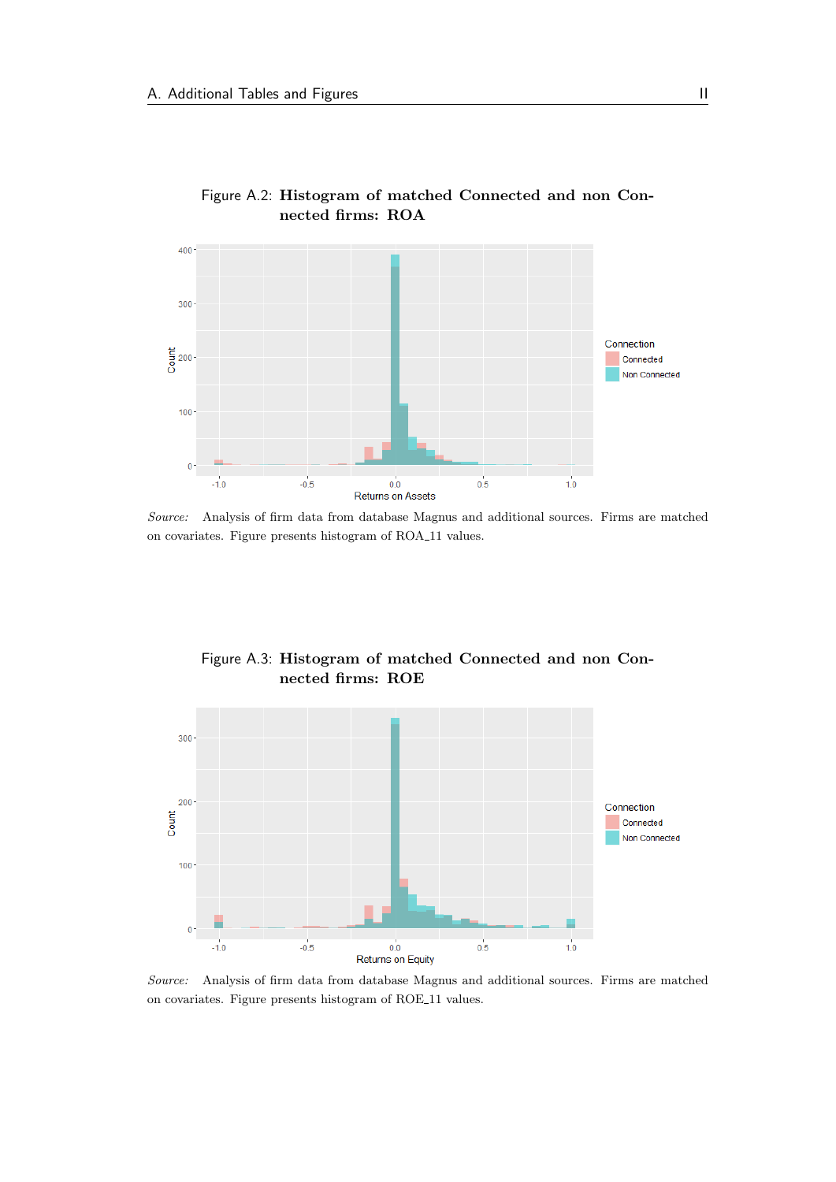Figure A.2: **Histogram of matched Connected and non Connected firms: ROA**

*Source:* Analysis of firm data from database Magnus and additional sources. Firms are matched on covariates. Figure presents histogram of ROA_11 values.

Figure A.3: **Histogram of matched Connected and non Connected firms: ROE**

*Source:* Analysis of firm data from database Magnus and additional sources. Firms are matched on covariates. Figure presents histogram of ROE_11 values.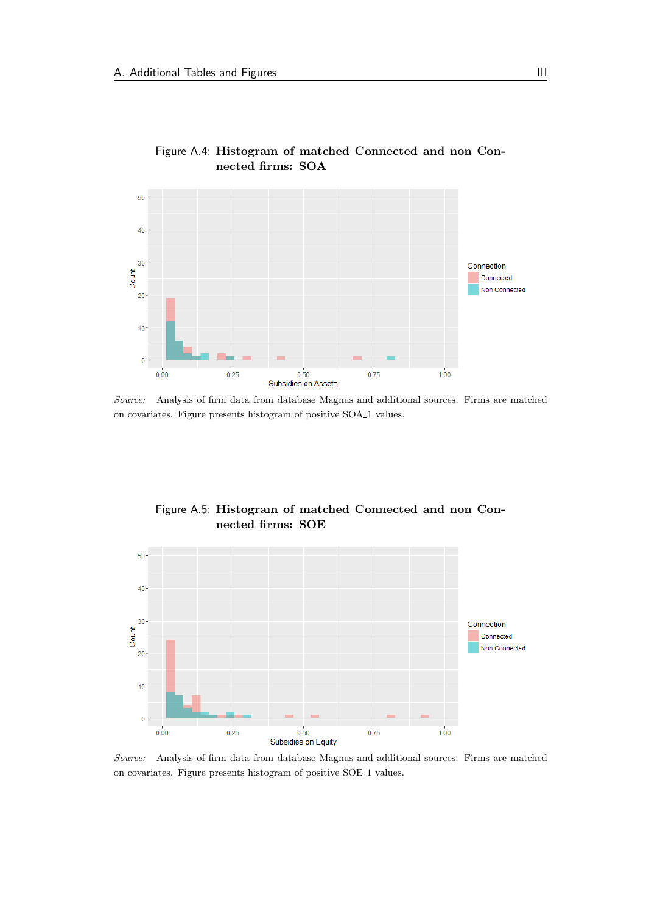Figure A.4: **Histogram of matched Connected and non Connected firms: SOA**

50
40
30
20
10
0
Count
0.00
0.25
0.50
0.75
1.00
Subsidies on Assets
Connection
Connected
Non Connected

*Source:* Analysis of firm data from database Magnus and additional sources. Firms are matched on covariates. Figure presents histogram of positive SOA_1 values.

Figure A.5: **Histogram of matched Connected and non Connected firms: SOE**

50
40
30
20
10
0
Count
0.00
0.25
0.50
0.75
1.00
Subsidies on Equity
Connection
Connected
Non Connected

*Source:* Analysis of firm data from database Magnus and additional sources. Firms are matched on covariates. Figure presents histogram of positive SOE_1 values.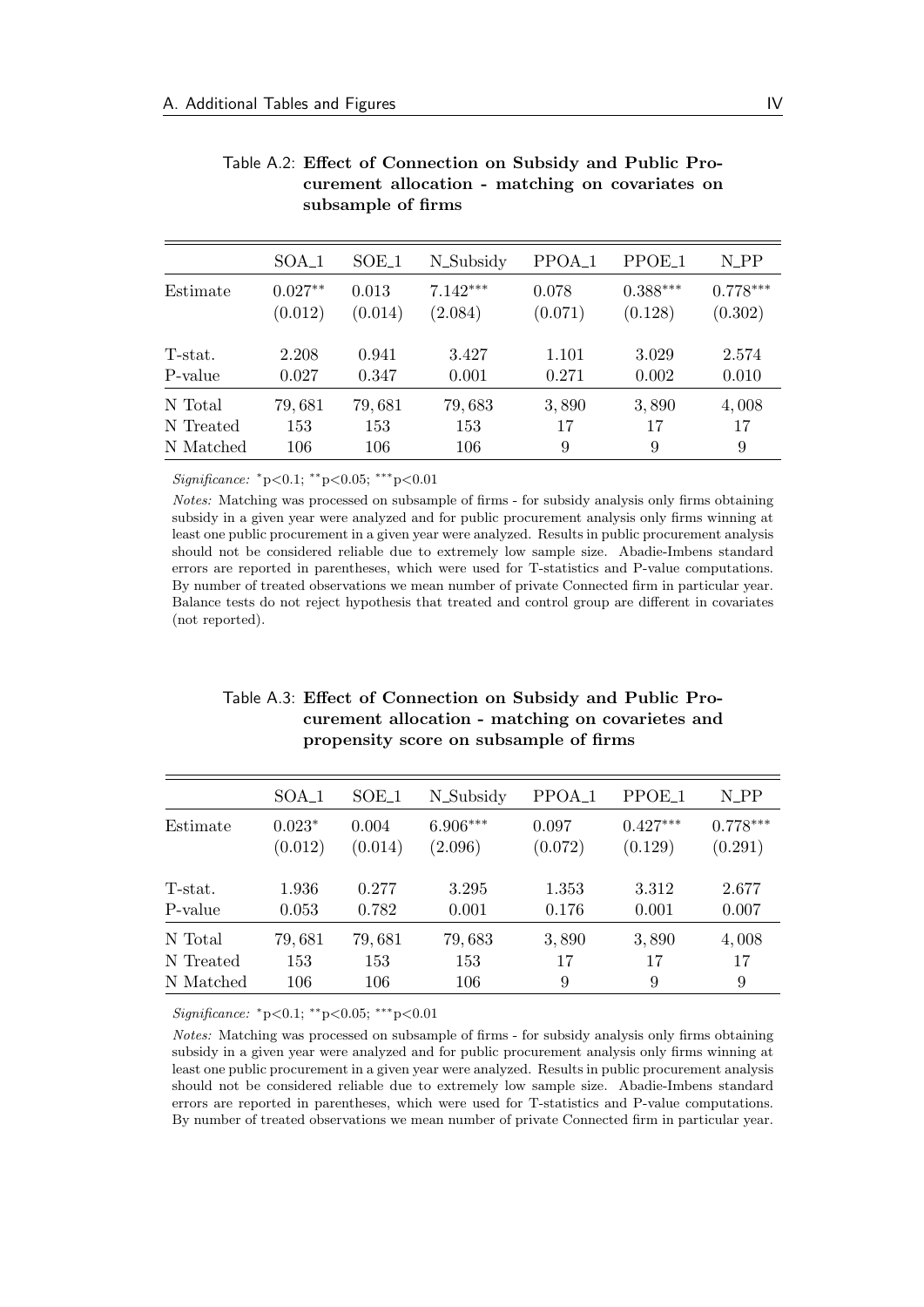Table A.2: **Effect of Connection on Subsidy and Public Procurement allocation - matching on covariates on subsample of firms**

| | SOA_1 | SOE_1 | N_Subsidy | PPOA_1 | PPOE_1 | N_PP |
|---|---|---|---|---|---|---|
| Estimate | $0.027^{**}$ | 0.013 | $7.142^{***}$ | 0.078 | $0.388^{***}$ | $0.778^{***}$ |
| | (0.012) | (0.014) | (2.084) | (0.071) | (0.128) | (0.302) |
| T-stat. | 2.208 | 0.941 | 3.427 | 1.101 | 3.029 | 2.574 |
| P-value | 0.027 | 0.347 | 0.001 | 0.271 | 0.002 | 0.010 |
| N Total | 79,681 | 79,681 | 79,683 | 3,890 | 3,890 | 4,008 |
| N Treated | 153 | 153 | 153 | 17 | 17 | 17 |
| N Matched | 106 | 106 | 106 | 9 | 9 | 9 |

*Significance:* $^{*}$p<0.1; $^{**}$p<0.05; $^{***}$p<0.01

*Notes:* Matching was processed on subsample of firms - for subsidy analysis only firms obtaining subsidy in a given year were analyzed and for public procurement analysis only firms winning at least one public procurement in a given year were analyzed. Results in public procurement analysis should not be considered reliable due to extremely low sample size. Abadie-Imbens standard errors are reported in parentheses, which were used for T-statistics and P-value computations. By number of treated observations we mean number of private Connected firm in particular year. Balance tests do not reject hypothesis that treated and control group are different in covariates (not reported).

Table A.3: **Effect of Connection on Subsidy and Public Procurement allocation - matching on covarietes and propensity score on subsample of firms**

| | SOA_1 | SOE_1 | N_Subsidy | PPOA_1 | PPOE_1 | N_PP |
|---|---|---|---|---|---|---|
| Estimate | $0.023^{*}$ | 0.004 | $6.906^{***}$ | 0.097 | $0.427^{***}$ | $0.778^{***}$ |
| | (0.012) | (0.014) | (2.096) | (0.072) | (0.129) | (0.291) |
| T-stat. | 1.936 | 0.277 | 3.295 | 1.353 | 3.312 | 2.677 |
| P-value | 0.053 | 0.782 | 0.001 | 0.176 | 0.001 | 0.007 |
| N Total | 79,681 | 79,681 | 79,683 | 3,890 | 3,890 | 4,008 |
| N Treated | 153 | 153 | 153 | 17 | 17 | 17 |
| N Matched | 106 | 106 | 106 | 9 | 9 | 9 |

*Significance:* $^{*}$p<0.1; $^{**}$p<0.05; $^{***}$p<0.01

*Notes:* Matching was processed on subsample of firms - for subsidy analysis only firms obtaining subsidy in a given year were analyzed and for public procurement analysis only firms winning at least one public procurement in a given year were analyzed. Results in public procurement analysis should not be considered reliable due to extremely low sample size. Abadie-Imbens standard errors are reported in parentheses, which were used for T-statistics and P-value computations. By number of treated observations we mean number of private Connected firm in particular year.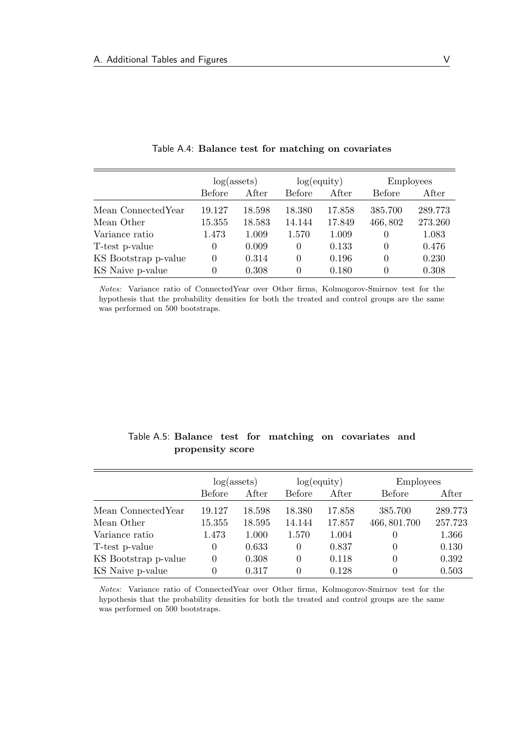Table A.4: **Balance test for matching on covariates**

| | log(assets) | | log(equity) | | Employees | |
|---|---|---|---|---|---|---|
| | Before | After | Before | After | Before | After |
| Mean ConnectedYear | 19.127 | 18.598 | 18.380 | 17.858 | 385.700 | 289.773 |
| Mean Other | 15.355 | 18.583 | 14.144 | 17.849 | 466,802 | 273.260 |
| Variance ratio | 1.473 | 1.009 | 1.570 | 1.009 | 0 | 1.083 |
| T-test p-value | 0 | 0.009 | 0 | 0.133 | 0 | 0.476 |
| KS Bootstrap p-value | 0 | 0.314 | 0 | 0.196 | 0 | 0.230 |
| KS Naive p-value | 0 | 0.308 | 0 | 0.180 | 0 | 0.308 |

*Notes:* Variance ratio of ConnectedYear over Other firms, Kolmogorov-Smirnov test for the hypothesis that the probability densities for both the treated and control groups are the same was performed on 500 bootstraps.

Table A.5: **Balance test for matching on covariates and propensity score**

| | log(assets) | | log(equity) | | Employees | |
|---|---|---|---|---|---|---|
| | Before | After | Before | After | Before | After |
| Mean ConnectedYear | 19.127 | 18.598 | 18.380 | 17.858 | 385.700 | 289.773 |
| Mean Other | 15.355 | 18.595 | 14.144 | 17.857 | 466,801.700 | 257.723 |
| Variance ratio | 1.473 | 1.000 | 1.570 | 1.004 | 0 | 1.366 |
| T-test p-value | 0 | 0.633 | 0 | 0.837 | 0 | 0.130 |
| KS Bootstrap p-value | 0 | 0.308 | 0 | 0.118 | 0 | 0.392 |
| KS Naive p-value | 0 | 0.317 | 0 | 0.128 | 0 | 0.503 |

*Notes:* Variance ratio of ConnectedYear over Other firms, Kolmogorov-Smirnov test for the hypothesis that the probability densities for both the treated and control groups are the same was performed on 500 bootstraps.